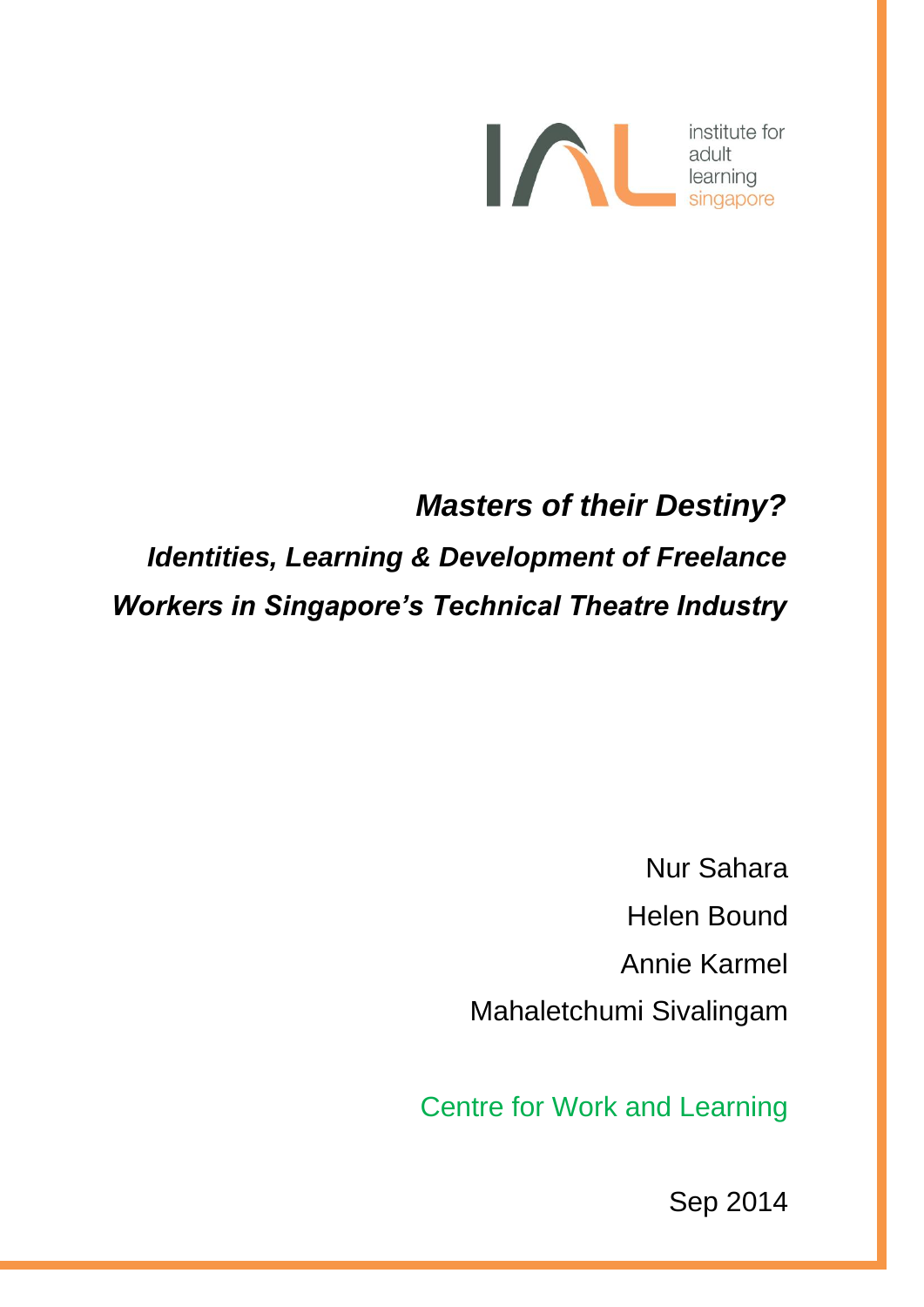institute for adult learning singapore

# *Masters of their Destiny?*

## *Identities, Learning & Development of Freelance Workers in Singapore's Technical Theatre Industry*

Nur Sahara

Helen Bound

Annie Karmel

Mahaletchumi Sivalingam

Centre for Work and Learning

Sep 2014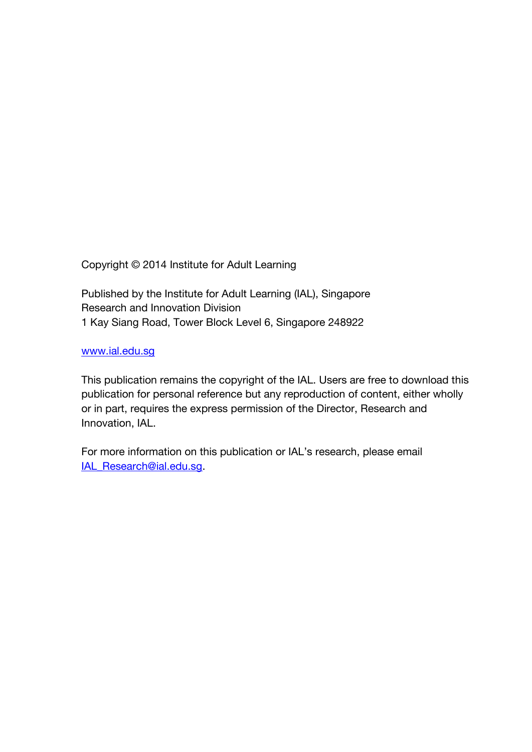Copyright © 2014 Institute for Adult Learning

Published by the Institute for Adult Learning (IAL), Singapore
Research and Innovation Division
1 Kay Siang Road, Tower Block Level 6, Singapore 248922

www.ial.edu.sg

This publication remains the copyright of the IAL. Users are free to download this publication for personal reference but any reproduction of content, either wholly or in part, requires the express permission of the Director, Research and Innovation, IAL.

For more information on this publication or IAL's research, please email IAL_Research@ial.edu.sg.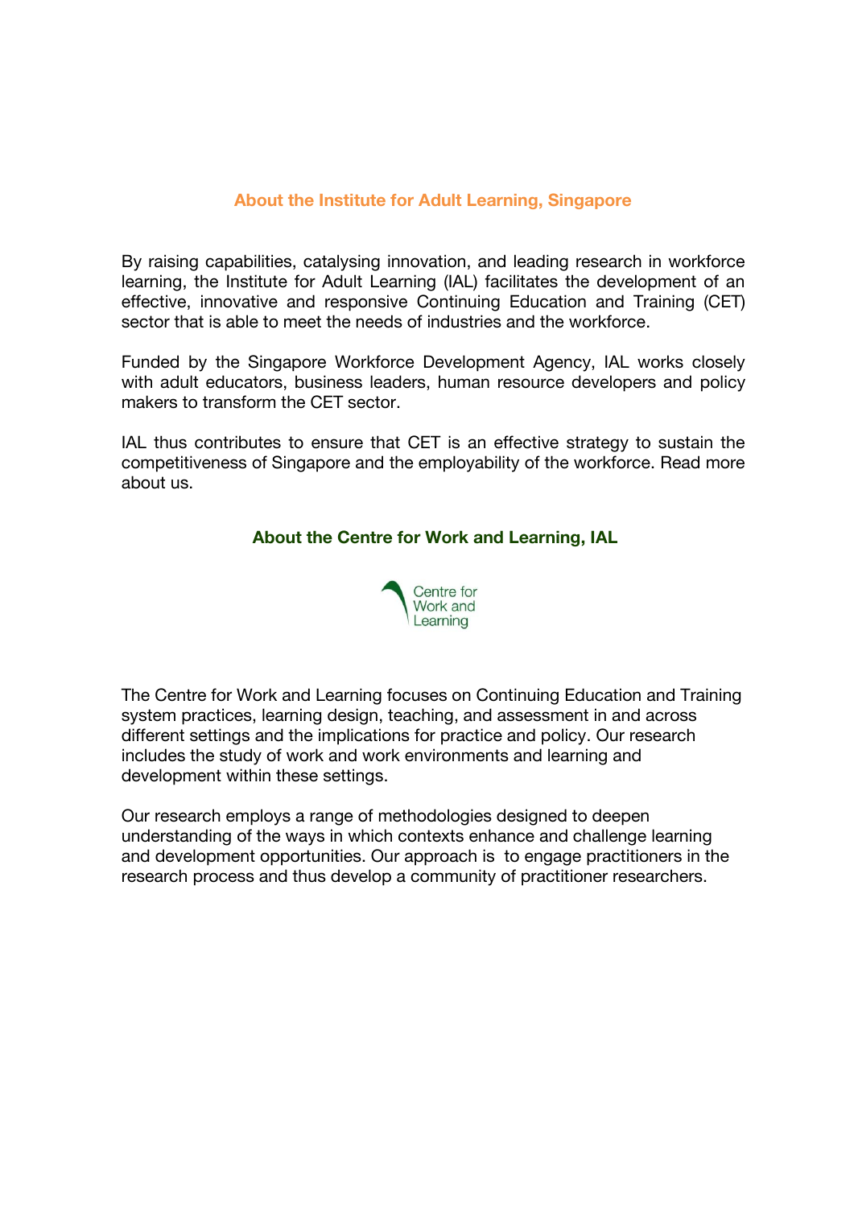## About the Institute for Adult Learning, Singapore

By raising capabilities, catalysing innovation, and leading research in workforce learning, the Institute for Adult Learning (IAL) facilitates the development of an effective, innovative and responsive Continuing Education and Training (CET) sector that is able to meet the needs of industries and the workforce.

Funded by the Singapore Workforce Development Agency, IAL works closely with adult educators, business leaders, human resource developers and policy makers to transform the CET sector.

IAL thus contributes to ensure that CET is an effective strategy to sustain the competitiveness of Singapore and the employability of the workforce. Read more about us.

## About the Centre for Work and Learning, IAL

Centre for Work and Learning

The Centre for Work and Learning focuses on Continuing Education and Training system practices, learning design, teaching, and assessment in and across different settings and the implications for practice and policy. Our research includes the study of work and work environments and learning and development within these settings.

Our research employs a range of methodologies designed to deepen understanding of the ways in which contexts enhance and challenge learning and development opportunities. Our approach is to engage practitioners in the research process and thus develop a community of practitioner researchers.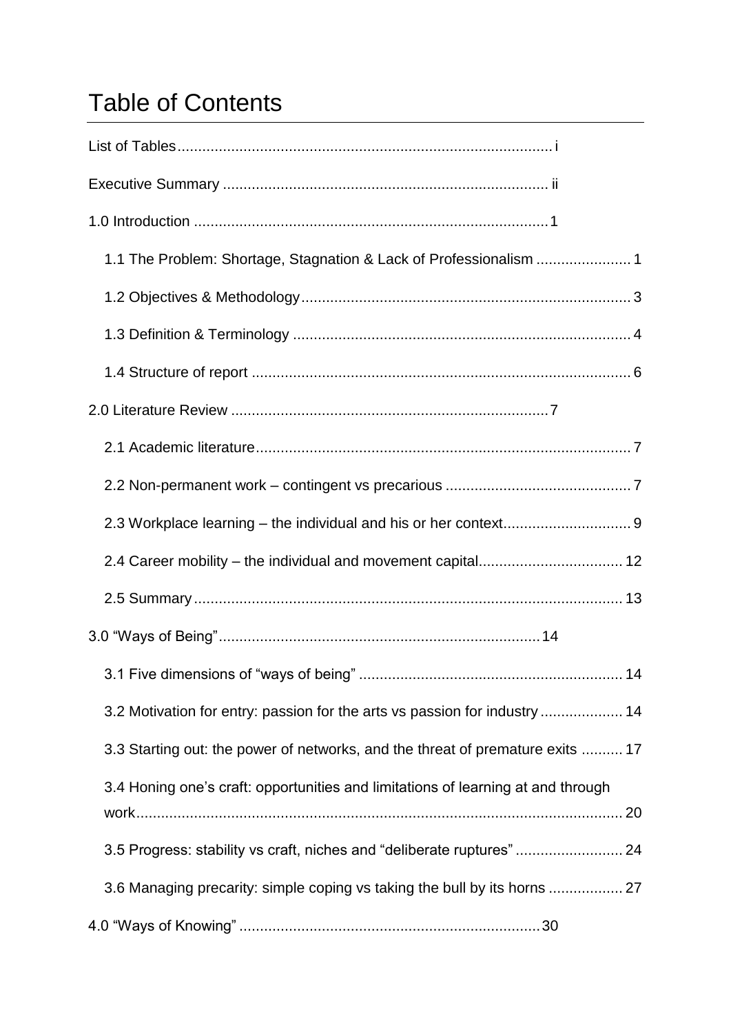# Table of Contents

List of Tables ........................................................................................ i

Executive Summary ................................................................................ ii

1.0 Introduction ........................................................................................ 1

- 1.1 The Problem: Shortage, Stagnation & Lack of Professionalism ........................ 1
- 1.2 Objectives & Methodology ........................................................................ 3
- 1.3 Definition & Terminology .......................................................................... 4
- 1.4 Structure of report .................................................................................... 6

2.0 Literature Review ...................................................................................... 7

- 2.1 Academic literature .................................................................................... 7
- 2.2 Non-permanent work – contingent vs precarious ............................................ 7
- 2.3 Workplace learning – the individual and his or her context ............................... 9
- 2.4 Career mobility – the individual and movement capital ................................... 12
- 2.5 Summary ................................................................................................ 13

3.0 "Ways of Being" ........................................................................................ 14

- 3.1 Five dimensions of "ways of being" ............................................................ 14
- 3.2 Motivation for entry: passion for the arts vs passion for industry .................... 14
- 3.3 Starting out: the power of networks, and the threat of premature exits .......... 17
- 3.4 Honing one's craft: opportunities and limitations of learning at and through work ........................................................................................................ 20
- 3.5 Progress: stability vs craft, niches and "deliberate ruptures" .......................... 24
- 3.6 Managing precarity: simple coping vs taking the bull by its horns .................. 27

4.0 "Ways of Knowing" ..................................................................................... 30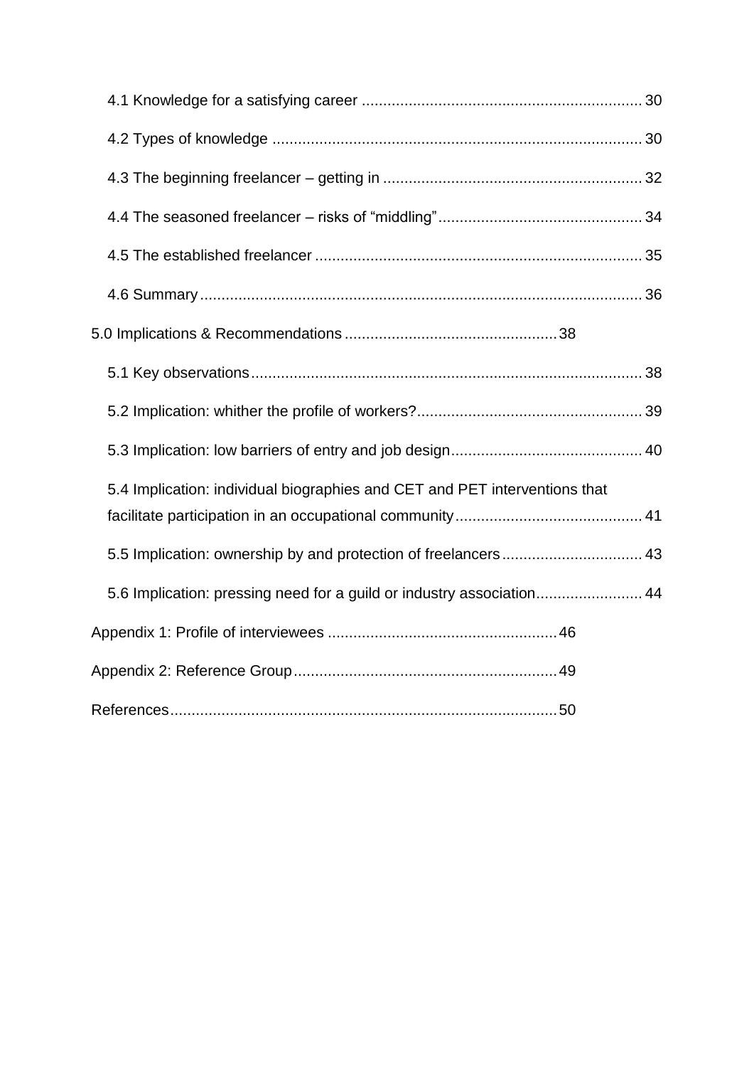4.1 Knowledge for a satisfying career ................................................................ 30

4.2 Types of knowledge ...................................................................................... 30

4.3 The beginning freelancer – getting in ............................................................ 32

4.4 The seasoned freelancer – risks of "middling" ................................................ 34

4.5 The established freelancer ............................................................................ 35

4.6 Summary ....................................................................................................... 36

5.0 Implications & Recommendations .................................................. 38

5.1 Key observations ........................................................................................... 38

5.2 Implication: whither the profile of workers? .................................................... 39

5.3 Implication: low barriers of entry and job design ............................................ 40

5.4 Implication: individual biographies and CET and PET interventions that facilitate participation in an occupational community ........................................... 41

5.5 Implication: ownership by and protection of freelancers ................................. 43

5.6 Implication: pressing need for a guild or industry association ......................... 44

Appendix 1: Profile of interviewees ...................................................... 46

Appendix 2: Reference Group .............................................................. 49

References ........................................................................................... 50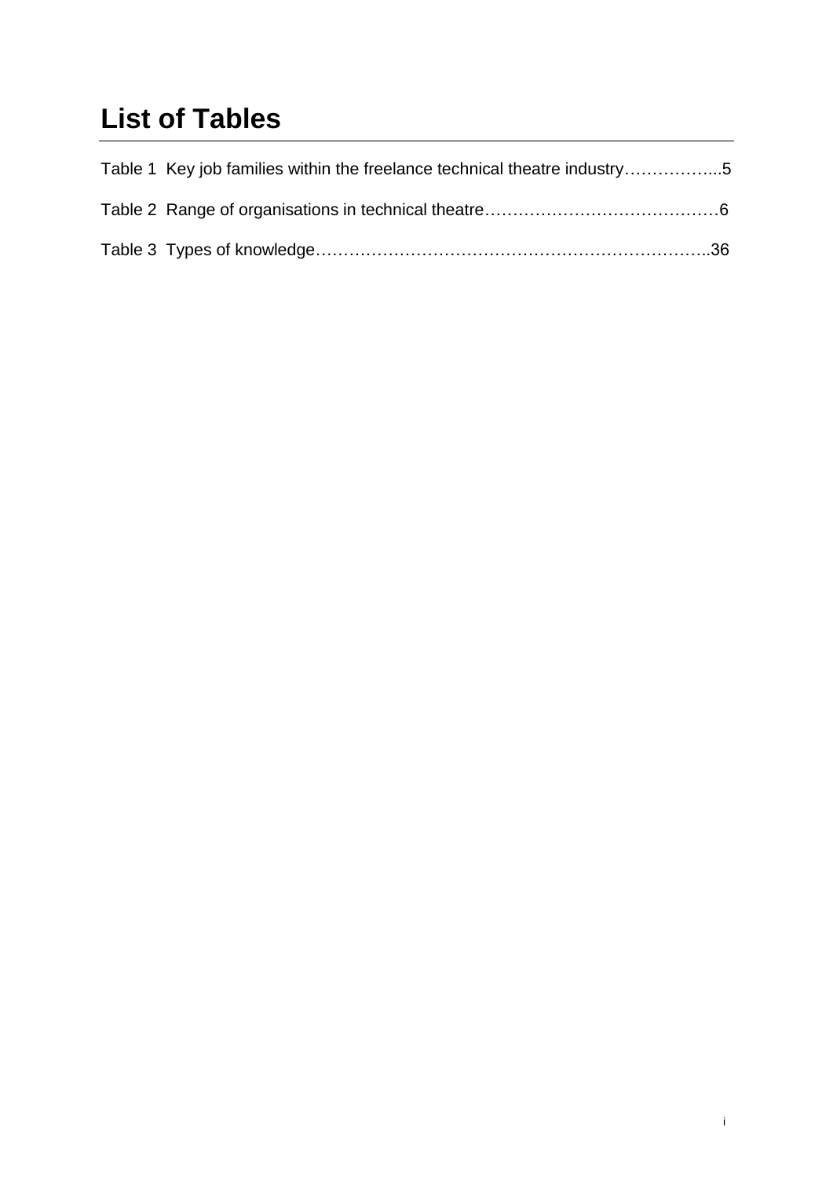# List of Tables

Table 1 Key job families within the freelance technical theatre industry……………...5

Table 2 Range of organisations in technical theatre……………………………………6

Table 3 Types of knowledge………………………………………………………………..36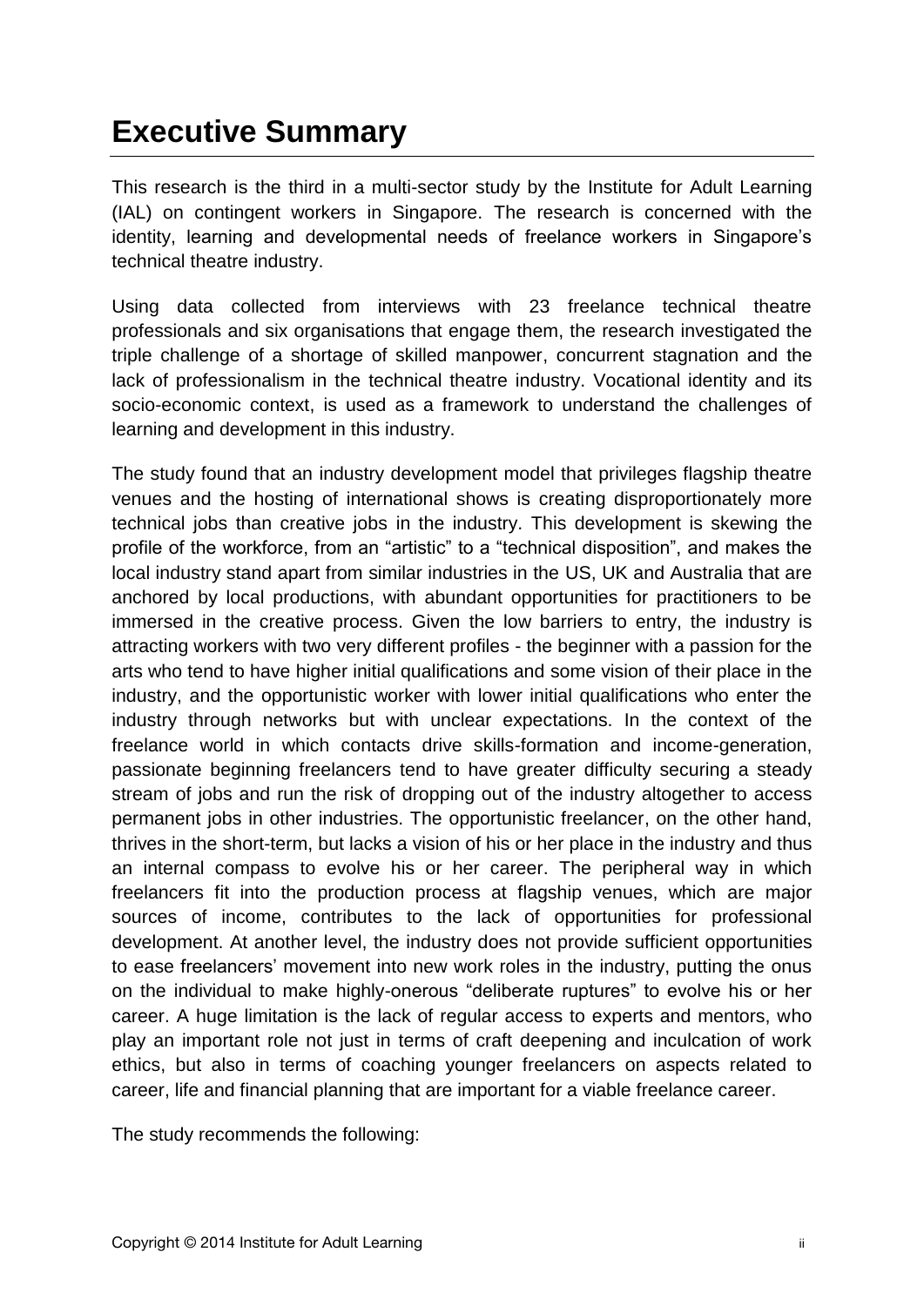# Executive Summary

This research is the third in a multi-sector study by the Institute for Adult Learning (IAL) on contingent workers in Singapore. The research is concerned with the identity, learning and developmental needs of freelance workers in Singapore's technical theatre industry.

Using data collected from interviews with 23 freelance technical theatre professionals and six organisations that engage them, the research investigated the triple challenge of a shortage of skilled manpower, concurrent stagnation and the lack of professionalism in the technical theatre industry. Vocational identity and its socio-economic context, is used as a framework to understand the challenges of learning and development in this industry.

The study found that an industry development model that privileges flagship theatre venues and the hosting of international shows is creating disproportionately more technical jobs than creative jobs in the industry. This development is skewing the profile of the workforce, from an "artistic" to a "technical disposition", and makes the local industry stand apart from similar industries in the US, UK and Australia that are anchored by local productions, with abundant opportunities for practitioners to be immersed in the creative process. Given the low barriers to entry, the industry is attracting workers with two very different profiles - the beginner with a passion for the arts who tend to have higher initial qualifications and some vision of their place in the industry, and the opportunistic worker with lower initial qualifications who enter the industry through networks but with unclear expectations. In the context of the freelance world in which contacts drive skills-formation and income-generation, passionate beginning freelancers tend to have greater difficulty securing a steady stream of jobs and run the risk of dropping out of the industry altogether to access permanent jobs in other industries. The opportunistic freelancer, on the other hand, thrives in the short-term, but lacks a vision of his or her place in the industry and thus an internal compass to evolve his or her career. The peripheral way in which freelancers fit into the production process at flagship venues, which are major sources of income, contributes to the lack of opportunities for professional development. At another level, the industry does not provide sufficient opportunities to ease freelancers' movement into new work roles in the industry, putting the onus on the individual to make highly-onerous "deliberate ruptures" to evolve his or her career. A huge limitation is the lack of regular access to experts and mentors, who play an important role not just in terms of craft deepening and inculcation of work ethics, but also in terms of coaching younger freelancers on aspects related to career, life and financial planning that are important for a viable freelance career.

The study recommends the following: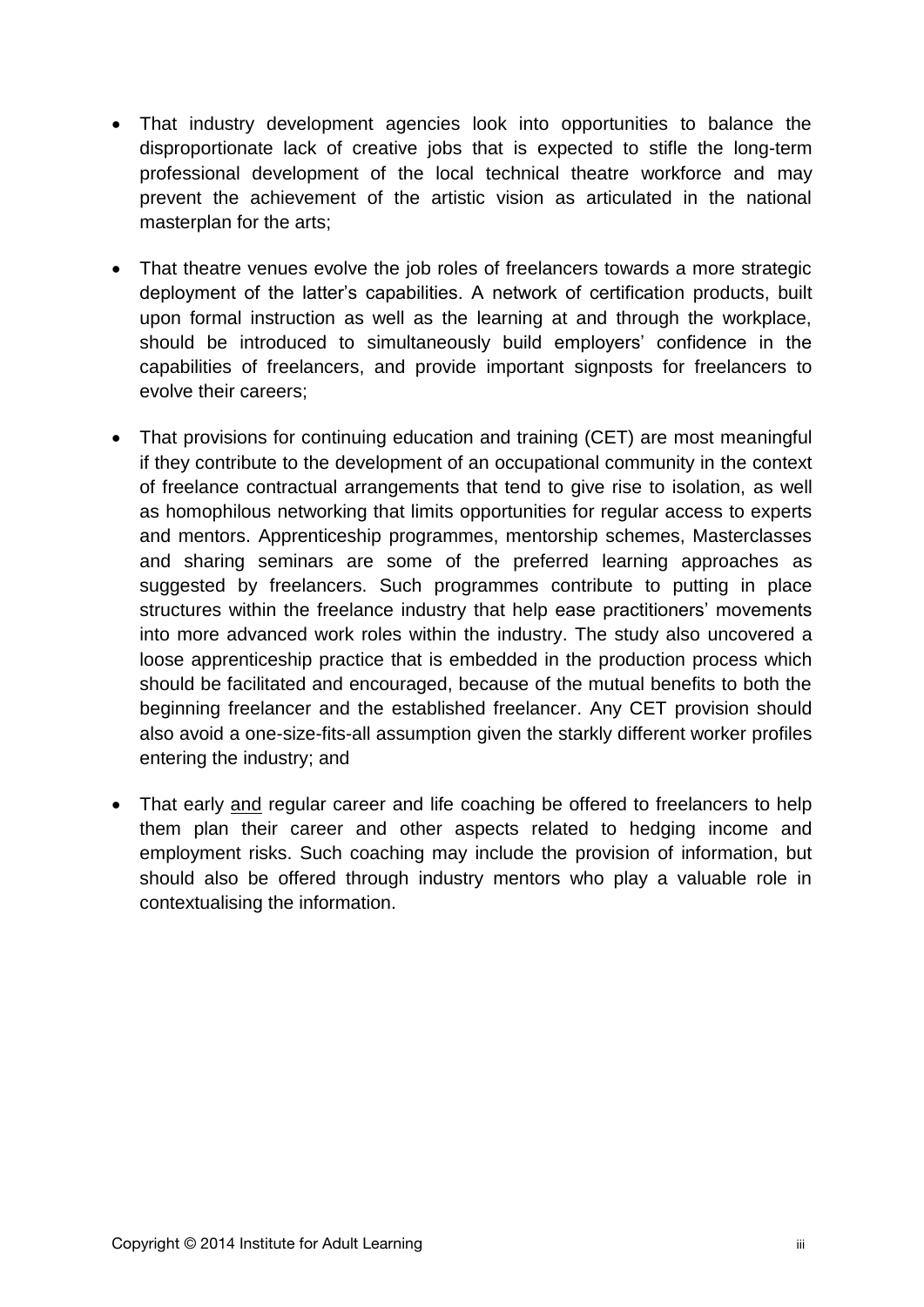- That industry development agencies look into opportunities to balance the disproportionate lack of creative jobs that is expected to stifle the long-term professional development of the local technical theatre workforce and may prevent the achievement of the artistic vision as articulated in the national masterplan for the arts;

- That theatre venues evolve the job roles of freelancers towards a more strategic deployment of the latter's capabilities. A network of certification products, built upon formal instruction as well as the learning at and through the workplace, should be introduced to simultaneously build employers' confidence in the capabilities of freelancers, and provide important signposts for freelancers to evolve their careers;

- That provisions for continuing education and training (CET) are most meaningful if they contribute to the development of an occupational community in the context of freelance contractual arrangements that tend to give rise to isolation, as well as homophilous networking that limits opportunities for regular access to experts and mentors. Apprenticeship programmes, mentorship schemes, Masterclasses and sharing seminars are some of the preferred learning approaches as suggested by freelancers. Such programmes contribute to putting in place structures within the freelance industry that help ease practitioners' movements into more advanced work roles within the industry. The study also uncovered a loose apprenticeship practice that is embedded in the production process which should be facilitated and encouraged, because of the mutual benefits to both the beginning freelancer and the established freelancer. Any CET provision should also avoid a one-size-fits-all assumption given the starkly different worker profiles entering the industry; and

- That early <u>and</u> regular career and life coaching be offered to freelancers to help them plan their career and other aspects related to hedging income and employment risks. Such coaching may include the provision of information, but should also be offered through industry mentors who play a valuable role in contextualising the information.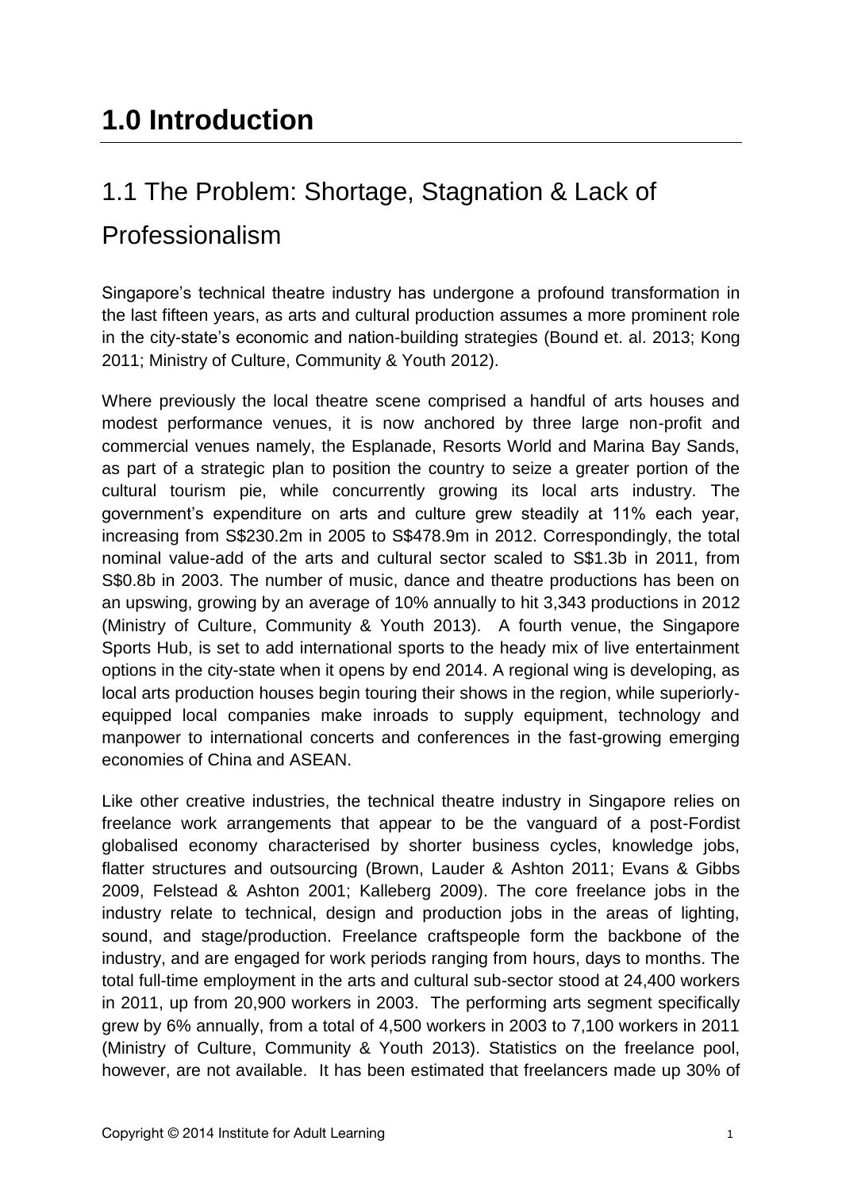# 1.0 Introduction

## 1.1 The Problem: Shortage, Stagnation & Lack of Professionalism

Singapore's technical theatre industry has undergone a profound transformation in the last fifteen years, as arts and cultural production assumes a more prominent role in the city-state's economic and nation-building strategies (Bound et. al. 2013; Kong 2011; Ministry of Culture, Community & Youth 2012).

Where previously the local theatre scene comprised a handful of arts houses and modest performance venues, it is now anchored by three large non-profit and commercial venues namely, the Esplanade, Resorts World and Marina Bay Sands, as part of a strategic plan to position the country to seize a greater portion of the cultural tourism pie, while concurrently growing its local arts industry. The government's expenditure on arts and culture grew steadily at 11% each year, increasing from S$230.2m in 2005 to S$478.9m in 2012. Correspondingly, the total nominal value-add of the arts and cultural sector scaled to S$1.3b in 2011, from S$0.8b in 2003. The number of music, dance and theatre productions has been on an upswing, growing by an average of 10% annually to hit 3,343 productions in 2012 (Ministry of Culture, Community & Youth 2013). A fourth venue, the Singapore Sports Hub, is set to add international sports to the heady mix of live entertainment options in the city-state when it opens by end 2014. A regional wing is developing, as local arts production houses begin touring their shows in the region, while superiorly-equipped local companies make inroads to supply equipment, technology and manpower to international concerts and conferences in the fast-growing emerging economies of China and ASEAN.

Like other creative industries, the technical theatre industry in Singapore relies on freelance work arrangements that appear to be the vanguard of a post-Fordist globalised economy characterised by shorter business cycles, knowledge jobs, flatter structures and outsourcing (Brown, Lauder & Ashton 2011; Evans & Gibbs 2009, Felstead & Ashton 2001; Kalleberg 2009). The core freelance jobs in the industry relate to technical, design and production jobs in the areas of lighting, sound, and stage/production. Freelance craftspeople form the backbone of the industry, and are engaged for work periods ranging from hours, days to months. The total full-time employment in the arts and cultural sub-sector stood at 24,400 workers in 2011, up from 20,900 workers in 2003. The performing arts segment specifically grew by 6% annually, from a total of 4,500 workers in 2003 to 7,100 workers in 2011 (Ministry of Culture, Community & Youth 2013). Statistics on the freelance pool, however, are not available. It has been estimated that freelancers made up 30% of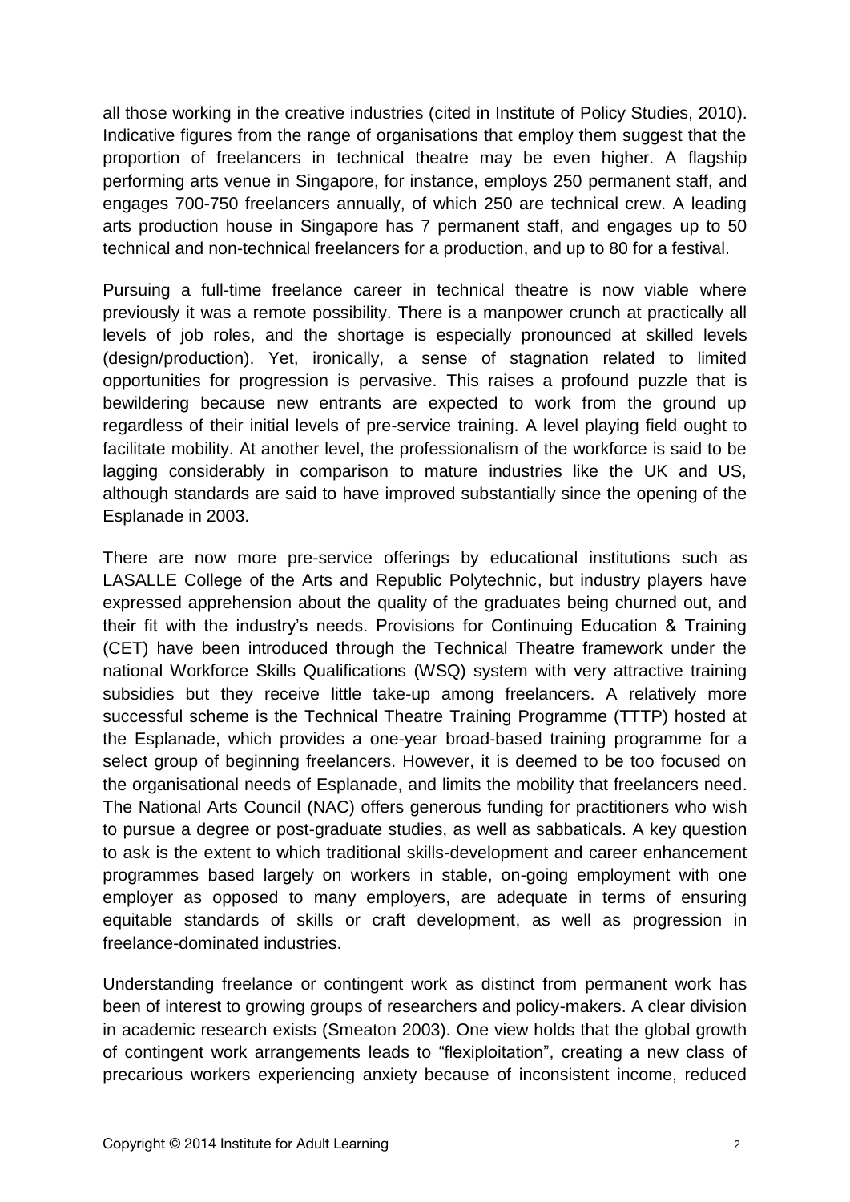all those working in the creative industries (cited in Institute of Policy Studies, 2010). Indicative figures from the range of organisations that employ them suggest that the proportion of freelancers in technical theatre may be even higher. A flagship performing arts venue in Singapore, for instance, employs 250 permanent staff, and engages 700-750 freelancers annually, of which 250 are technical crew. A leading arts production house in Singapore has 7 permanent staff, and engages up to 50 technical and non-technical freelancers for a production, and up to 80 for a festival.

Pursuing a full-time freelance career in technical theatre is now viable where previously it was a remote possibility. There is a manpower crunch at practically all levels of job roles, and the shortage is especially pronounced at skilled levels (design/production). Yet, ironically, a sense of stagnation related to limited opportunities for progression is pervasive. This raises a profound puzzle that is bewildering because new entrants are expected to work from the ground up regardless of their initial levels of pre-service training. A level playing field ought to facilitate mobility. At another level, the professionalism of the workforce is said to be lagging considerably in comparison to mature industries like the UK and US, although standards are said to have improved substantially since the opening of the Esplanade in 2003.

There are now more pre-service offerings by educational institutions such as LASALLE College of the Arts and Republic Polytechnic, but industry players have expressed apprehension about the quality of the graduates being churned out, and their fit with the industry's needs. Provisions for Continuing Education & Training (CET) have been introduced through the Technical Theatre framework under the national Workforce Skills Qualifications (WSQ) system with very attractive training subsidies but they receive little take-up among freelancers. A relatively more successful scheme is the Technical Theatre Training Programme (TTTP) hosted at the Esplanade, which provides a one-year broad-based training programme for a select group of beginning freelancers. However, it is deemed to be too focused on the organisational needs of Esplanade, and limits the mobility that freelancers need. The National Arts Council (NAC) offers generous funding for practitioners who wish to pursue a degree or post-graduate studies, as well as sabbaticals. A key question to ask is the extent to which traditional skills-development and career enhancement programmes based largely on workers in stable, on-going employment with one employer as opposed to many employers, are adequate in terms of ensuring equitable standards of skills or craft development, as well as progression in freelance-dominated industries.

Understanding freelance or contingent work as distinct from permanent work has been of interest to growing groups of researchers and policy-makers. A clear division in academic research exists (Smeaton 2003). One view holds that the global growth of contingent work arrangements leads to "flexiploitation", creating a new class of precarious workers experiencing anxiety because of inconsistent income, reduced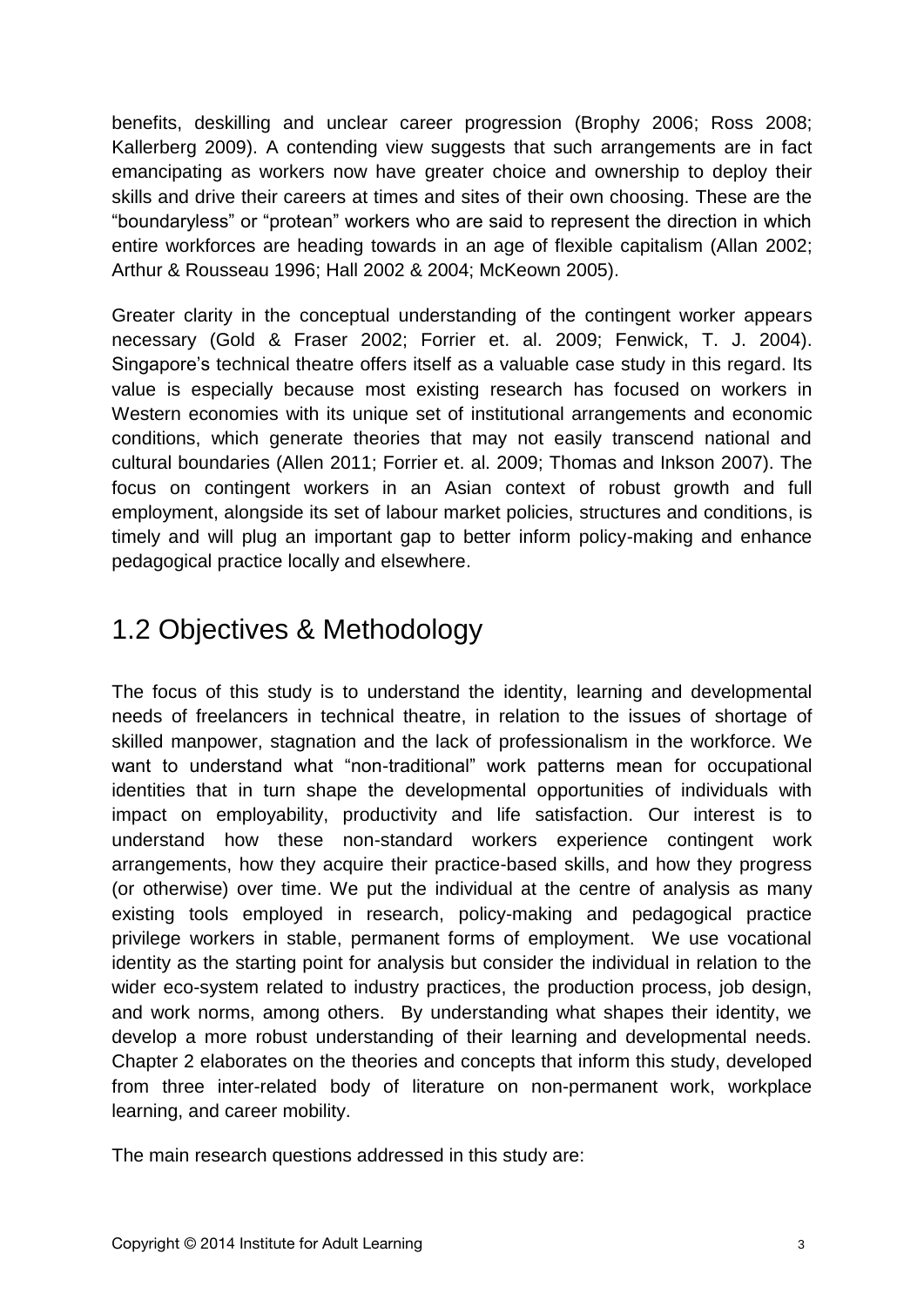benefits, deskilling and unclear career progression (Brophy 2006; Ross 2008; Kallerberg 2009). A contending view suggests that such arrangements are in fact emancipating as workers now have greater choice and ownership to deploy their skills and drive their careers at times and sites of their own choosing. These are the "boundaryless" or "protean" workers who are said to represent the direction in which entire workforces are heading towards in an age of flexible capitalism (Allan 2002; Arthur & Rousseau 1996; Hall 2002 & 2004; McKeown 2005).

Greater clarity in the conceptual understanding of the contingent worker appears necessary (Gold & Fraser 2002; Forrier et. al. 2009; Fenwick, T. J. 2004). Singapore's technical theatre offers itself as a valuable case study in this regard. Its value is especially because most existing research has focused on workers in Western economies with its unique set of institutional arrangements and economic conditions, which generate theories that may not easily transcend national and cultural boundaries (Allen 2011; Forrier et. al. 2009; Thomas and Inkson 2007). The focus on contingent workers in an Asian context of robust growth and full employment, alongside its set of labour market policies, structures and conditions, is timely and will plug an important gap to better inform policy-making and enhance pedagogical practice locally and elsewhere.

## 1.2 Objectives & Methodology

The focus of this study is to understand the identity, learning and developmental needs of freelancers in technical theatre, in relation to the issues of shortage of skilled manpower, stagnation and the lack of professionalism in the workforce. We want to understand what "non-traditional" work patterns mean for occupational identities that in turn shape the developmental opportunities of individuals with impact on employability, productivity and life satisfaction. Our interest is to understand how these non-standard workers experience contingent work arrangements, how they acquire their practice-based skills, and how they progress (or otherwise) over time. We put the individual at the centre of analysis as many existing tools employed in research, policy-making and pedagogical practice privilege workers in stable, permanent forms of employment. We use vocational identity as the starting point for analysis but consider the individual in relation to the wider eco-system related to industry practices, the production process, job design, and work norms, among others. By understanding what shapes their identity, we develop a more robust understanding of their learning and developmental needs. Chapter 2 elaborates on the theories and concepts that inform this study, developed from three inter-related body of literature on non-permanent work, workplace learning, and career mobility.

The main research questions addressed in this study are: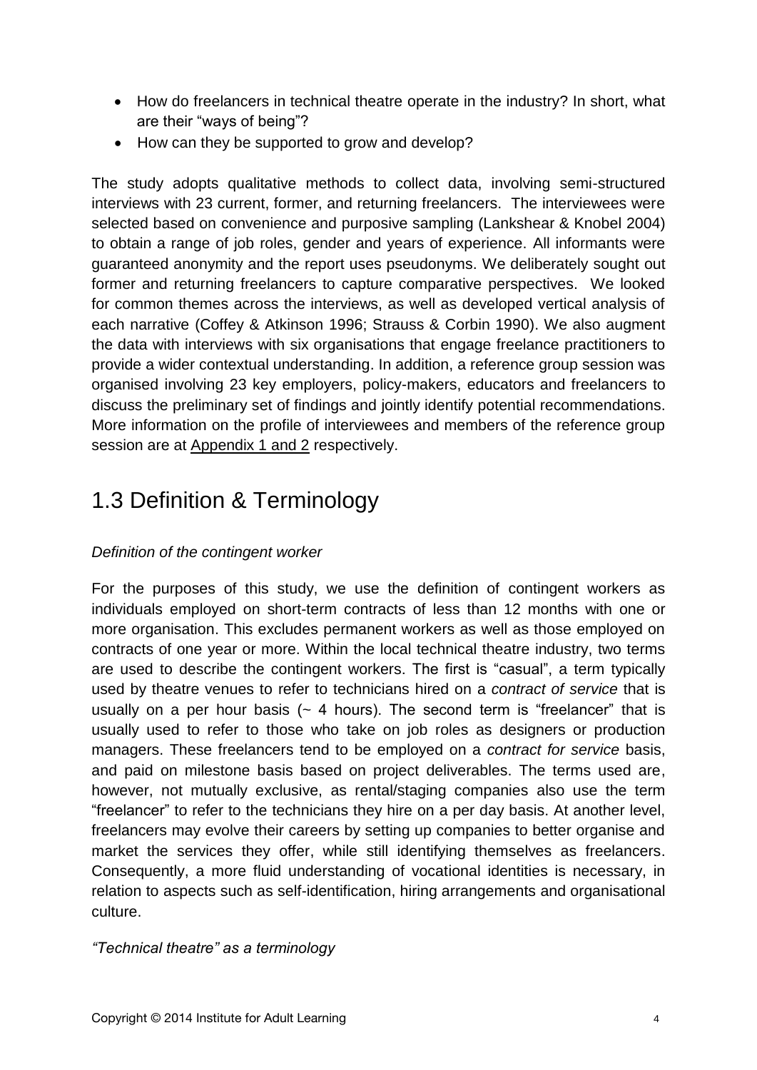- How do freelancers in technical theatre operate in the industry? In short, what are their "ways of being"?
- How can they be supported to grow and develop?

The study adopts qualitative methods to collect data, involving semi-structured interviews with 23 current, former, and returning freelancers. The interviewees were selected based on convenience and purposive sampling (Lankshear & Knobel 2004) to obtain a range of job roles, gender and years of experience. All informants were guaranteed anonymity and the report uses pseudonyms. We deliberately sought out former and returning freelancers to capture comparative perspectives. We looked for common themes across the interviews, as well as developed vertical analysis of each narrative (Coffey & Atkinson 1996; Strauss & Corbin 1990). We also augment the data with interviews with six organisations that engage freelance practitioners to provide a wider contextual understanding. In addition, a reference group session was organised involving 23 key employers, policy-makers, educators and freelancers to discuss the preliminary set of findings and jointly identify potential recommendations. More information on the profile of interviewees and members of the reference group session are at Appendix 1 and 2 respectively.

## 1.3 Definition & Terminology

*Definition of the contingent worker*

For the purposes of this study, we use the definition of contingent workers as individuals employed on short-term contracts of less than 12 months with one or more organisation. This excludes permanent workers as well as those employed on contracts of one year or more. Within the local technical theatre industry, two terms are used to describe the contingent workers. The first is "casual", a term typically used by theatre venues to refer to technicians hired on a *contract of service* that is usually on a per hour basis (~ 4 hours). The second term is "freelancer" that is usually used to refer to those who take on job roles as designers or production managers. These freelancers tend to be employed on a *contract for service* basis, and paid on milestone basis based on project deliverables. The terms used are, however, not mutually exclusive, as rental/staging companies also use the term "freelancer" to refer to the technicians they hire on a per day basis. At another level, freelancers may evolve their careers by setting up companies to better organise and market the services they offer, while still identifying themselves as freelancers. Consequently, a more fluid understanding of vocational identities is necessary, in relation to aspects such as self-identification, hiring arrangements and organisational culture.

*"Technical theatre" as a terminology*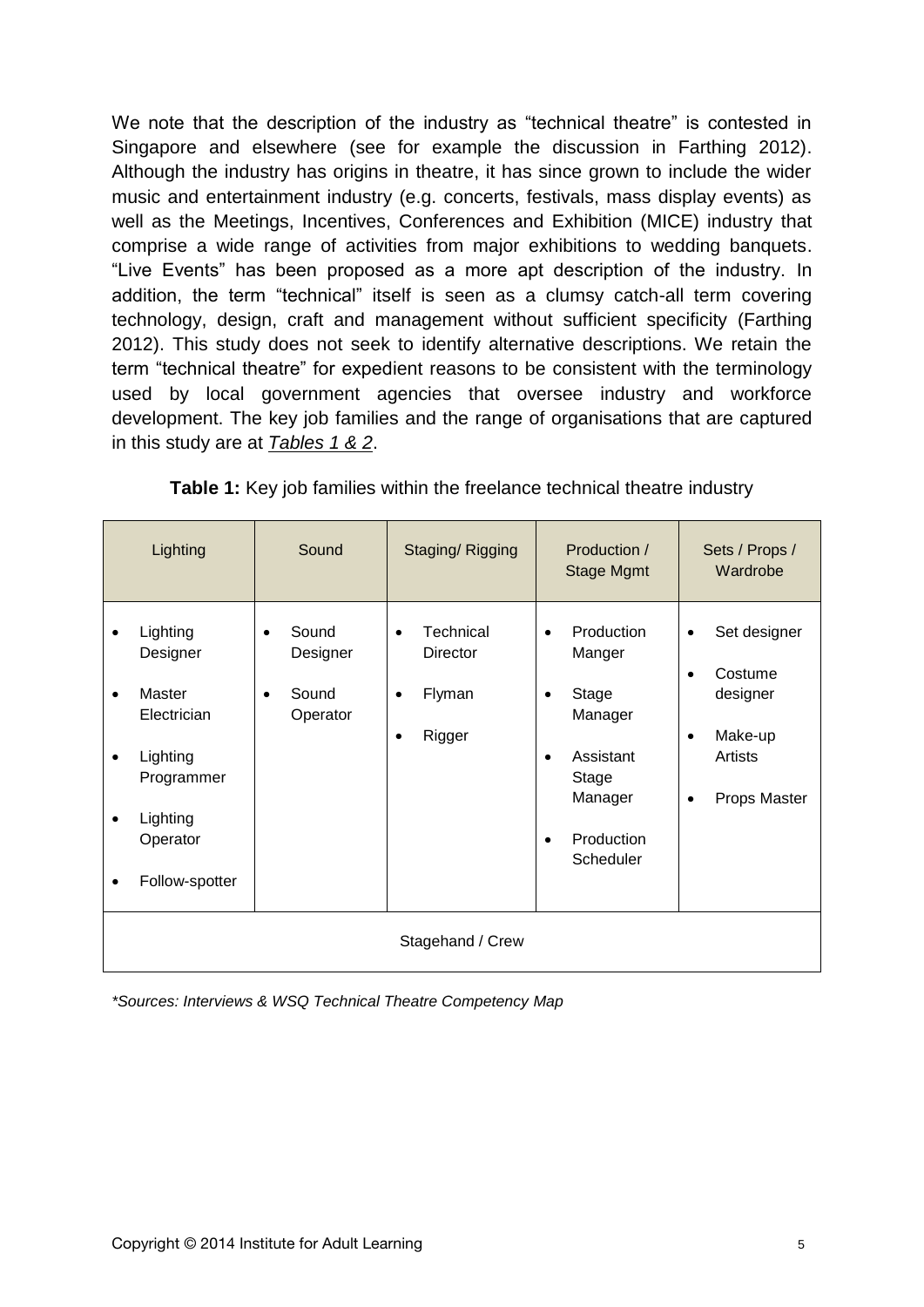We note that the description of the industry as "technical theatre" is contested in Singapore and elsewhere (see for example the discussion in Farthing 2012). Although the industry has origins in theatre, it has since grown to include the wider music and entertainment industry (e.g. concerts, festivals, mass display events) as well as the Meetings, Incentives, Conferences and Exhibition (MICE) industry that comprise a wide range of activities from major exhibitions to wedding banquets. "Live Events" has been proposed as a more apt description of the industry. In addition, the term "technical" itself is seen as a clumsy catch-all term covering technology, design, craft and management without sufficient specificity (Farthing 2012). This study does not seek to identify alternative descriptions. We retain the term "technical theatre" for expedient reasons to be consistent with the terminology used by local government agencies that oversee industry and workforce development. The key job families and the range of organisations that are captured in this study are at *Tables 1 & 2*.

**Table 1:** Key job families within the freelance technical theatre industry

| Lighting | Sound | Staging/ Rigging | Production / Stage Mgmt | Sets / Props / Wardrobe |
|---|---|---|---|---|
| • Lighting Designer<br>• Master Electrician<br>• Lighting Programmer<br>• Lighting Operator<br>• Follow-spotter | • Sound Designer<br>• Sound Operator | • Technical Director<br>• Flyman<br>• Rigger | • Production Manger<br>• Stage Manager<br>• Assistant Stage Manager<br>• Production Scheduler | • Set designer<br>• Costume designer<br>• Make-up Artists<br>• Props Master |
| Stagehand / Crew | | | | |

*\*Sources: Interviews & WSQ Technical Theatre Competency Map*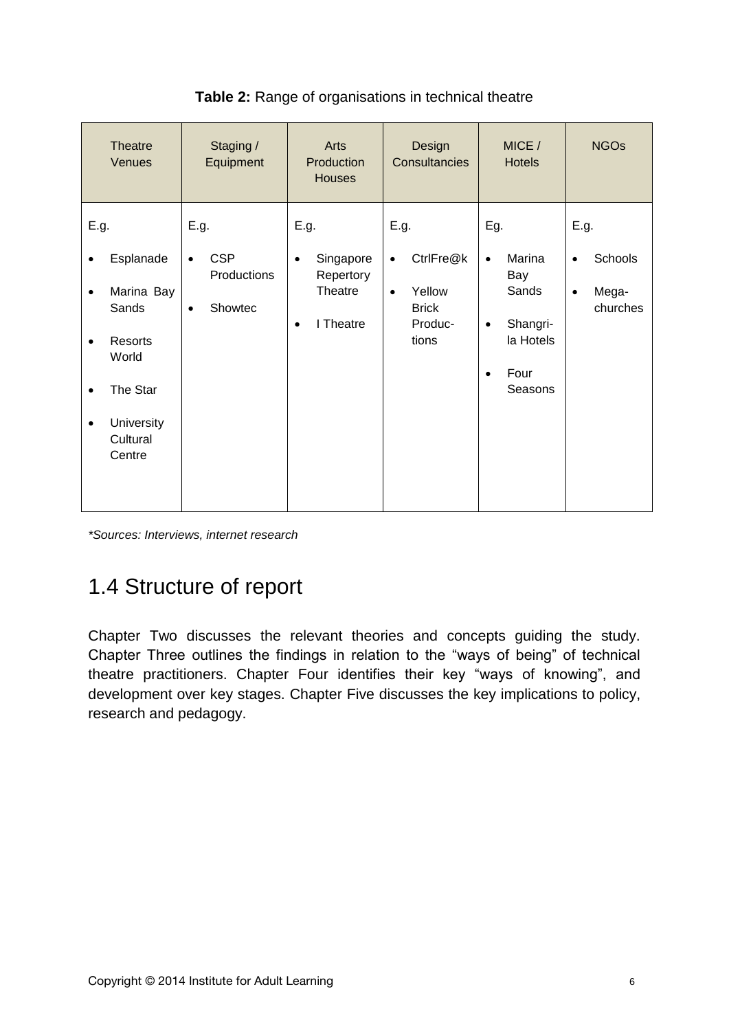**Table 2:** Range of organisations in technical theatre

| Theatre Venues | Staging / Equipment | Arts Production Houses | Design Consultancies | MICE / Hotels | NGOs |
|---|---|---|---|---|---|
| E.g.<br>• Esplanade<br>• Marina Bay Sands<br>• Resorts World<br>• The Star<br>• University Cultural Centre | E.g.<br>• CSP Productions<br>• Showtec | E.g.<br>• Singapore Repertory Theatre<br>• I Theatre | E.g.<br>• CtrlFre@k<br>• Yellow Brick Produc-tions | Eg.<br>• Marina Bay Sands<br>• Shangri-la Hotels<br>• Four Seasons | E.g.<br>• Schools<br>• Mega-churches |

*\*Sources: Interviews, internet research*

## 1.4 Structure of report

Chapter Two discusses the relevant theories and concepts guiding the study. Chapter Three outlines the findings in relation to the "ways of being" of technical theatre practitioners. Chapter Four identifies their key "ways of knowing", and development over key stages. Chapter Five discusses the key implications to policy, research and pedagogy.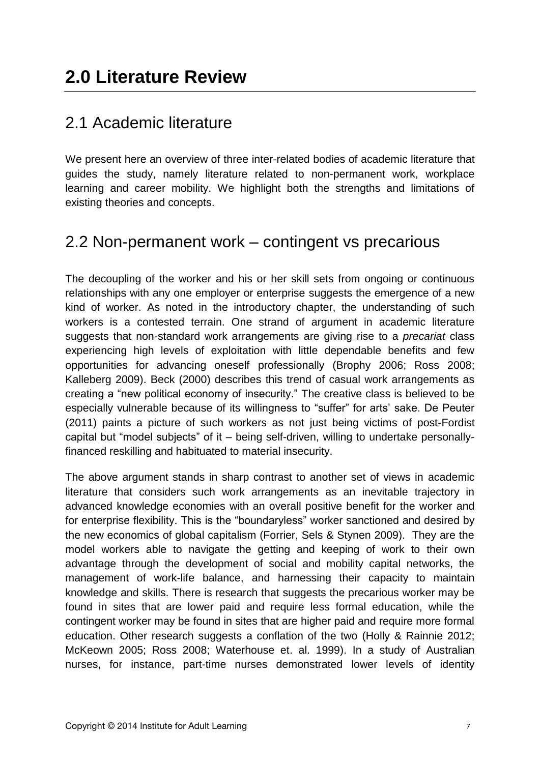# 2.0 Literature Review

## 2.1 Academic literature

We present here an overview of three inter-related bodies of academic literature that guides the study, namely literature related to non-permanent work, workplace learning and career mobility. We highlight both the strengths and limitations of existing theories and concepts.

## 2.2 Non-permanent work – contingent vs precarious

The decoupling of the worker and his or her skill sets from ongoing or continuous relationships with any one employer or enterprise suggests the emergence of a new kind of worker. As noted in the introductory chapter, the understanding of such workers is a contested terrain. One strand of argument in academic literature suggests that non-standard work arrangements are giving rise to a *precariat* class experiencing high levels of exploitation with little dependable benefits and few opportunities for advancing oneself professionally (Brophy 2006; Ross 2008; Kalleberg 2009). Beck (2000) describes this trend of casual work arrangements as creating a "new political economy of insecurity." The creative class is believed to be especially vulnerable because of its willingness to "suffer" for arts' sake. De Peuter (2011) paints a picture of such workers as not just being victims of post-Fordist capital but "model subjects" of it – being self-driven, willing to undertake personally-financed reskilling and habituated to material insecurity.

The above argument stands in sharp contrast to another set of views in academic literature that considers such work arrangements as an inevitable trajectory in advanced knowledge economies with an overall positive benefit for the worker and for enterprise flexibility. This is the "boundaryless" worker sanctioned and desired by the new economics of global capitalism (Forrier, Sels & Stynen 2009). They are the model workers able to navigate the getting and keeping of work to their own advantage through the development of social and mobility capital networks, the management of work-life balance, and harnessing their capacity to maintain knowledge and skills. There is research that suggests the precarious worker may be found in sites that are lower paid and require less formal education, while the contingent worker may be found in sites that are higher paid and require more formal education. Other research suggests a conflation of the two (Holly & Rainnie 2012; McKeown 2005; Ross 2008; Waterhouse et. al. 1999). In a study of Australian nurses, for instance, part-time nurses demonstrated lower levels of identity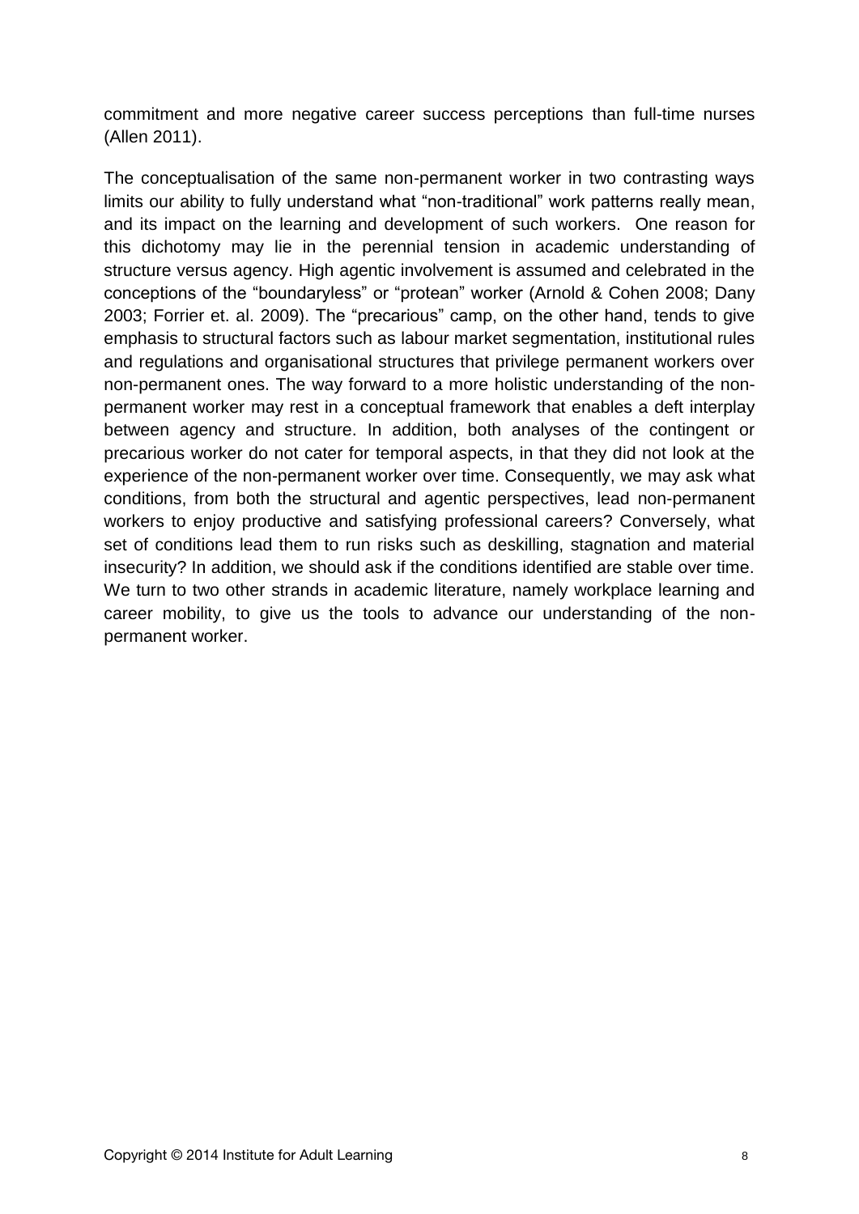commitment and more negative career success perceptions than full-time nurses (Allen 2011).

The conceptualisation of the same non-permanent worker in two contrasting ways limits our ability to fully understand what "non-traditional" work patterns really mean, and its impact on the learning and development of such workers. One reason for this dichotomy may lie in the perennial tension in academic understanding of structure versus agency. High agentic involvement is assumed and celebrated in the conceptions of the "boundaryless" or "protean" worker (Arnold & Cohen 2008; Dany 2003; Forrier et. al. 2009). The "precarious" camp, on the other hand, tends to give emphasis to structural factors such as labour market segmentation, institutional rules and regulations and organisational structures that privilege permanent workers over non-permanent ones. The way forward to a more holistic understanding of the non-permanent worker may rest in a conceptual framework that enables a deft interplay between agency and structure. In addition, both analyses of the contingent or precarious worker do not cater for temporal aspects, in that they did not look at the experience of the non-permanent worker over time. Consequently, we may ask what conditions, from both the structural and agentic perspectives, lead non-permanent workers to enjoy productive and satisfying professional careers? Conversely, what set of conditions lead them to run risks such as deskilling, stagnation and material insecurity? In addition, we should ask if the conditions identified are stable over time. We turn to two other strands in academic literature, namely workplace learning and career mobility, to give us the tools to advance our understanding of the non-permanent worker.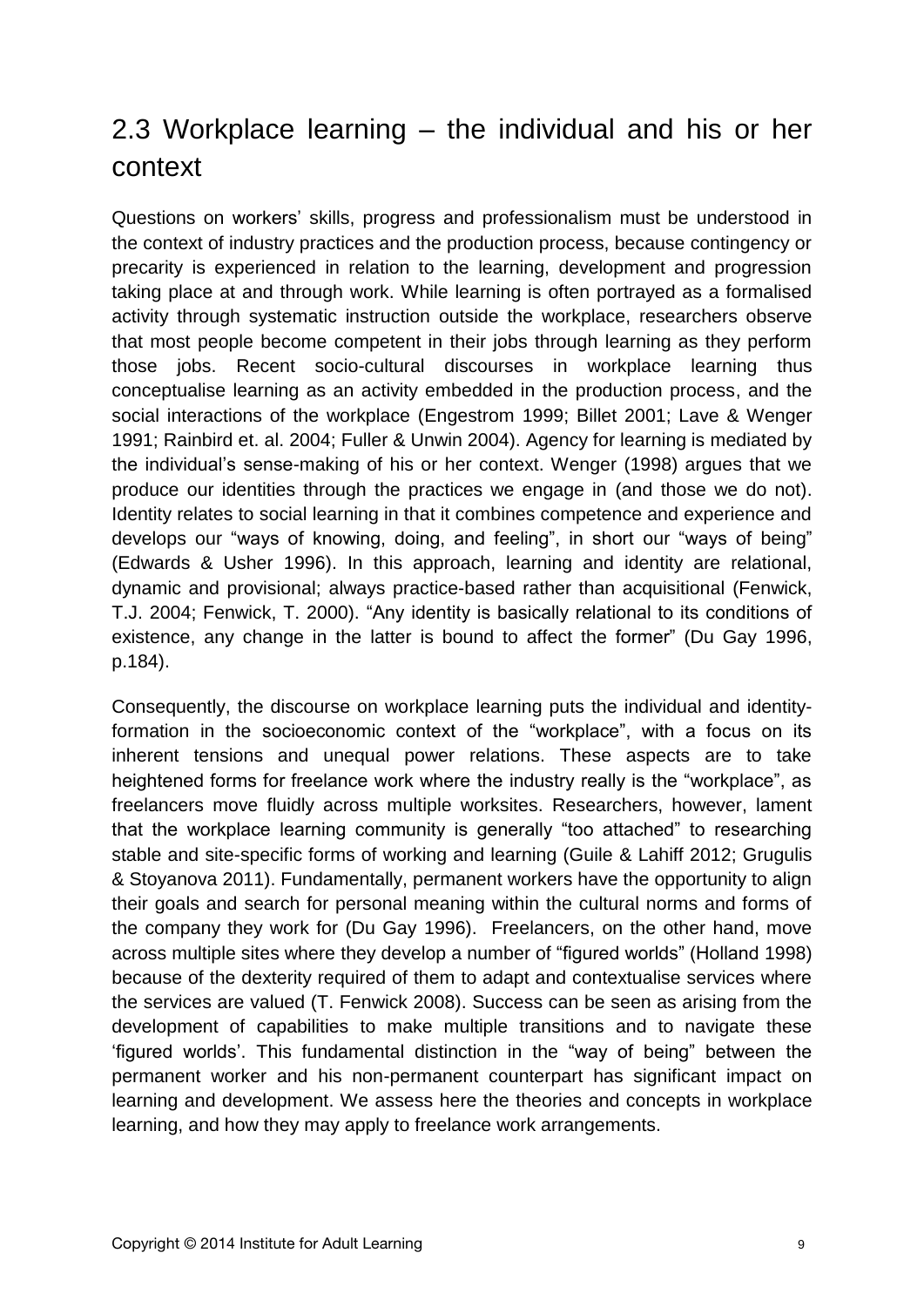## 2.3 Workplace learning – the individual and his or her context

Questions on workers' skills, progress and professionalism must be understood in the context of industry practices and the production process, because contingency or precarity is experienced in relation to the learning, development and progression taking place at and through work. While learning is often portrayed as a formalised activity through systematic instruction outside the workplace, researchers observe that most people become competent in their jobs through learning as they perform those jobs. Recent socio-cultural discourses in workplace learning thus conceptualise learning as an activity embedded in the production process, and the social interactions of the workplace (Engestrom 1999; Billet 2001; Lave & Wenger 1991; Rainbird et. al. 2004; Fuller & Unwin 2004). Agency for learning is mediated by the individual's sense-making of his or her context. Wenger (1998) argues that we produce our identities through the practices we engage in (and those we do not). Identity relates to social learning in that it combines competence and experience and develops our "ways of knowing, doing, and feeling", in short our "ways of being" (Edwards & Usher 1996). In this approach, learning and identity are relational, dynamic and provisional; always practice-based rather than acquisitional (Fenwick, T.J. 2004; Fenwick, T. 2000). "Any identity is basically relational to its conditions of existence, any change in the latter is bound to affect the former" (Du Gay 1996, p.184).

Consequently, the discourse on workplace learning puts the individual and identity-formation in the socioeconomic context of the "workplace", with a focus on its inherent tensions and unequal power relations. These aspects are to take heightened forms for freelance work where the industry really is the "workplace", as freelancers move fluidly across multiple worksites. Researchers, however, lament that the workplace learning community is generally "too attached" to researching stable and site-specific forms of working and learning (Guile & Lahiff 2012; Grugulis & Stoyanova 2011). Fundamentally, permanent workers have the opportunity to align their goals and search for personal meaning within the cultural norms and forms of the company they work for (Du Gay 1996). Freelancers, on the other hand, move across multiple sites where they develop a number of "figured worlds" (Holland 1998) because of the dexterity required of them to adapt and contextualise services where the services are valued (T. Fenwick 2008). Success can be seen as arising from the development of capabilities to make multiple transitions and to navigate these 'figured worlds'. This fundamental distinction in the "way of being" between the permanent worker and his non-permanent counterpart has significant impact on learning and development. We assess here the theories and concepts in workplace learning, and how they may apply to freelance work arrangements.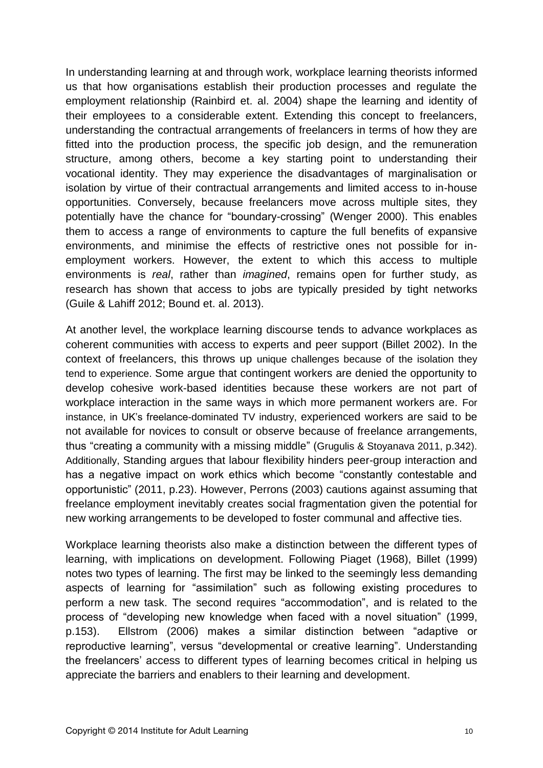In understanding learning at and through work, workplace learning theorists informed us that how organisations establish their production processes and regulate the employment relationship (Rainbird et. al. 2004) shape the learning and identity of their employees to a considerable extent. Extending this concept to freelancers, understanding the contractual arrangements of freelancers in terms of how they are fitted into the production process, the specific job design, and the remuneration structure, among others, become a key starting point to understanding their vocational identity. They may experience the disadvantages of marginalisation or isolation by virtue of their contractual arrangements and limited access to in-house opportunities. Conversely, because freelancers move across multiple sites, they potentially have the chance for "boundary-crossing" (Wenger 2000). This enables them to access a range of environments to capture the full benefits of expansive environments, and minimise the effects of restrictive ones not possible for in-employment workers. However, the extent to which this access to multiple environments is *real*, rather than *imagined*, remains open for further study, as research has shown that access to jobs are typically presided by tight networks (Guile & Lahiff 2012; Bound et. al. 2013).

At another level, the workplace learning discourse tends to advance workplaces as coherent communities with access to experts and peer support (Billet 2002). In the context of freelancers, this throws up unique challenges because of the isolation they tend to experience. Some argue that contingent workers are denied the opportunity to develop cohesive work-based identities because these workers are not part of workplace interaction in the same ways in which more permanent workers are. For instance, in UK's freelance-dominated TV industry, experienced workers are said to be not available for novices to consult or observe because of freelance arrangements, thus "creating a community with a missing middle" (Grugulis & Stoyanava 2011, p.342). Additionally, Standing argues that labour flexibility hinders peer-group interaction and has a negative impact on work ethics which become "constantly contestable and opportunistic" (2011, p.23). However, Perrons (2003) cautions against assuming that freelance employment inevitably creates social fragmentation given the potential for new working arrangements to be developed to foster communal and affective ties.

Workplace learning theorists also make a distinction between the different types of learning, with implications on development. Following Piaget (1968), Billet (1999) notes two types of learning. The first may be linked to the seemingly less demanding aspects of learning for "assimilation" such as following existing procedures to perform a new task. The second requires "accommodation", and is related to the process of "developing new knowledge when faced with a novel situation" (1999, p.153). Ellstrom (2006) makes a similar distinction between "adaptive or reproductive learning", versus "developmental or creative learning". Understanding the freelancers' access to different types of learning becomes critical in helping us appreciate the barriers and enablers to their learning and development.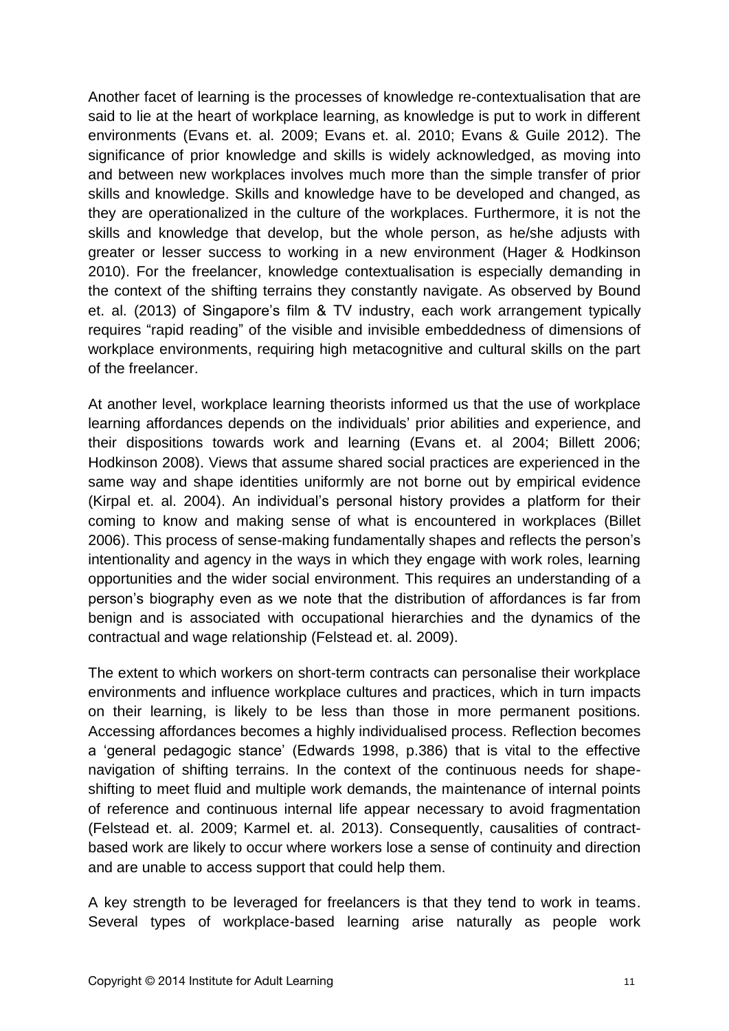Another facet of learning is the processes of knowledge re-contextualisation that are said to lie at the heart of workplace learning, as knowledge is put to work in different environments (Evans et. al. 2009; Evans et. al. 2010; Evans & Guile 2012). The significance of prior knowledge and skills is widely acknowledged, as moving into and between new workplaces involves much more than the simple transfer of prior skills and knowledge. Skills and knowledge have to be developed and changed, as they are operationalized in the culture of the workplaces. Furthermore, it is not the skills and knowledge that develop, but the whole person, as he/she adjusts with greater or lesser success to working in a new environment (Hager & Hodkinson 2010). For the freelancer, knowledge contextualisation is especially demanding in the context of the shifting terrains they constantly navigate. As observed by Bound et. al. (2013) of Singapore's film & TV industry, each work arrangement typically requires "rapid reading" of the visible and invisible embeddedness of dimensions of workplace environments, requiring high metacognitive and cultural skills on the part of the freelancer.

At another level, workplace learning theorists informed us that the use of workplace learning affordances depends on the individuals' prior abilities and experience, and their dispositions towards work and learning (Evans et. al 2004; Billett 2006; Hodkinson 2008). Views that assume shared social practices are experienced in the same way and shape identities uniformly are not borne out by empirical evidence (Kirpal et. al. 2004). An individual's personal history provides a platform for their coming to know and making sense of what is encountered in workplaces (Billet 2006). This process of sense-making fundamentally shapes and reflects the person's intentionality and agency in the ways in which they engage with work roles, learning opportunities and the wider social environment. This requires an understanding of a person's biography even as we note that the distribution of affordances is far from benign and is associated with occupational hierarchies and the dynamics of the contractual and wage relationship (Felstead et. al. 2009).

The extent to which workers on short-term contracts can personalise their workplace environments and influence workplace cultures and practices, which in turn impacts on their learning, is likely to be less than those in more permanent positions. Accessing affordances becomes a highly individualised process. Reflection becomes a 'general pedagogic stance' (Edwards 1998, p.386) that is vital to the effective navigation of shifting terrains. In the context of the continuous needs for shape-shifting to meet fluid and multiple work demands, the maintenance of internal points of reference and continuous internal life appear necessary to avoid fragmentation (Felstead et. al. 2009; Karmel et. al. 2013). Consequently, causalities of contract-based work are likely to occur where workers lose a sense of continuity and direction and are unable to access support that could help them.

A key strength to be leveraged for freelancers is that they tend to work in teams. Several types of workplace-based learning arise naturally as people work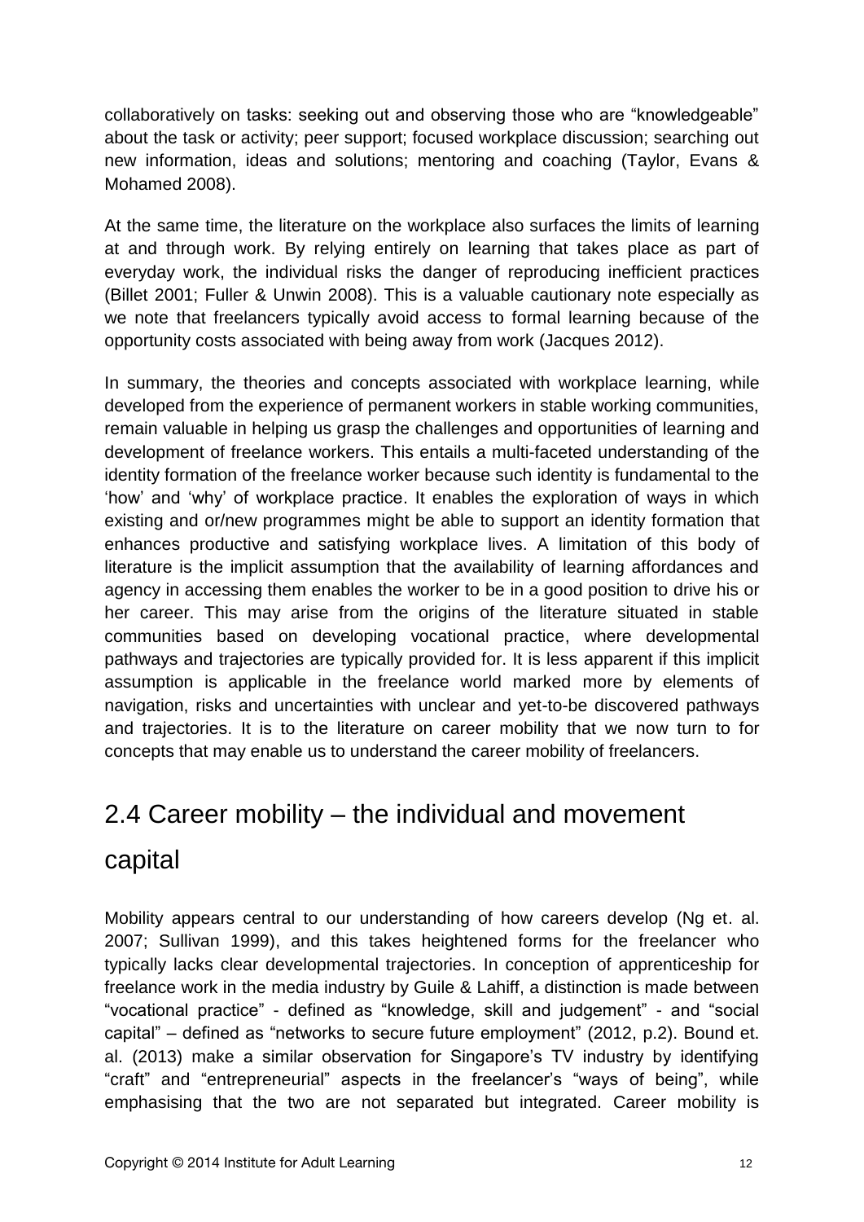collaboratively on tasks: seeking out and observing those who are "knowledgeable" about the task or activity; peer support; focused workplace discussion; searching out new information, ideas and solutions; mentoring and coaching (Taylor, Evans & Mohamed 2008).

At the same time, the literature on the workplace also surfaces the limits of learning at and through work. By relying entirely on learning that takes place as part of everyday work, the individual risks the danger of reproducing inefficient practices (Billet 2001; Fuller & Unwin 2008). This is a valuable cautionary note especially as we note that freelancers typically avoid access to formal learning because of the opportunity costs associated with being away from work (Jacques 2012).

In summary, the theories and concepts associated with workplace learning, while developed from the experience of permanent workers in stable working communities, remain valuable in helping us grasp the challenges and opportunities of learning and development of freelance workers. This entails a multi-faceted understanding of the identity formation of the freelance worker because such identity is fundamental to the 'how' and 'why' of workplace practice. It enables the exploration of ways in which existing and or/new programmes might be able to support an identity formation that enhances productive and satisfying workplace lives. A limitation of this body of literature is the implicit assumption that the availability of learning affordances and agency in accessing them enables the worker to be in a good position to drive his or her career. This may arise from the origins of the literature situated in stable communities based on developing vocational practice, where developmental pathways and trajectories are typically provided for. It is less apparent if this implicit assumption is applicable in the freelance world marked more by elements of navigation, risks and uncertainties with unclear and yet-to-be discovered pathways and trajectories. It is to the literature on career mobility that we now turn to for concepts that may enable us to understand the career mobility of freelancers.

## 2.4 Career mobility – the individual and movement capital

Mobility appears central to our understanding of how careers develop (Ng et. al. 2007; Sullivan 1999), and this takes heightened forms for the freelancer who typically lacks clear developmental trajectories. In conception of apprenticeship for freelance work in the media industry by Guile & Lahiff, a distinction is made between "vocational practice" - defined as "knowledge, skill and judgement" - and "social capital" – defined as "networks to secure future employment" (2012, p.2). Bound et. al. (2013) make a similar observation for Singapore's TV industry by identifying "craft" and "entrepreneurial" aspects in the freelancer's "ways of being", while emphasising that the two are not separated but integrated. Career mobility is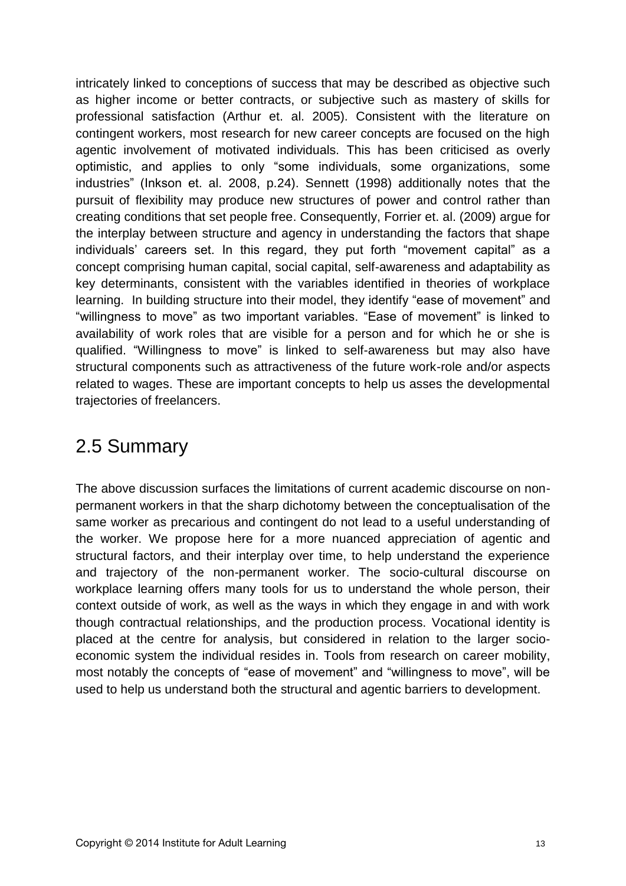intricately linked to conceptions of success that may be described as objective such as higher income or better contracts, or subjective such as mastery of skills for professional satisfaction (Arthur et. al. 2005). Consistent with the literature on contingent workers, most research for new career concepts are focused on the high agentic involvement of motivated individuals. This has been criticised as overly optimistic, and applies to only "some individuals, some organizations, some industries" (Inkson et. al. 2008, p.24). Sennett (1998) additionally notes that the pursuit of flexibility may produce new structures of power and control rather than creating conditions that set people free. Consequently, Forrier et. al. (2009) argue for the interplay between structure and agency in understanding the factors that shape individuals' careers set. In this regard, they put forth "movement capital" as a concept comprising human capital, social capital, self-awareness and adaptability as key determinants, consistent with the variables identified in theories of workplace learning. In building structure into their model, they identify "ease of movement" and "willingness to move" as two important variables. "Ease of movement" is linked to availability of work roles that are visible for a person and for which he or she is qualified. "Willingness to move" is linked to self-awareness but may also have structural components such as attractiveness of the future work-role and/or aspects related to wages. These are important concepts to help us asses the developmental trajectories of freelancers.

## 2.5 Summary

The above discussion surfaces the limitations of current academic discourse on non-permanent workers in that the sharp dichotomy between the conceptualisation of the same worker as precarious and contingent do not lead to a useful understanding of the worker. We propose here for a more nuanced appreciation of agentic and structural factors, and their interplay over time, to help understand the experience and trajectory of the non-permanent worker. The socio-cultural discourse on workplace learning offers many tools for us to understand the whole person, their context outside of work, as well as the ways in which they engage in and with work though contractual relationships, and the production process. Vocational identity is placed at the centre for analysis, but considered in relation to the larger socio-economic system the individual resides in. Tools from research on career mobility, most notably the concepts of "ease of movement" and "willingness to move", will be used to help us understand both the structural and agentic barriers to development.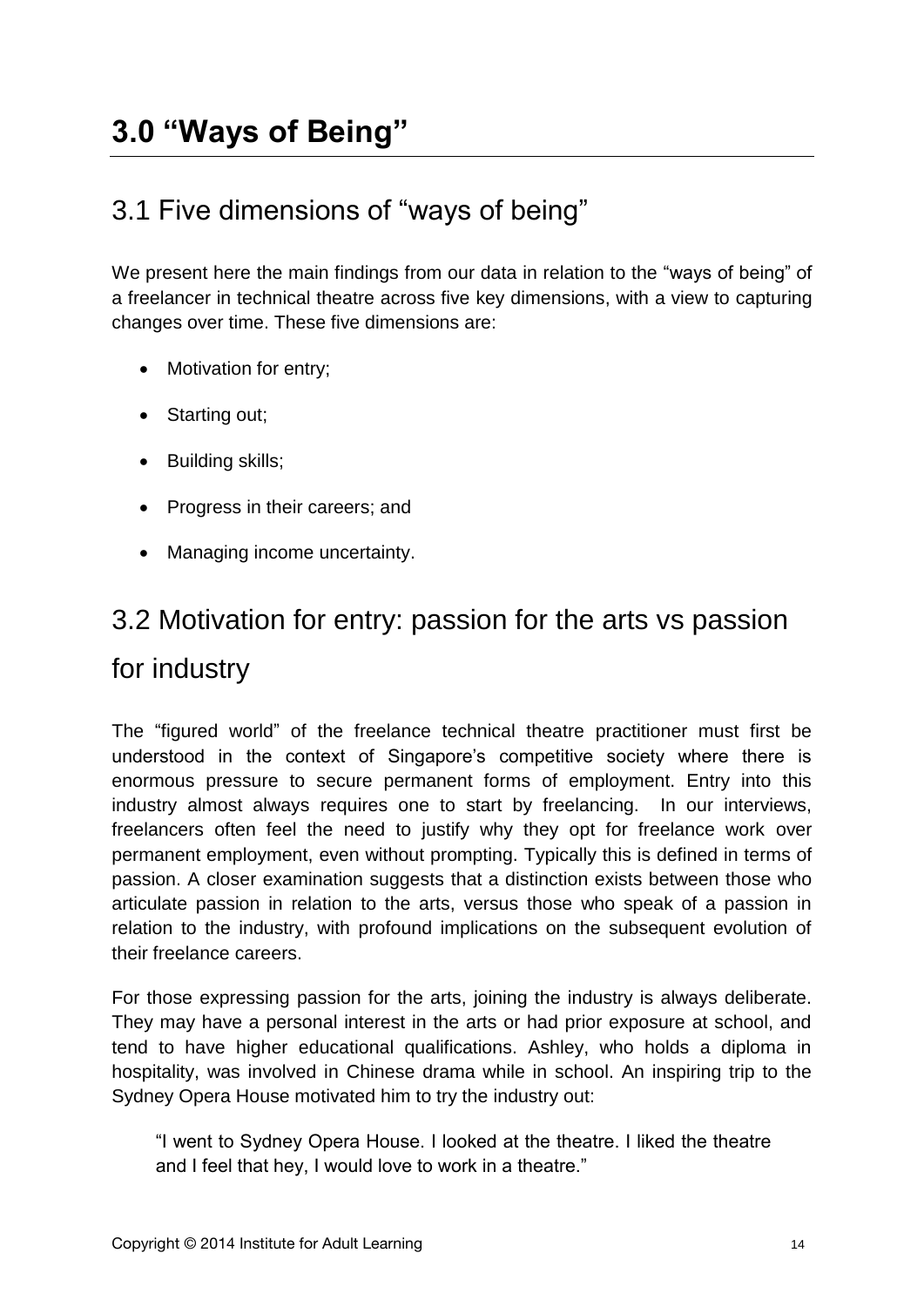# 3.0 "Ways of Being"

## 3.1 Five dimensions of "ways of being"

We present here the main findings from our data in relation to the "ways of being" of a freelancer in technical theatre across five key dimensions, with a view to capturing changes over time. These five dimensions are:

- Motivation for entry;
- Starting out;
- Building skills;
- Progress in their careers; and
- Managing income uncertainty.

## 3.2 Motivation for entry: passion for the arts vs passion for industry

The "figured world" of the freelance technical theatre practitioner must first be understood in the context of Singapore's competitive society where there is enormous pressure to secure permanent forms of employment. Entry into this industry almost always requires one to start by freelancing. In our interviews, freelancers often feel the need to justify why they opt for freelance work over permanent employment, even without prompting. Typically this is defined in terms of passion. A closer examination suggests that a distinction exists between those who articulate passion in relation to the arts, versus those who speak of a passion in relation to the industry, with profound implications on the subsequent evolution of their freelance careers.

For those expressing passion for the arts, joining the industry is always deliberate. They may have a personal interest in the arts or had prior exposure at school, and tend to have higher educational qualifications. Ashley, who holds a diploma in hospitality, was involved in Chinese drama while in school. An inspiring trip to the Sydney Opera House motivated him to try the industry out:

> "I went to Sydney Opera House. I looked at the theatre. I liked the theatre and I feel that hey, I would love to work in a theatre."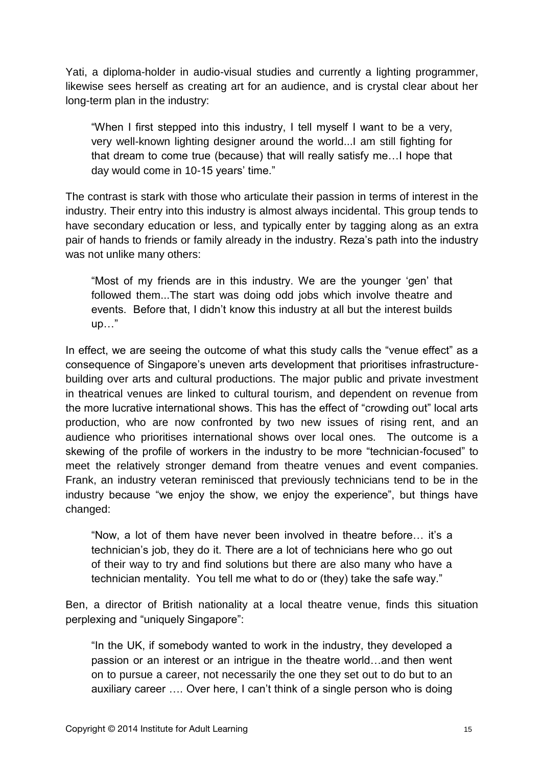Yati, a diploma-holder in audio-visual studies and currently a lighting programmer, likewise sees herself as creating art for an audience, and is crystal clear about her long-term plan in the industry:

> "When I first stepped into this industry, I tell myself I want to be a very, very well-known lighting designer around the world...I am still fighting for that dream to come true (because) that will really satisfy me…I hope that day would come in 10-15 years' time."

The contrast is stark with those who articulate their passion in terms of interest in the industry. Their entry into this industry is almost always incidental. This group tends to have secondary education or less, and typically enter by tagging along as an extra pair of hands to friends or family already in the industry. Reza's path into the industry was not unlike many others:

> "Most of my friends are in this industry. We are the younger 'gen' that followed them...The start was doing odd jobs which involve theatre and events. Before that, I didn't know this industry at all but the interest builds up…"

In effect, we are seeing the outcome of what this study calls the "venue effect" as a consequence of Singapore's uneven arts development that prioritises infrastructure-building over arts and cultural productions. The major public and private investment in theatrical venues are linked to cultural tourism, and dependent on revenue from the more lucrative international shows. This has the effect of "crowding out" local arts production, who are now confronted by two new issues of rising rent, and an audience who prioritises international shows over local ones. The outcome is a skewing of the profile of workers in the industry to be more "technician-focused" to meet the relatively stronger demand from theatre venues and event companies. Frank, an industry veteran reminisced that previously technicians tend to be in the industry because "we enjoy the show, we enjoy the experience", but things have changed:

> "Now, a lot of them have never been involved in theatre before… it's a technician's job, they do it. There are a lot of technicians here who go out of their way to try and find solutions but there are also many who have a technician mentality. You tell me what to do or (they) take the safe way."

Ben, a director of British nationality at a local theatre venue, finds this situation perplexing and "uniquely Singapore":

> "In the UK, if somebody wanted to work in the industry, they developed a passion or an interest or an intrigue in the theatre world…and then went on to pursue a career, not necessarily the one they set out to do but to an auxiliary career …. Over here, I can't think of a single person who is doing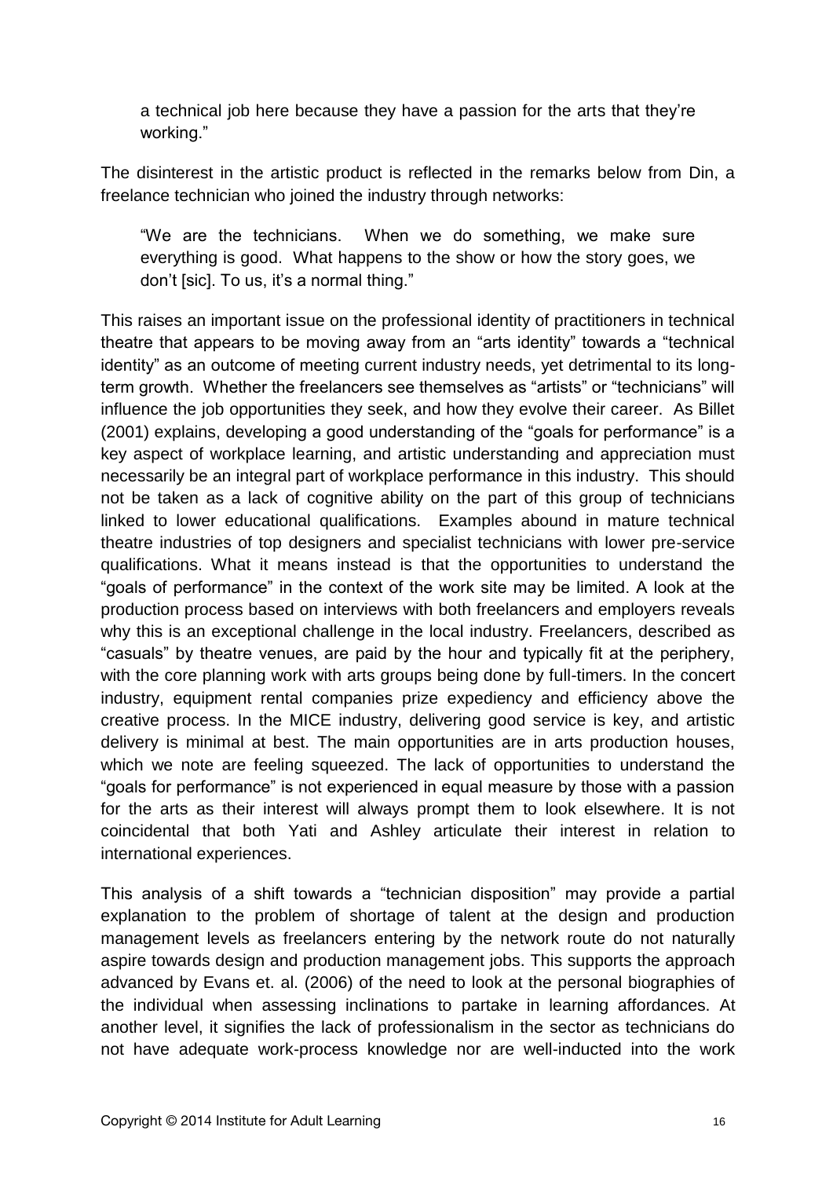> a technical job here because they have a passion for the arts that they're working."

The disinterest in the artistic product is reflected in the remarks below from Din, a freelance technician who joined the industry through networks:

> "We are the technicians. When we do something, we make sure everything is good. What happens to the show or how the story goes, we don't [sic]. To us, it's a normal thing."

This raises an important issue on the professional identity of practitioners in technical theatre that appears to be moving away from an "arts identity" towards a "technical identity" as an outcome of meeting current industry needs, yet detrimental to its long-term growth. Whether the freelancers see themselves as "artists" or "technicians" will influence the job opportunities they seek, and how they evolve their career. As Billet (2001) explains, developing a good understanding of the "goals for performance" is a key aspect of workplace learning, and artistic understanding and appreciation must necessarily be an integral part of workplace performance in this industry. This should not be taken as a lack of cognitive ability on the part of this group of technicians linked to lower educational qualifications. Examples abound in mature technical theatre industries of top designers and specialist technicians with lower pre-service qualifications. What it means instead is that the opportunities to understand the "goals of performance" in the context of the work site may be limited. A look at the production process based on interviews with both freelancers and employers reveals why this is an exceptional challenge in the local industry. Freelancers, described as "casuals" by theatre venues, are paid by the hour and typically fit at the periphery, with the core planning work with arts groups being done by full-timers. In the concert industry, equipment rental companies prize expediency and efficiency above the creative process. In the MICE industry, delivering good service is key, and artistic delivery is minimal at best. The main opportunities are in arts production houses, which we note are feeling squeezed. The lack of opportunities to understand the "goals for performance" is not experienced in equal measure by those with a passion for the arts as their interest will always prompt them to look elsewhere. It is not coincidental that both Yati and Ashley articulate their interest in relation to international experiences.

This analysis of a shift towards a "technician disposition" may provide a partial explanation to the problem of shortage of talent at the design and production management levels as freelancers entering by the network route do not naturally aspire towards design and production management jobs. This supports the approach advanced by Evans et. al. (2006) of the need to look at the personal biographies of the individual when assessing inclinations to partake in learning affordances. At another level, it signifies the lack of professionalism in the sector as technicians do not have adequate work-process knowledge nor are well-inducted into the work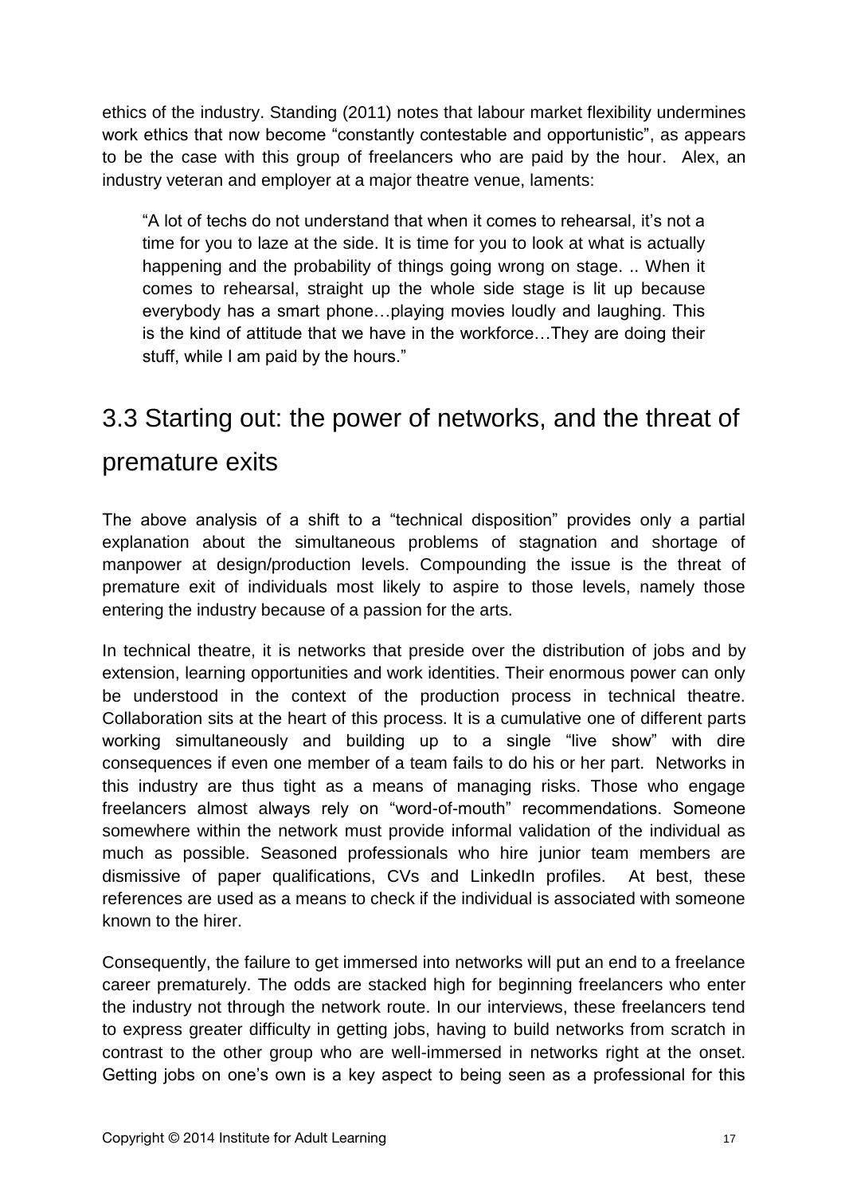ethics of the industry. Standing (2011) notes that labour market flexibility undermines work ethics that now become "constantly contestable and opportunistic", as appears to be the case with this group of freelancers who are paid by the hour. Alex, an industry veteran and employer at a major theatre venue, laments:

> "A lot of techs do not understand that when it comes to rehearsal, it's not a time for you to laze at the side. It is time for you to look at what is actually happening and the probability of things going wrong on stage. .. When it comes to rehearsal, straight up the whole side stage is lit up because everybody has a smart phone…playing movies loudly and laughing. This is the kind of attitude that we have in the workforce…They are doing their stuff, while I am paid by the hours."

## 3.3 Starting out: the power of networks, and the threat of premature exits

The above analysis of a shift to a "technical disposition" provides only a partial explanation about the simultaneous problems of stagnation and shortage of manpower at design/production levels. Compounding the issue is the threat of premature exit of individuals most likely to aspire to those levels, namely those entering the industry because of a passion for the arts.

In technical theatre, it is networks that preside over the distribution of jobs and by extension, learning opportunities and work identities. Their enormous power can only be understood in the context of the production process in technical theatre. Collaboration sits at the heart of this process. It is a cumulative one of different parts working simultaneously and building up to a single "live show" with dire consequences if even one member of a team fails to do his or her part. Networks in this industry are thus tight as a means of managing risks. Those who engage freelancers almost always rely on "word-of-mouth" recommendations. Someone somewhere within the network must provide informal validation of the individual as much as possible. Seasoned professionals who hire junior team members are dismissive of paper qualifications, CVs and LinkedIn profiles. At best, these references are used as a means to check if the individual is associated with someone known to the hirer.

Consequently, the failure to get immersed into networks will put an end to a freelance career prematurely. The odds are stacked high for beginning freelancers who enter the industry not through the network route. In our interviews, these freelancers tend to express greater difficulty in getting jobs, having to build networks from scratch in contrast to the other group who are well-immersed in networks right at the onset. Getting jobs on one's own is a key aspect to being seen as a professional for this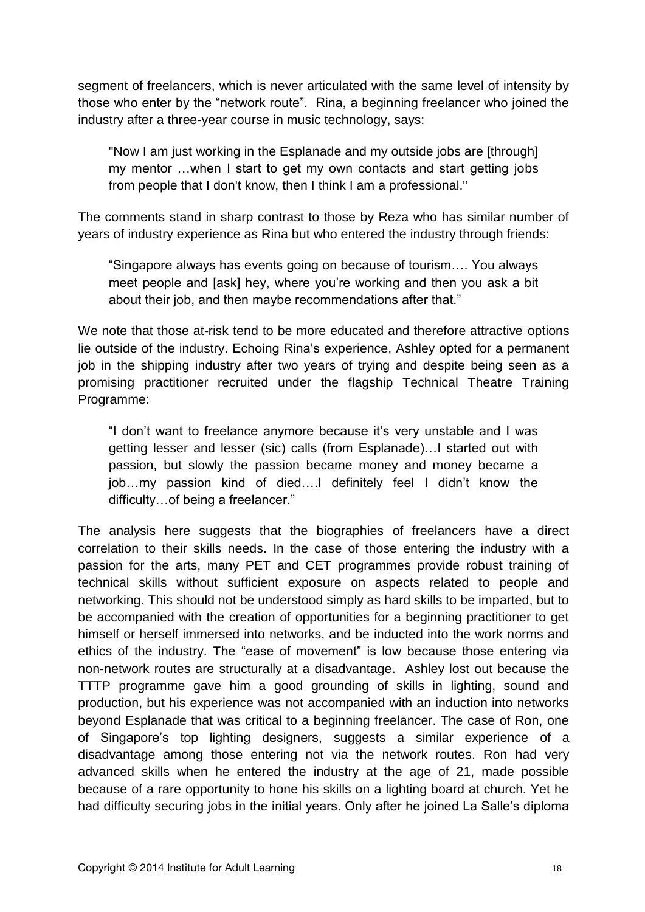segment of freelancers, which is never articulated with the same level of intensity by those who enter by the "network route". Rina, a beginning freelancer who joined the industry after a three-year course in music technology, says:

> "Now I am just working in the Esplanade and my outside jobs are [through] my mentor …when I start to get my own contacts and start getting jobs from people that I don't know, then I think I am a professional."

The comments stand in sharp contrast to those by Reza who has similar number of years of industry experience as Rina but who entered the industry through friends:

> "Singapore always has events going on because of tourism…. You always meet people and [ask] hey, where you're working and then you ask a bit about their job, and then maybe recommendations after that."

We note that those at-risk tend to be more educated and therefore attractive options lie outside of the industry. Echoing Rina's experience, Ashley opted for a permanent job in the shipping industry after two years of trying and despite being seen as a promising practitioner recruited under the flagship Technical Theatre Training Programme:

> "I don't want to freelance anymore because it's very unstable and I was getting lesser and lesser (sic) calls (from Esplanade)…I started out with passion, but slowly the passion became money and money became a job…my passion kind of died….I definitely feel I didn't know the difficulty…of being a freelancer."

The analysis here suggests that the biographies of freelancers have a direct correlation to their skills needs. In the case of those entering the industry with a passion for the arts, many PET and CET programmes provide robust training of technical skills without sufficient exposure on aspects related to people and networking. This should not be understood simply as hard skills to be imparted, but to be accompanied with the creation of opportunities for a beginning practitioner to get himself or herself immersed into networks, and be inducted into the work norms and ethics of the industry. The "ease of movement" is low because those entering via non-network routes are structurally at a disadvantage. Ashley lost out because the TTTP programme gave him a good grounding of skills in lighting, sound and production, but his experience was not accompanied with an induction into networks beyond Esplanade that was critical to a beginning freelancer. The case of Ron, one of Singapore's top lighting designers, suggests a similar experience of a disadvantage among those entering not via the network routes. Ron had very advanced skills when he entered the industry at the age of 21, made possible because of a rare opportunity to hone his skills on a lighting board at church. Yet he had difficulty securing jobs in the initial years. Only after he joined La Salle's diploma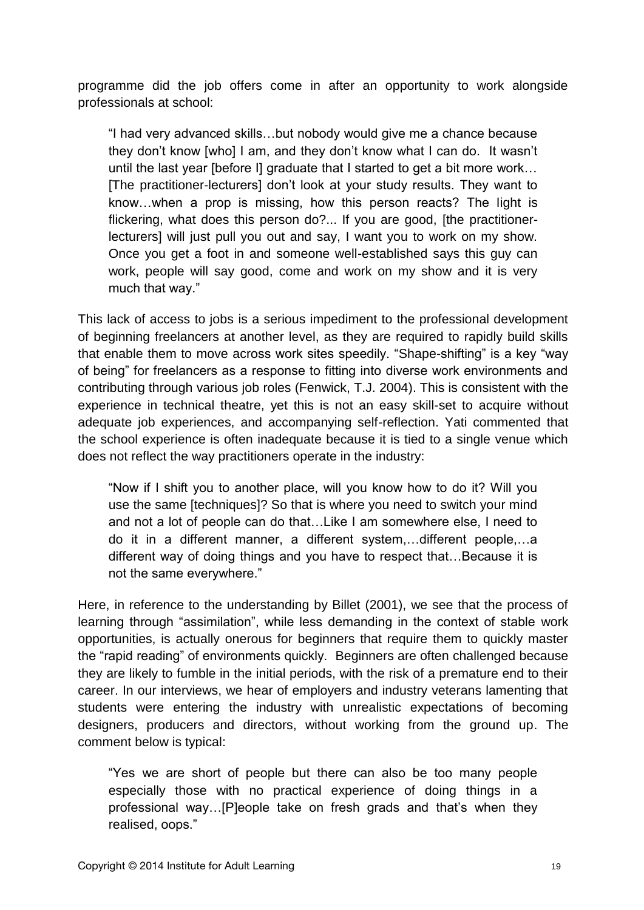programme did the job offers come in after an opportunity to work alongside professionals at school:

> "I had very advanced skills…but nobody would give me a chance because they don't know [who] I am, and they don't know what I can do. It wasn't until the last year [before I] graduate that I started to get a bit more work… [The practitioner-lecturers] don't look at your study results. They want to know…when a prop is missing, how this person reacts? The light is flickering, what does this person do?... If you are good, [the practitioner-lecturers] will just pull you out and say, I want you to work on my show. Once you get a foot in and someone well-established says this guy can work, people will say good, come and work on my show and it is very much that way."

This lack of access to jobs is a serious impediment to the professional development of beginning freelancers at another level, as they are required to rapidly build skills that enable them to move across work sites speedily. "Shape-shifting" is a key "way of being" for freelancers as a response to fitting into diverse work environments and contributing through various job roles (Fenwick, T.J. 2004). This is consistent with the experience in technical theatre, yet this is not an easy skill-set to acquire without adequate job experiences, and accompanying self-reflection. Yati commented that the school experience is often inadequate because it is tied to a single venue which does not reflect the way practitioners operate in the industry:

> "Now if I shift you to another place, will you know how to do it? Will you use the same [techniques]? So that is where you need to switch your mind and not a lot of people can do that…Like I am somewhere else, I need to do it in a different manner, a different system,…different people,…a different way of doing things and you have to respect that…Because it is not the same everywhere."

Here, in reference to the understanding by Billet (2001), we see that the process of learning through "assimilation", while less demanding in the context of stable work opportunities, is actually onerous for beginners that require them to quickly master the "rapid reading" of environments quickly. Beginners are often challenged because they are likely to fumble in the initial periods, with the risk of a premature end to their career. In our interviews, we hear of employers and industry veterans lamenting that students were entering the industry with unrealistic expectations of becoming designers, producers and directors, without working from the ground up. The comment below is typical:

> "Yes we are short of people but there can also be too many people especially those with no practical experience of doing things in a professional way…[P]eople take on fresh grads and that's when they realised, oops."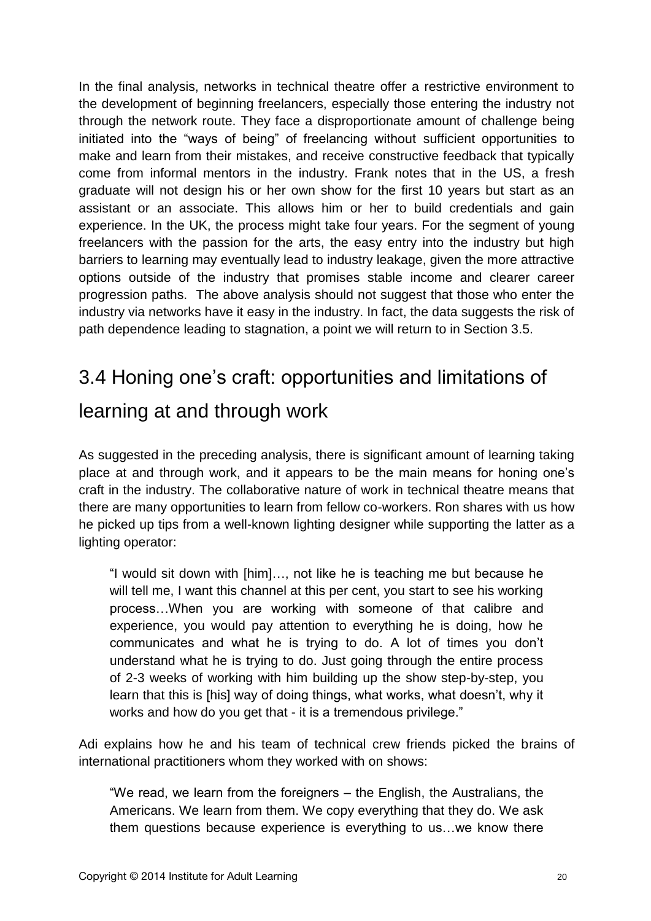In the final analysis, networks in technical theatre offer a restrictive environment to the development of beginning freelancers, especially those entering the industry not through the network route. They face a disproportionate amount of challenge being initiated into the "ways of being" of freelancing without sufficient opportunities to make and learn from their mistakes, and receive constructive feedback that typically come from informal mentors in the industry. Frank notes that in the US, a fresh graduate will not design his or her own show for the first 10 years but start as an assistant or an associate. This allows him or her to build credentials and gain experience. In the UK, the process might take four years. For the segment of young freelancers with the passion for the arts, the easy entry into the industry but high barriers to learning may eventually lead to industry leakage, given the more attractive options outside of the industry that promises stable income and clearer career progression paths. The above analysis should not suggest that those who enter the industry via networks have it easy in the industry. In fact, the data suggests the risk of path dependence leading to stagnation, a point we will return to in Section 3.5.

## 3.4 Honing one's craft: opportunities and limitations of learning at and through work

As suggested in the preceding analysis, there is significant amount of learning taking place at and through work, and it appears to be the main means for honing one's craft in the industry. The collaborative nature of work in technical theatre means that there are many opportunities to learn from fellow co-workers. Ron shares with us how he picked up tips from a well-known lighting designer while supporting the latter as a lighting operator:

> "I would sit down with [him]…, not like he is teaching me but because he will tell me, I want this channel at this per cent, you start to see his working process…When you are working with someone of that calibre and experience, you would pay attention to everything he is doing, how he communicates and what he is trying to do. A lot of times you don't understand what he is trying to do. Just going through the entire process of 2-3 weeks of working with him building up the show step-by-step, you learn that this is [his] way of doing things, what works, what doesn't, why it works and how do you get that - it is a tremendous privilege."

Adi explains how he and his team of technical crew friends picked the brains of international practitioners whom they worked with on shows:

> "We read, we learn from the foreigners – the English, the Australians, the Americans. We learn from them. We copy everything that they do. We ask them questions because experience is everything to us…we know there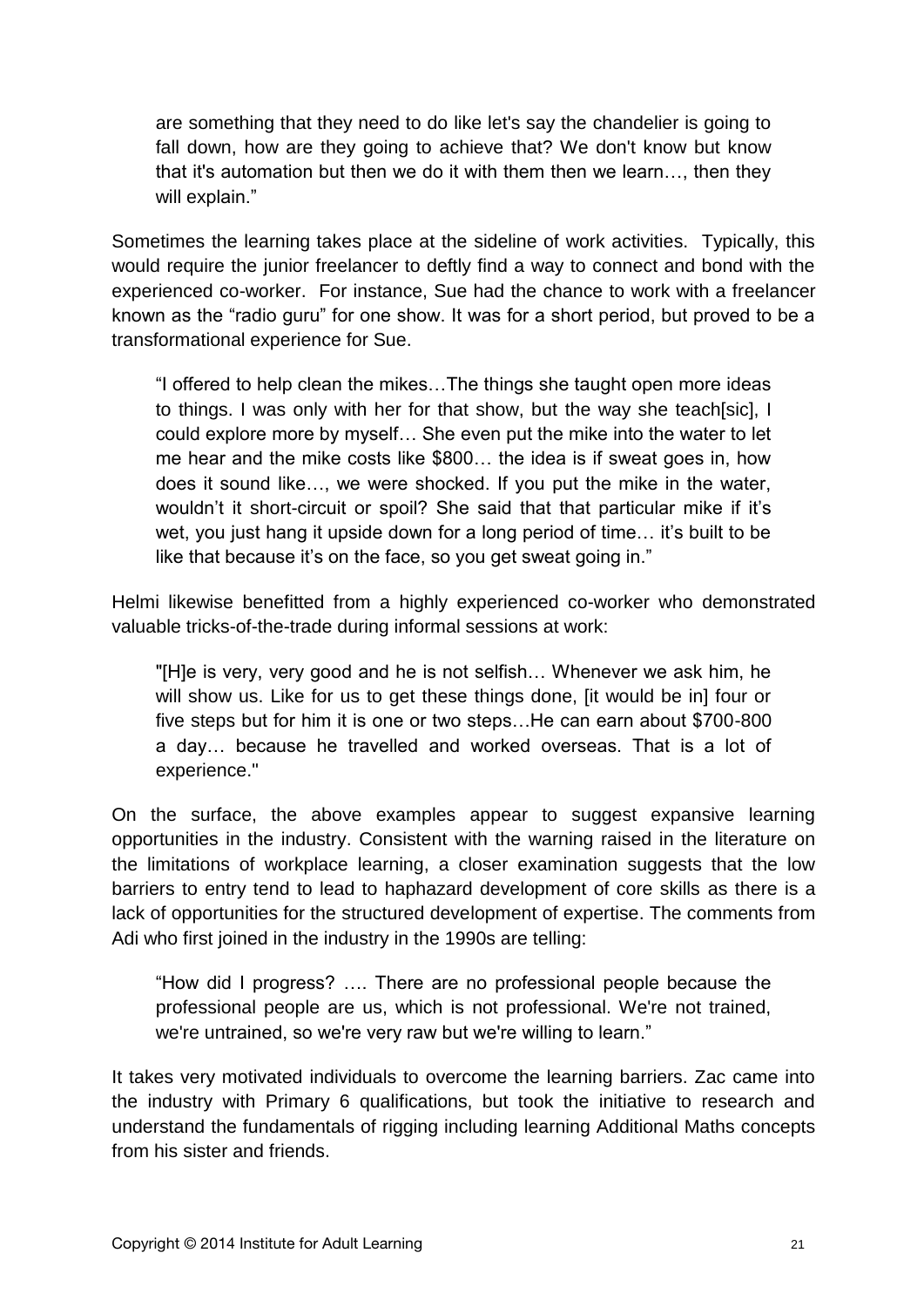> are something that they need to do like let's say the chandelier is going to fall down, how are they going to achieve that? We don't know but know that it's automation but then we do it with them then we learn…, then they will explain."

Sometimes the learning takes place at the sideline of work activities. Typically, this would require the junior freelancer to deftly find a way to connect and bond with the experienced co-worker. For instance, Sue had the chance to work with a freelancer known as the "radio guru" for one show. It was for a short period, but proved to be a transformational experience for Sue.

> "I offered to help clean the mikes…The things she taught open more ideas to things. I was only with her for that show, but the way she teach[sic], I could explore more by myself… She even put the mike into the water to let me hear and the mike costs like $800… the idea is if sweat goes in, how does it sound like…, we were shocked. If you put the mike in the water, wouldn't it short-circuit or spoil? She said that that particular mike if it's wet, you just hang it upside down for a long period of time… it's built to be like that because it's on the face, so you get sweat going in."

Helmi likewise benefitted from a highly experienced co-worker who demonstrated valuable tricks-of-the-trade during informal sessions at work:

> "[H]e is very, very good and he is not selfish… Whenever we ask him, he will show us. Like for us to get these things done, [it would be in] four or five steps but for him it is one or two steps…He can earn about $700-800 a day… because he travelled and worked overseas. That is a lot of experience."

On the surface, the above examples appear to suggest expansive learning opportunities in the industry. Consistent with the warning raised in the literature on the limitations of workplace learning, a closer examination suggests that the low barriers to entry tend to lead to haphazard development of core skills as there is a lack of opportunities for the structured development of expertise. The comments from Adi who first joined in the industry in the 1990s are telling:

> "How did I progress? …. There are no professional people because the professional people are us, which is not professional. We're not trained, we're untrained, so we're very raw but we're willing to learn."

It takes very motivated individuals to overcome the learning barriers. Zac came into the industry with Primary 6 qualifications, but took the initiative to research and understand the fundamentals of rigging including learning Additional Maths concepts from his sister and friends.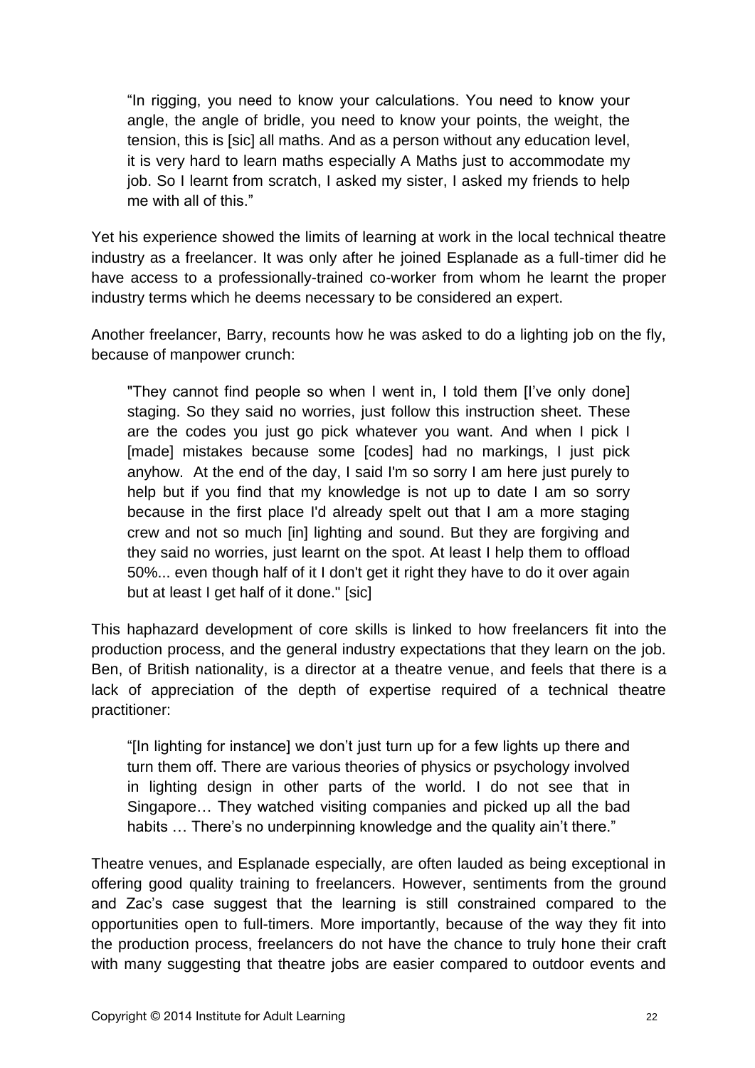> "In rigging, you need to know your calculations. You need to know your angle, the angle of bridle, you need to know your points, the weight, the tension, this is [sic] all maths. And as a person without any education level, it is very hard to learn maths especially A Maths just to accommodate my job. So I learnt from scratch, I asked my sister, I asked my friends to help me with all of this."

Yet his experience showed the limits of learning at work in the local technical theatre industry as a freelancer. It was only after he joined Esplanade as a full-timer did he have access to a professionally-trained co-worker from whom he learnt the proper industry terms which he deems necessary to be considered an expert.

Another freelancer, Barry, recounts how he was asked to do a lighting job on the fly, because of manpower crunch:

> "They cannot find people so when I went in, I told them [I've only done] staging. So they said no worries, just follow this instruction sheet. These are the codes you just go pick whatever you want. And when I pick I [made] mistakes because some [codes] had no markings, I just pick anyhow. At the end of the day, I said I'm so sorry I am here just purely to help but if you find that my knowledge is not up to date I am so sorry because in the first place I'd already spelt out that I am a more staging crew and not so much [in] lighting and sound. But they are forgiving and they said no worries, just learnt on the spot. At least I help them to offload 50%... even though half of it I don't get it right they have to do it over again but at least I get half of it done." [sic]

This haphazard development of core skills is linked to how freelancers fit into the production process, and the general industry expectations that they learn on the job. Ben, of British nationality, is a director at a theatre venue, and feels that there is a lack of appreciation of the depth of expertise required of a technical theatre practitioner:

> "[In lighting for instance] we don't just turn up for a few lights up there and turn them off. There are various theories of physics or psychology involved in lighting design in other parts of the world. I do not see that in Singapore… They watched visiting companies and picked up all the bad habits … There's no underpinning knowledge and the quality ain't there."

Theatre venues, and Esplanade especially, are often lauded as being exceptional in offering good quality training to freelancers. However, sentiments from the ground and Zac's case suggest that the learning is still constrained compared to the opportunities open to full-timers. More importantly, because of the way they fit into the production process, freelancers do not have the chance to truly hone their craft with many suggesting that theatre jobs are easier compared to outdoor events and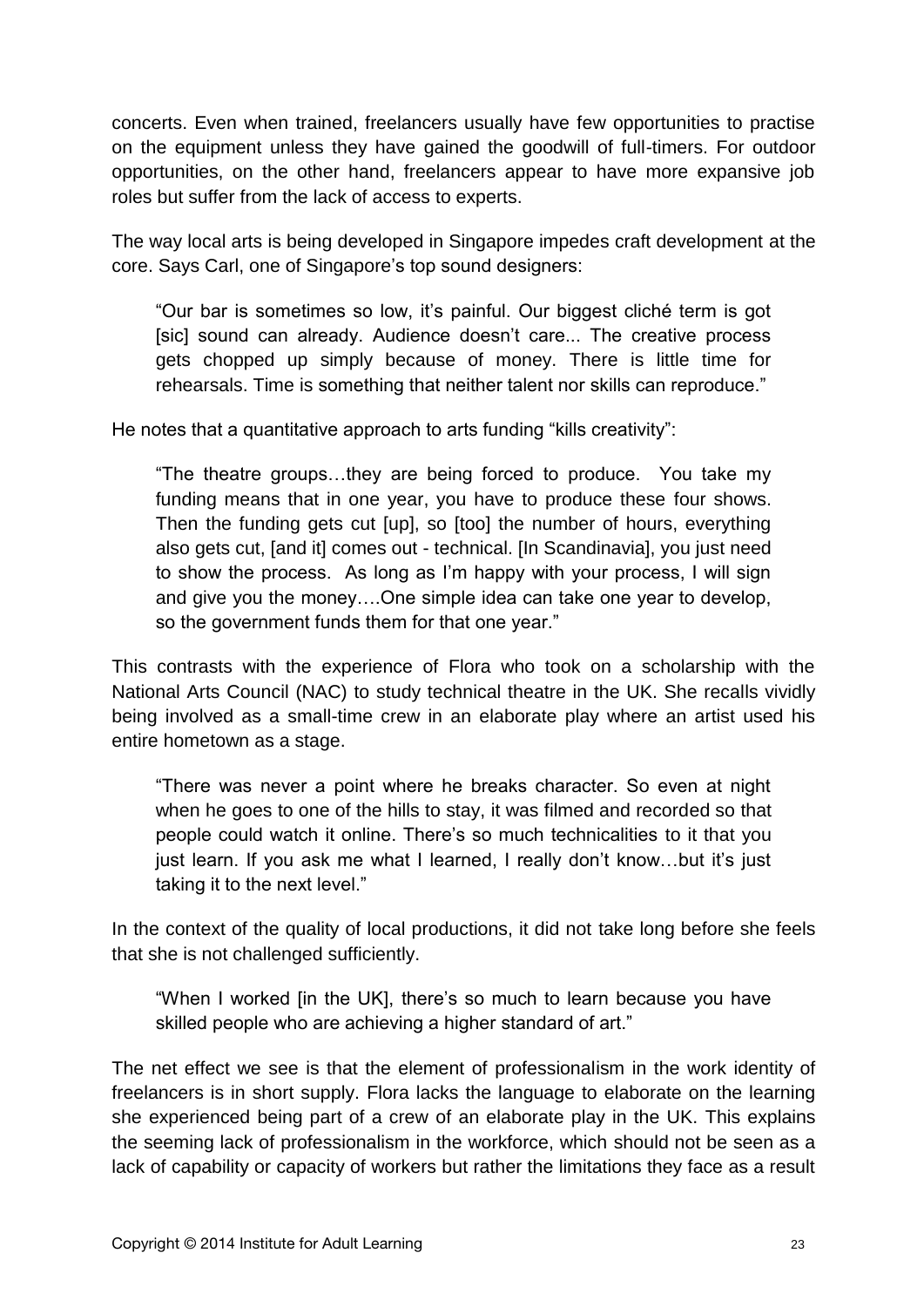concerts. Even when trained, freelancers usually have few opportunities to practise on the equipment unless they have gained the goodwill of full-timers. For outdoor opportunities, on the other hand, freelancers appear to have more expansive job roles but suffer from the lack of access to experts.

The way local arts is being developed in Singapore impedes craft development at the core. Says Carl, one of Singapore's top sound designers:

> "Our bar is sometimes so low, it's painful. Our biggest cliché term is got [sic] sound can already. Audience doesn't care... The creative process gets chopped up simply because of money. There is little time for rehearsals. Time is something that neither talent nor skills can reproduce."

He notes that a quantitative approach to arts funding "kills creativity":

> "The theatre groups…they are being forced to produce. You take my funding means that in one year, you have to produce these four shows. Then the funding gets cut [up], so [too] the number of hours, everything also gets cut, [and it] comes out - technical. [In Scandinavia], you just need to show the process. As long as I'm happy with your process, I will sign and give you the money….One simple idea can take one year to develop, so the government funds them for that one year."

This contrasts with the experience of Flora who took on a scholarship with the National Arts Council (NAC) to study technical theatre in the UK. She recalls vividly being involved as a small-time crew in an elaborate play where an artist used his entire hometown as a stage.

> "There was never a point where he breaks character. So even at night when he goes to one of the hills to stay, it was filmed and recorded so that people could watch it online. There's so much technicalities to it that you just learn. If you ask me what I learned, I really don't know…but it's just taking it to the next level."

In the context of the quality of local productions, it did not take long before she feels that she is not challenged sufficiently.

> "When I worked [in the UK], there's so much to learn because you have skilled people who are achieving a higher standard of art."

The net effect we see is that the element of professionalism in the work identity of freelancers is in short supply. Flora lacks the language to elaborate on the learning she experienced being part of a crew of an elaborate play in the UK. This explains the seeming lack of professionalism in the workforce, which should not be seen as a lack of capability or capacity of workers but rather the limitations they face as a result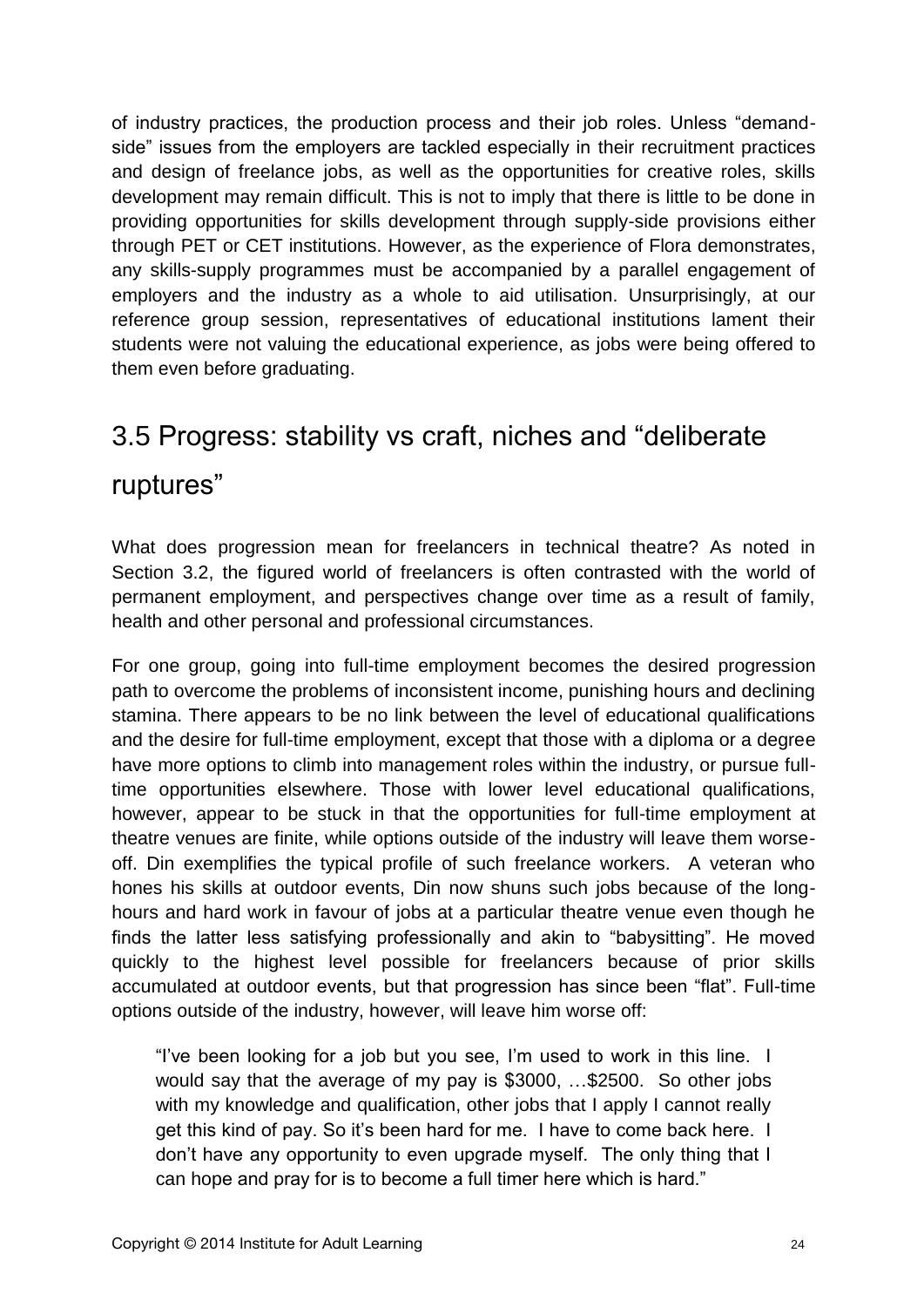of industry practices, the production process and their job roles. Unless "demand-side" issues from the employers are tackled especially in their recruitment practices and design of freelance jobs, as well as the opportunities for creative roles, skills development may remain difficult. This is not to imply that there is little to be done in providing opportunities for skills development through supply-side provisions either through PET or CET institutions. However, as the experience of Flora demonstrates, any skills-supply programmes must be accompanied by a parallel engagement of employers and the industry as a whole to aid utilisation. Unsurprisingly, at our reference group session, representatives of educational institutions lament their students were not valuing the educational experience, as jobs were being offered to them even before graduating.

## 3.5 Progress: stability vs craft, niches and "deliberate ruptures"

What does progression mean for freelancers in technical theatre? As noted in Section 3.2, the figured world of freelancers is often contrasted with the world of permanent employment, and perspectives change over time as a result of family, health and other personal and professional circumstances.

For one group, going into full-time employment becomes the desired progression path to overcome the problems of inconsistent income, punishing hours and declining stamina. There appears to be no link between the level of educational qualifications and the desire for full-time employment, except that those with a diploma or a degree have more options to climb into management roles within the industry, or pursue full-time opportunities elsewhere. Those with lower level educational qualifications, however, appear to be stuck in that the opportunities for full-time employment at theatre venues are finite, while options outside of the industry will leave them worse-off. Din exemplifies the typical profile of such freelance workers. A veteran who hones his skills at outdoor events, Din now shuns such jobs because of the long-hours and hard work in favour of jobs at a particular theatre venue even though he finds the latter less satisfying professionally and akin to "babysitting". He moved quickly to the highest level possible for freelancers because of prior skills accumulated at outdoor events, but that progression has since been "flat". Full-time options outside of the industry, however, will leave him worse off:

> "I've been looking for a job but you see, I'm used to work in this line. I would say that the average of my pay is $3000, …$2500. So other jobs with my knowledge and qualification, other jobs that I apply I cannot really get this kind of pay. So it's been hard for me. I have to come back here. I don't have any opportunity to even upgrade myself. The only thing that I can hope and pray for is to become a full timer here which is hard."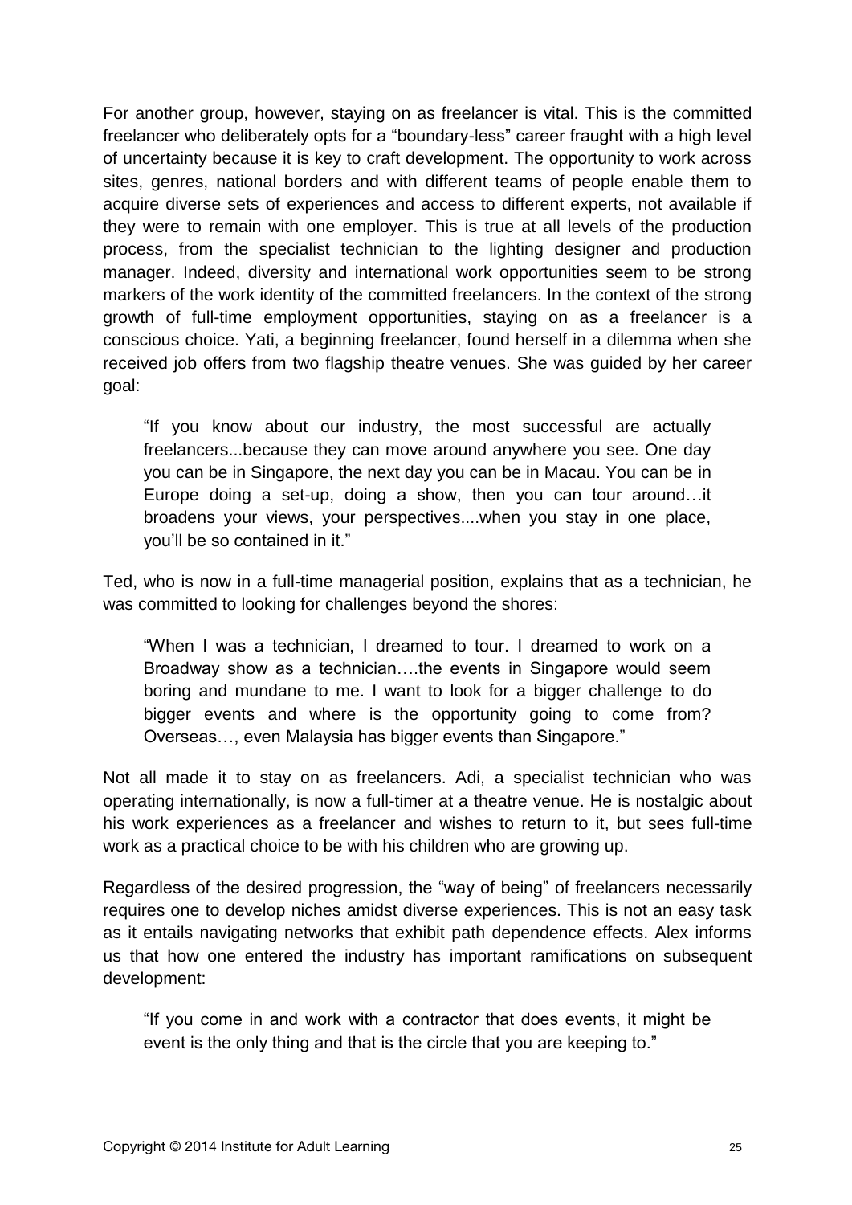For another group, however, staying on as freelancer is vital. This is the committed freelancer who deliberately opts for a "boundary-less" career fraught with a high level of uncertainty because it is key to craft development. The opportunity to work across sites, genres, national borders and with different teams of people enable them to acquire diverse sets of experiences and access to different experts, not available if they were to remain with one employer. This is true at all levels of the production process, from the specialist technician to the lighting designer and production manager. Indeed, diversity and international work opportunities seem to be strong markers of the work identity of the committed freelancers. In the context of the strong growth of full-time employment opportunities, staying on as a freelancer is a conscious choice. Yati, a beginning freelancer, found herself in a dilemma when she received job offers from two flagship theatre venues. She was guided by her career goal:

> "If you know about our industry, the most successful are actually freelancers...because they can move around anywhere you see. One day you can be in Singapore, the next day you can be in Macau. You can be in Europe doing a set-up, doing a show, then you can tour around…it broadens your views, your perspectives....when you stay in one place, you'll be so contained in it."

Ted, who is now in a full-time managerial position, explains that as a technician, he was committed to looking for challenges beyond the shores:

> "When I was a technician, I dreamed to tour. I dreamed to work on a Broadway show as a technician….the events in Singapore would seem boring and mundane to me. I want to look for a bigger challenge to do bigger events and where is the opportunity going to come from? Overseas…, even Malaysia has bigger events than Singapore."

Not all made it to stay on as freelancers. Adi, a specialist technician who was operating internationally, is now a full-timer at a theatre venue. He is nostalgic about his work experiences as a freelancer and wishes to return to it, but sees full-time work as a practical choice to be with his children who are growing up.

Regardless of the desired progression, the "way of being" of freelancers necessarily requires one to develop niches amidst diverse experiences. This is not an easy task as it entails navigating networks that exhibit path dependence effects. Alex informs us that how one entered the industry has important ramifications on subsequent development:

> "If you come in and work with a contractor that does events, it might be event is the only thing and that is the circle that you are keeping to."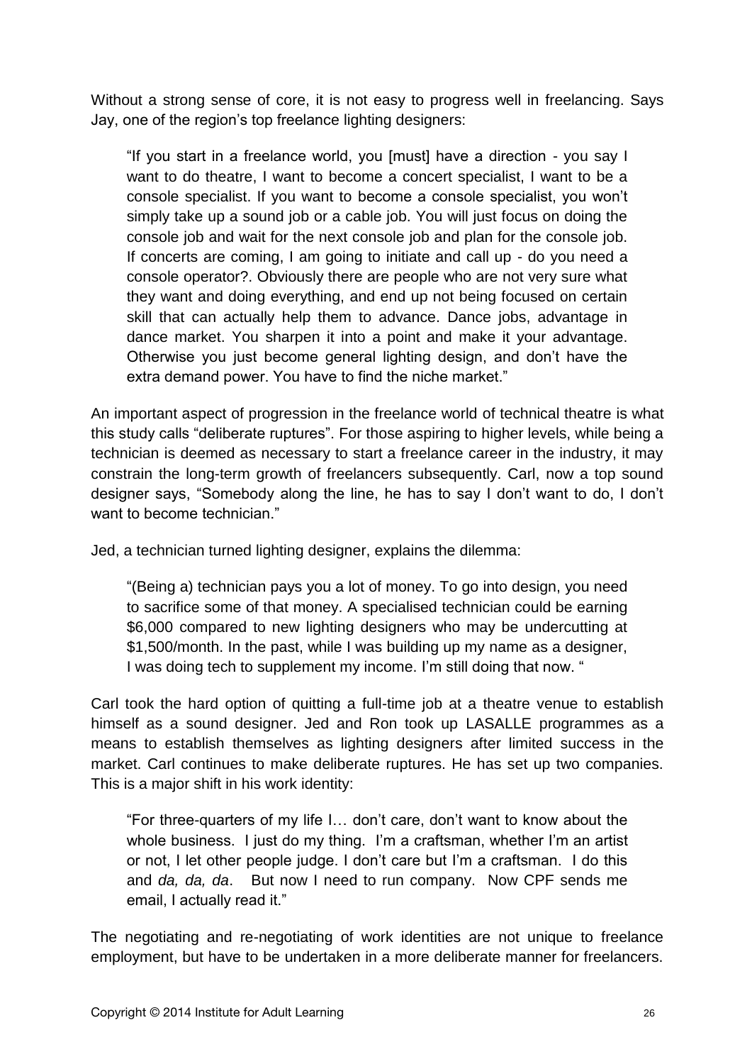Without a strong sense of core, it is not easy to progress well in freelancing. Says Jay, one of the region's top freelance lighting designers:

> "If you start in a freelance world, you [must] have a direction - you say I want to do theatre, I want to become a concert specialist, I want to be a console specialist. If you want to become a console specialist, you won't simply take up a sound job or a cable job. You will just focus on doing the console job and wait for the next console job and plan for the console job. If concerts are coming, I am going to initiate and call up - do you need a console operator?. Obviously there are people who are not very sure what they want and doing everything, and end up not being focused on certain skill that can actually help them to advance. Dance jobs, advantage in dance market. You sharpen it into a point and make it your advantage. Otherwise you just become general lighting design, and don't have the extra demand power. You have to find the niche market."

An important aspect of progression in the freelance world of technical theatre is what this study calls "deliberate ruptures". For those aspiring to higher levels, while being a technician is deemed as necessary to start a freelance career in the industry, it may constrain the long-term growth of freelancers subsequently. Carl, now a top sound designer says, "Somebody along the line, he has to say I don't want to do, I don't want to become technician."

Jed, a technician turned lighting designer, explains the dilemma:

> "(Being a) technician pays you a lot of money. To go into design, you need to sacrifice some of that money. A specialised technician could be earning $6,000 compared to new lighting designers who may be undercutting at $1,500/month. In the past, while I was building up my name as a designer, I was doing tech to supplement my income. I'm still doing that now. "

Carl took the hard option of quitting a full-time job at a theatre venue to establish himself as a sound designer. Jed and Ron took up LASALLE programmes as a means to establish themselves as lighting designers after limited success in the market. Carl continues to make deliberate ruptures. He has set up two companies. This is a major shift in his work identity:

> "For three-quarters of my life I… don't care, don't want to know about the whole business. I just do my thing. I'm a craftsman, whether I'm an artist or not, I let other people judge. I don't care but I'm a craftsman. I do this and *da, da, da*. But now I need to run company. Now CPF sends me email, I actually read it."

The negotiating and re-negotiating of work identities are not unique to freelance employment, but have to be undertaken in a more deliberate manner for freelancers.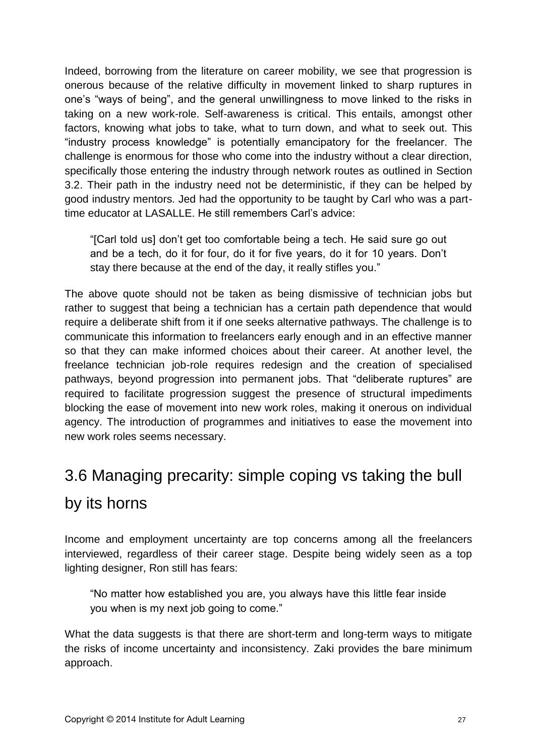Indeed, borrowing from the literature on career mobility, we see that progression is onerous because of the relative difficulty in movement linked to sharp ruptures in one's "ways of being", and the general unwillingness to move linked to the risks in taking on a new work-role. Self-awareness is critical. This entails, amongst other factors, knowing what jobs to take, what to turn down, and what to seek out. This "industry process knowledge" is potentially emancipatory for the freelancer. The challenge is enormous for those who come into the industry without a clear direction, specifically those entering the industry through network routes as outlined in Section 3.2. Their path in the industry need not be deterministic, if they can be helped by good industry mentors. Jed had the opportunity to be taught by Carl who was a part-time educator at LASALLE. He still remembers Carl's advice:

> "[Carl told us] don't get too comfortable being a tech. He said sure go out and be a tech, do it for four, do it for five years, do it for 10 years. Don't stay there because at the end of the day, it really stifles you."

The above quote should not be taken as being dismissive of technician jobs but rather to suggest that being a technician has a certain path dependence that would require a deliberate shift from it if one seeks alternative pathways. The challenge is to communicate this information to freelancers early enough and in an effective manner so that they can make informed choices about their career. At another level, the freelance technician job-role requires redesign and the creation of specialised pathways, beyond progression into permanent jobs. That "deliberate ruptures" are required to facilitate progression suggest the presence of structural impediments blocking the ease of movement into new work roles, making it onerous on individual agency. The introduction of programmes and initiatives to ease the movement into new work roles seems necessary.

## 3.6 Managing precarity: simple coping vs taking the bull by its horns

Income and employment uncertainty are top concerns among all the freelancers interviewed, regardless of their career stage. Despite being widely seen as a top lighting designer, Ron still has fears:

> "No matter how established you are, you always have this little fear inside you when is my next job going to come."

What the data suggests is that there are short-term and long-term ways to mitigate the risks of income uncertainty and inconsistency. Zaki provides the bare minimum approach.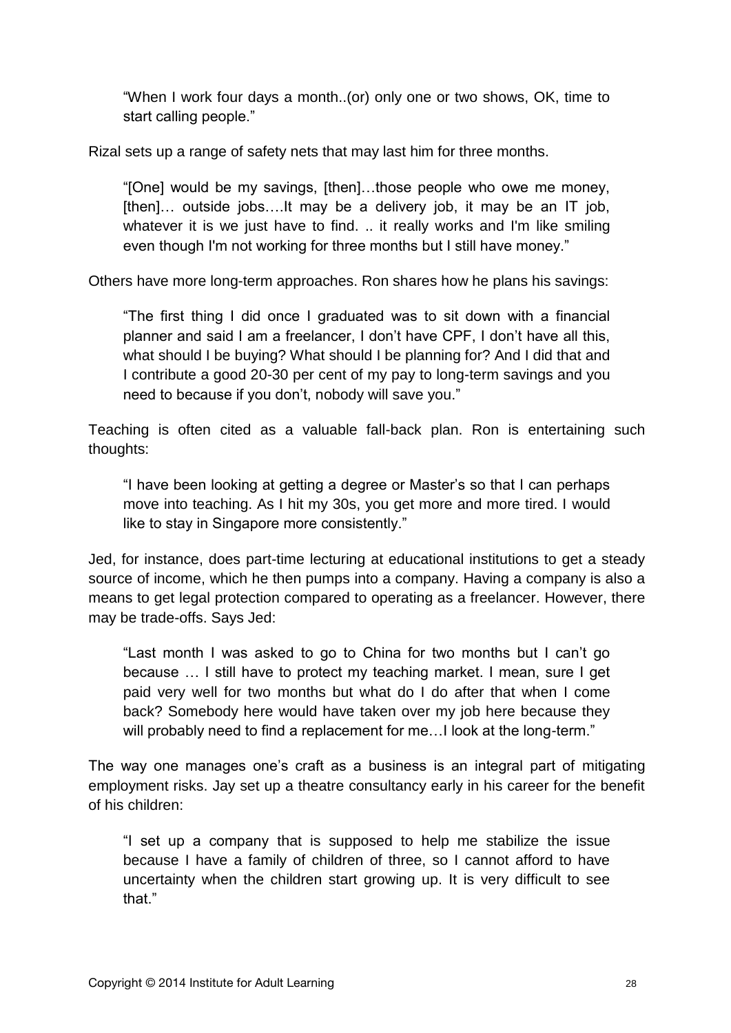> "When I work four days a month..(or) only one or two shows, OK, time to start calling people."

Rizal sets up a range of safety nets that may last him for three months.

> "[One] would be my savings, [then]…those people who owe me money, [then]… outside jobs….It may be a delivery job, it may be an IT job, whatever it is we just have to find. .. it really works and I'm like smiling even though I'm not working for three months but I still have money."

Others have more long-term approaches. Ron shares how he plans his savings:

> "The first thing I did once I graduated was to sit down with a financial planner and said I am a freelancer, I don't have CPF, I don't have all this, what should I be buying? What should I be planning for? And I did that and I contribute a good 20-30 per cent of my pay to long-term savings and you need to because if you don't, nobody will save you."

Teaching is often cited as a valuable fall-back plan. Ron is entertaining such thoughts:

> "I have been looking at getting a degree or Master's so that I can perhaps move into teaching. As I hit my 30s, you get more and more tired. I would like to stay in Singapore more consistently."

Jed, for instance, does part-time lecturing at educational institutions to get a steady source of income, which he then pumps into a company. Having a company is also a means to get legal protection compared to operating as a freelancer. However, there may be trade-offs. Says Jed:

> "Last month I was asked to go to China for two months but I can't go because … I still have to protect my teaching market. I mean, sure I get paid very well for two months but what do I do after that when I come back? Somebody here would have taken over my job here because they will probably need to find a replacement for me…I look at the long-term."

The way one manages one's craft as a business is an integral part of mitigating employment risks. Jay set up a theatre consultancy early in his career for the benefit of his children:

> "I set up a company that is supposed to help me stabilize the issue because I have a family of children of three, so I cannot afford to have uncertainty when the children start growing up. It is very difficult to see that."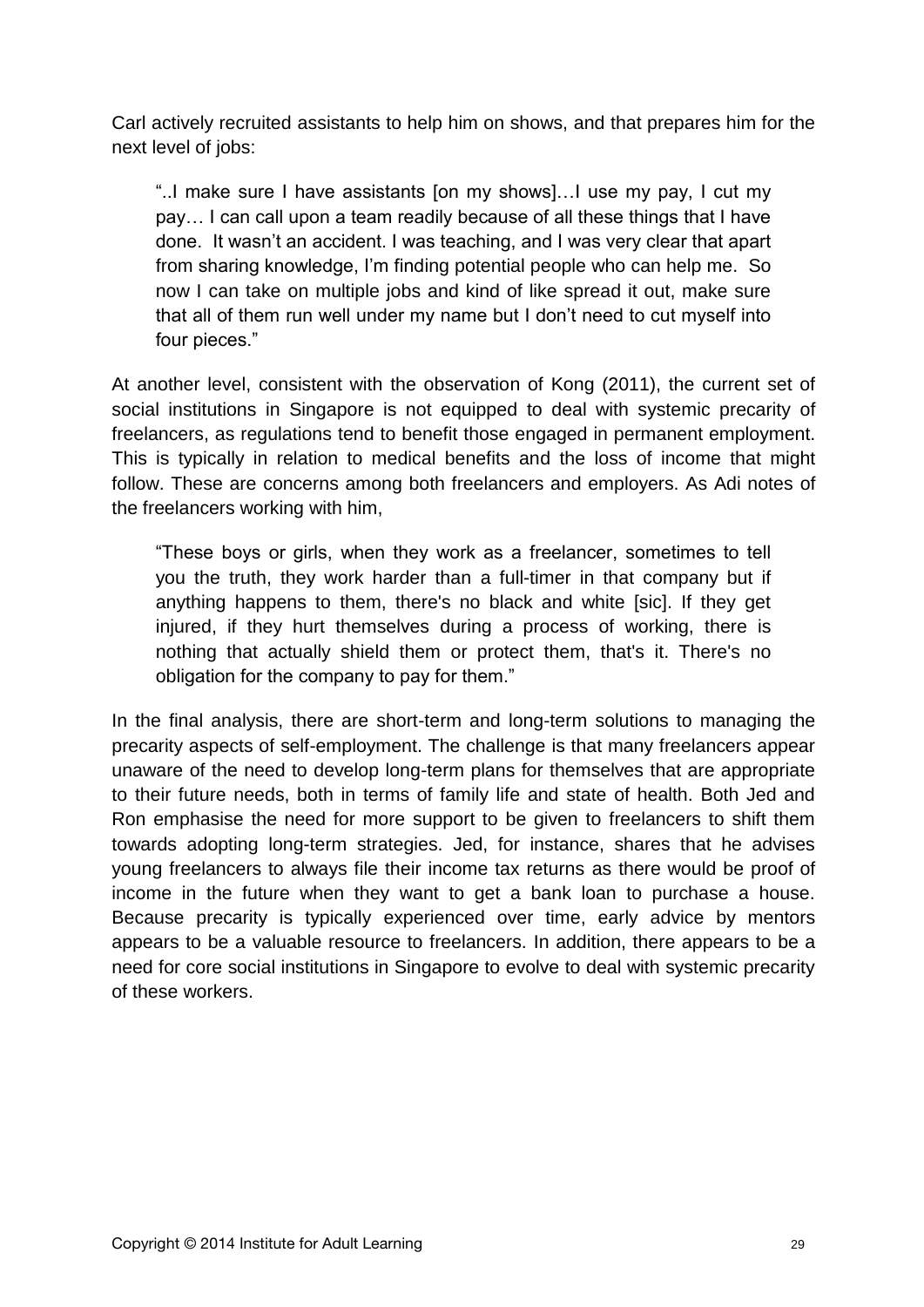Carl actively recruited assistants to help him on shows, and that prepares him for the next level of jobs:

> "..I make sure I have assistants [on my shows]…I use my pay, I cut my pay… I can call upon a team readily because of all these things that I have done. It wasn't an accident. I was teaching, and I was very clear that apart from sharing knowledge, I'm finding potential people who can help me. So now I can take on multiple jobs and kind of like spread it out, make sure that all of them run well under my name but I don't need to cut myself into four pieces."

At another level, consistent with the observation of Kong (2011), the current set of social institutions in Singapore is not equipped to deal with systemic precarity of freelancers, as regulations tend to benefit those engaged in permanent employment. This is typically in relation to medical benefits and the loss of income that might follow. These are concerns among both freelancers and employers. As Adi notes of the freelancers working with him,

> "These boys or girls, when they work as a freelancer, sometimes to tell you the truth, they work harder than a full-timer in that company but if anything happens to them, there's no black and white [sic]. If they get injured, if they hurt themselves during a process of working, there is nothing that actually shield them or protect them, that's it. There's no obligation for the company to pay for them."

In the final analysis, there are short-term and long-term solutions to managing the precarity aspects of self-employment. The challenge is that many freelancers appear unaware of the need to develop long-term plans for themselves that are appropriate to their future needs, both in terms of family life and state of health. Both Jed and Ron emphasise the need for more support to be given to freelancers to shift them towards adopting long-term strategies. Jed, for instance, shares that he advises young freelancers to always file their income tax returns as there would be proof of income in the future when they want to get a bank loan to purchase a house. Because precarity is typically experienced over time, early advice by mentors appears to be a valuable resource to freelancers. In addition, there appears to be a need for core social institutions in Singapore to evolve to deal with systemic precarity of these workers.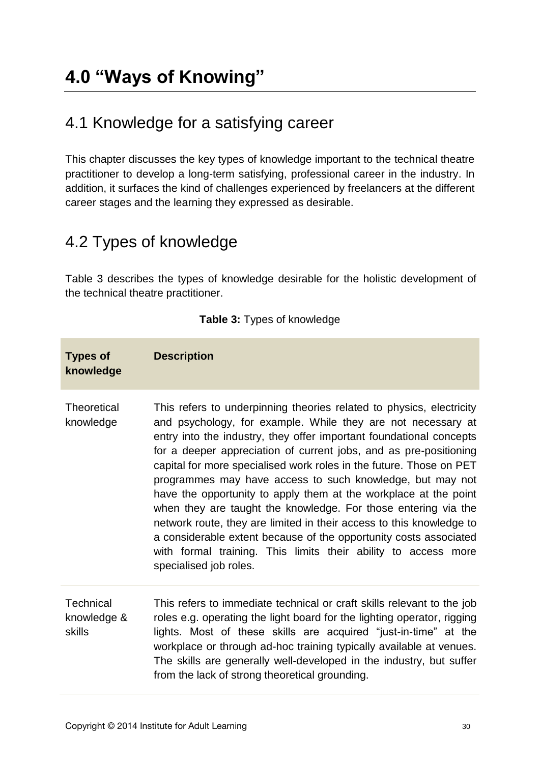# 4.0 “Ways of Knowing”

## 4.1 Knowledge for a satisfying career

This chapter discusses the key types of knowledge important to the technical theatre practitioner to develop a long-term satisfying, professional career in the industry. In addition, it surfaces the kind of challenges experienced by freelancers at the different career stages and the learning they expressed as desirable.

## 4.2 Types of knowledge

Table 3 describes the types of knowledge desirable for the holistic development of the technical theatre practitioner.

**Table 3:** Types of knowledge

| Types of knowledge | Description |
|---|---|
| Theoretical knowledge | This refers to underpinning theories related to physics, electricity and psychology, for example. While they are not necessary at entry into the industry, they offer important foundational concepts for a deeper appreciation of current jobs, and as pre-positioning capital for more specialised work roles in the future. Those on PET programmes may have access to such knowledge, but may not have the opportunity to apply them at the workplace at the point when they are taught the knowledge. For those entering via the network route, they are limited in their access to this knowledge to a considerable extent because of the opportunity costs associated with formal training. This limits their ability to access more specialised job roles. |
| Technical knowledge & skills | This refers to immediate technical or craft skills relevant to the job roles e.g. operating the light board for the lighting operator, rigging lights. Most of these skills are acquired “just-in-time” at the workplace or through ad-hoc training typically available at venues. The skills are generally well-developed in the industry, but suffer from the lack of strong theoretical grounding. |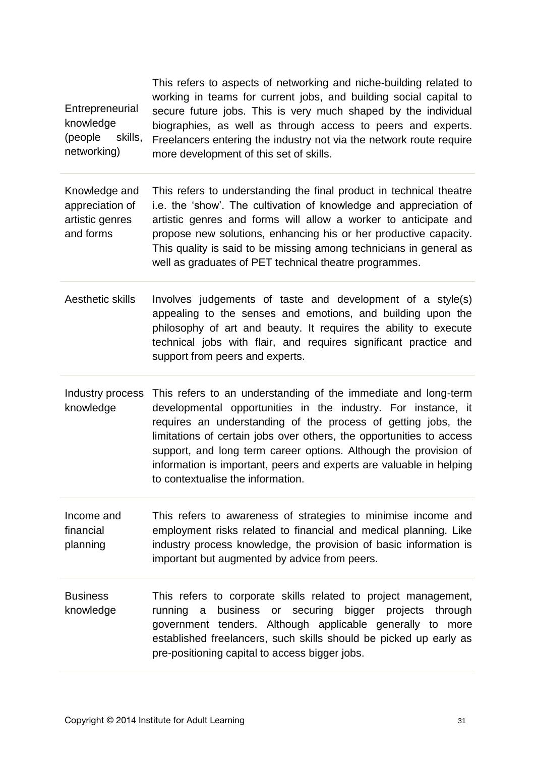| | |
|---|---|
| Entrepreneurial knowledge (people skills, networking) | This refers to aspects of networking and niche-building related to working in teams for current jobs, and building social capital to secure future jobs. This is very much shaped by the individual biographies, as well as through access to peers and experts. Freelancers entering the industry not via the network route require more development of this set of skills. |
| Knowledge and appreciation of artistic genres and forms | This refers to understanding the final product in technical theatre i.e. the 'show'. The cultivation of knowledge and appreciation of artistic genres and forms will allow a worker to anticipate and propose new solutions, enhancing his or her productive capacity. This quality is said to be missing among technicians in general as well as graduates of PET technical theatre programmes. |
| Aesthetic skills | Involves judgements of taste and development of a style(s) appealing to the senses and emotions, and building upon the philosophy of art and beauty. It requires the ability to execute technical jobs with flair, and requires significant practice and support from peers and experts. |
| Industry process knowledge | This refers to an understanding of the immediate and long-term developmental opportunities in the industry. For instance, it requires an understanding of the process of getting jobs, the limitations of certain jobs over others, the opportunities to access support, and long term career options. Although the provision of information is important, peers and experts are valuable in helping to contextualise the information. |
| Income and financial planning | This refers to awareness of strategies to minimise income and employment risks related to financial and medical planning. Like industry process knowledge, the provision of basic information is important but augmented by advice from peers. |
| Business knowledge | This refers to corporate skills related to project management, running a business or securing bigger projects through government tenders. Although applicable generally to more established freelancers, such skills should be picked up early as pre-positioning capital to access bigger jobs. |

Copyright © 2014 Institute for Adult Learning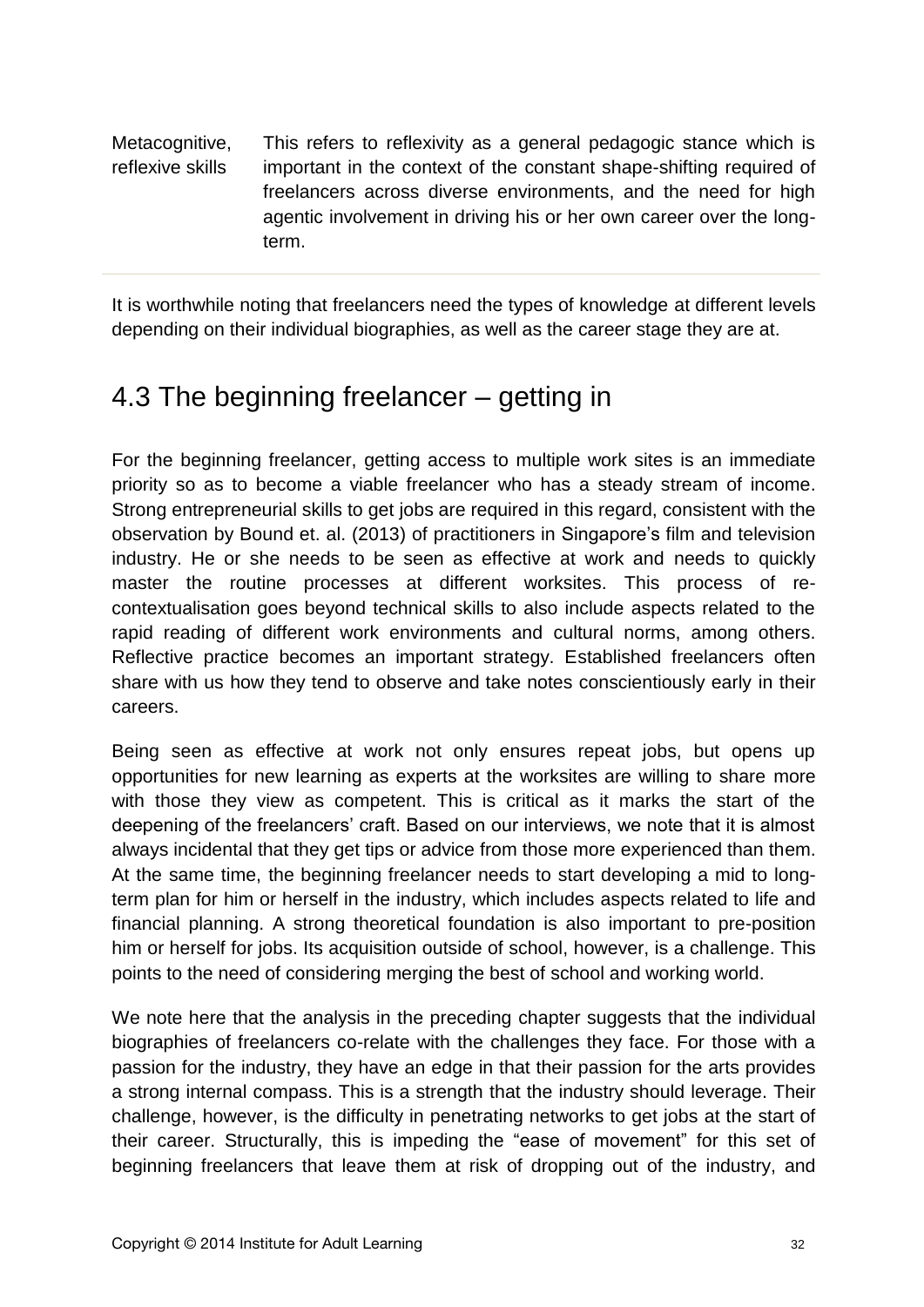| | |
|---|---|
| Metacognitive, reflexive skills | This refers to reflexivity as a general pedagogic stance which is important in the context of the constant shape-shifting required of freelancers across diverse environments, and the need for high agentic involvement in driving his or her own career over the long-term. |

It is worthwhile noting that freelancers need the types of knowledge at different levels depending on their individual biographies, as well as the career stage they are at.

## 4.3 The beginning freelancer – getting in

For the beginning freelancer, getting access to multiple work sites is an immediate priority so as to become a viable freelancer who has a steady stream of income. Strong entrepreneurial skills to get jobs are required in this regard, consistent with the observation by Bound et. al. (2013) of practitioners in Singapore's film and television industry. He or she needs to be seen as effective at work and needs to quickly master the routine processes at different worksites. This process of re-contextualisation goes beyond technical skills to also include aspects related to the rapid reading of different work environments and cultural norms, among others. Reflective practice becomes an important strategy. Established freelancers often share with us how they tend to observe and take notes conscientiously early in their careers.

Being seen as effective at work not only ensures repeat jobs, but opens up opportunities for new learning as experts at the worksites are willing to share more with those they view as competent. This is critical as it marks the start of the deepening of the freelancers' craft. Based on our interviews, we note that it is almost always incidental that they get tips or advice from those more experienced than them. At the same time, the beginning freelancer needs to start developing a mid to long-term plan for him or herself in the industry, which includes aspects related to life and financial planning. A strong theoretical foundation is also important to pre-position him or herself for jobs. Its acquisition outside of school, however, is a challenge. This points to the need of considering merging the best of school and working world.

We note here that the analysis in the preceding chapter suggests that the individual biographies of freelancers co-relate with the challenges they face. For those with a passion for the industry, they have an edge in that their passion for the arts provides a strong internal compass. This is a strength that the industry should leverage. Their challenge, however, is the difficulty in penetrating networks to get jobs at the start of their career. Structurally, this is impeding the "ease of movement" for this set of beginning freelancers that leave them at risk of dropping out of the industry, and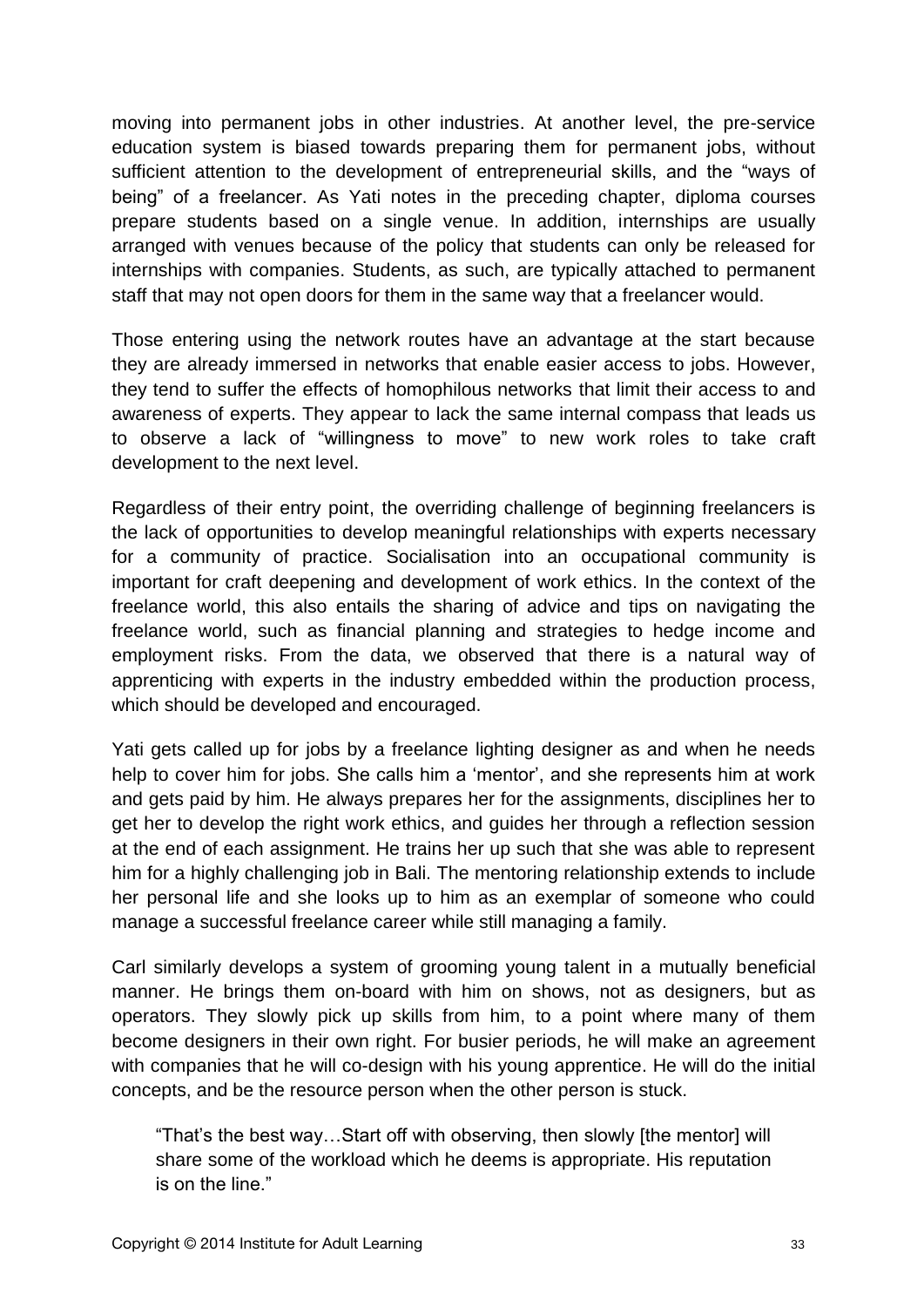moving into permanent jobs in other industries. At another level, the pre-service education system is biased towards preparing them for permanent jobs, without sufficient attention to the development of entrepreneurial skills, and the "ways of being" of a freelancer. As Yati notes in the preceding chapter, diploma courses prepare students based on a single venue. In addition, internships are usually arranged with venues because of the policy that students can only be released for internships with companies. Students, as such, are typically attached to permanent staff that may not open doors for them in the same way that a freelancer would.

Those entering using the network routes have an advantage at the start because they are already immersed in networks that enable easier access to jobs. However, they tend to suffer the effects of homophilous networks that limit their access to and awareness of experts. They appear to lack the same internal compass that leads us to observe a lack of "willingness to move" to new work roles to take craft development to the next level.

Regardless of their entry point, the overriding challenge of beginning freelancers is the lack of opportunities to develop meaningful relationships with experts necessary for a community of practice. Socialisation into an occupational community is important for craft deepening and development of work ethics. In the context of the freelance world, this also entails the sharing of advice and tips on navigating the freelance world, such as financial planning and strategies to hedge income and employment risks. From the data, we observed that there is a natural way of apprenticing with experts in the industry embedded within the production process, which should be developed and encouraged.

Yati gets called up for jobs by a freelance lighting designer as and when he needs help to cover him for jobs. She calls him a 'mentor', and she represents him at work and gets paid by him. He always prepares her for the assignments, disciplines her to get her to develop the right work ethics, and guides her through a reflection session at the end of each assignment. He trains her up such that she was able to represent him for a highly challenging job in Bali. The mentoring relationship extends to include her personal life and she looks up to him as an exemplar of someone who could manage a successful freelance career while still managing a family.

Carl similarly develops a system of grooming young talent in a mutually beneficial manner. He brings them on-board with him on shows, not as designers, but as operators. They slowly pick up skills from him, to a point where many of them become designers in their own right. For busier periods, he will make an agreement with companies that he will co-design with his young apprentice. He will do the initial concepts, and be the resource person when the other person is stuck.

> "That's the best way…Start off with observing, then slowly [the mentor] will share some of the workload which he deems is appropriate. His reputation is on the line."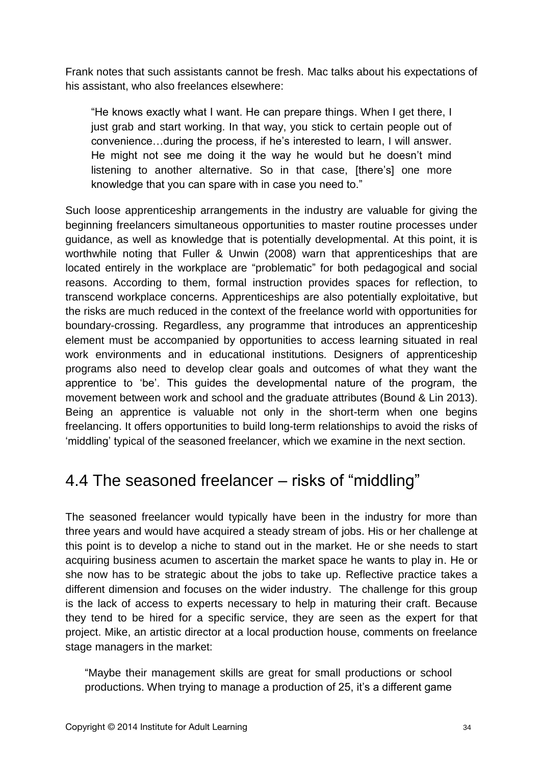Frank notes that such assistants cannot be fresh. Mac talks about his expectations of his assistant, who also freelances elsewhere:

> "He knows exactly what I want. He can prepare things. When I get there, I just grab and start working. In that way, you stick to certain people out of convenience…during the process, if he's interested to learn, I will answer. He might not see me doing it the way he would but he doesn't mind listening to another alternative. So in that case, [there's] one more knowledge that you can spare with in case you need to."

Such loose apprenticeship arrangements in the industry are valuable for giving the beginning freelancers simultaneous opportunities to master routine processes under guidance, as well as knowledge that is potentially developmental. At this point, it is worthwhile noting that Fuller & Unwin (2008) warn that apprenticeships that are located entirely in the workplace are "problematic" for both pedagogical and social reasons. According to them, formal instruction provides spaces for reflection, to transcend workplace concerns. Apprenticeships are also potentially exploitative, but the risks are much reduced in the context of the freelance world with opportunities for boundary-crossing. Regardless, any programme that introduces an apprenticeship element must be accompanied by opportunities to access learning situated in real work environments and in educational institutions. Designers of apprenticeship programs also need to develop clear goals and outcomes of what they want the apprentice to 'be'. This guides the developmental nature of the program, the movement between work and school and the graduate attributes (Bound & Lin 2013). Being an apprentice is valuable not only in the short-term when one begins freelancing. It offers opportunities to build long-term relationships to avoid the risks of 'middling' typical of the seasoned freelancer, which we examine in the next section.

## 4.4 The seasoned freelancer – risks of "middling"

The seasoned freelancer would typically have been in the industry for more than three years and would have acquired a steady stream of jobs. His or her challenge at this point is to develop a niche to stand out in the market. He or she needs to start acquiring business acumen to ascertain the market space he wants to play in. He or she now has to be strategic about the jobs to take up. Reflective practice takes a different dimension and focuses on the wider industry. The challenge for this group is the lack of access to experts necessary to help in maturing their craft. Because they tend to be hired for a specific service, they are seen as the expert for that project. Mike, an artistic director at a local production house, comments on freelance stage managers in the market:

> "Maybe their management skills are great for small productions or school productions. When trying to manage a production of 25, it's a different game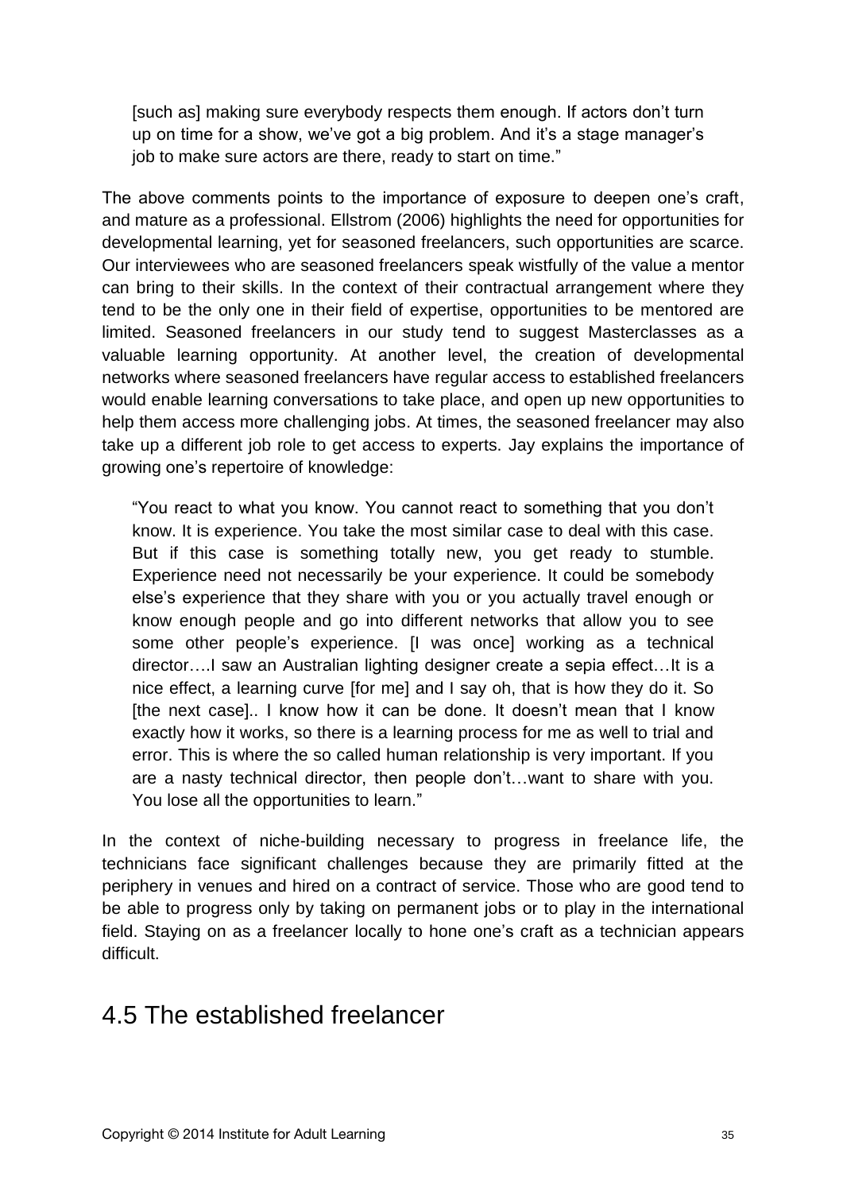[such as] making sure everybody respects them enough. If actors don't turn up on time for a show, we've got a big problem. And it's a stage manager's job to make sure actors are there, ready to start on time."

The above comments points to the importance of exposure to deepen one's craft, and mature as a professional. Ellstrom (2006) highlights the need for opportunities for developmental learning, yet for seasoned freelancers, such opportunities are scarce. Our interviewees who are seasoned freelancers speak wistfully of the value a mentor can bring to their skills. In the context of their contractual arrangement where they tend to be the only one in their field of expertise, opportunities to be mentored are limited. Seasoned freelancers in our study tend to suggest Masterclasses as a valuable learning opportunity. At another level, the creation of developmental networks where seasoned freelancers have regular access to established freelancers would enable learning conversations to take place, and open up new opportunities to help them access more challenging jobs. At times, the seasoned freelancer may also take up a different job role to get access to experts. Jay explains the importance of growing one's repertoire of knowledge:

> "You react to what you know. You cannot react to something that you don't know. It is experience. You take the most similar case to deal with this case. But if this case is something totally new, you get ready to stumble. Experience need not necessarily be your experience. It could be somebody else's experience that they share with you or you actually travel enough or know enough people and go into different networks that allow you to see some other people's experience. [I was once] working as a technical director….I saw an Australian lighting designer create a sepia effect…It is a nice effect, a learning curve [for me] and I say oh, that is how they do it. So [the next case].. I know how it can be done. It doesn't mean that I know exactly how it works, so there is a learning process for me as well to trial and error. This is where the so called human relationship is very important. If you are a nasty technical director, then people don't…want to share with you. You lose all the opportunities to learn."

In the context of niche-building necessary to progress in freelance life, the technicians face significant challenges because they are primarily fitted at the periphery in venues and hired on a contract of service. Those who are good tend to be able to progress only by taking on permanent jobs or to play in the international field. Staying on as a freelancer locally to hone one's craft as a technician appears difficult.

## 4.5 The established freelancer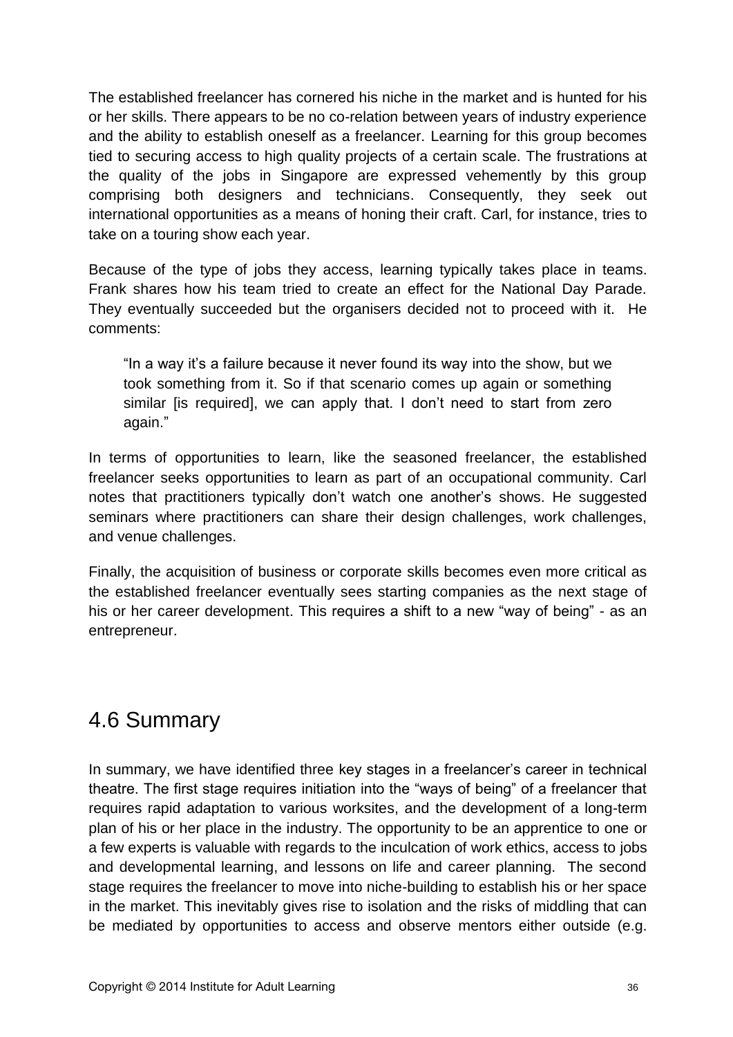The established freelancer has cornered his niche in the market and is hunted for his or her skills. There appears to be no co-relation between years of industry experience and the ability to establish oneself as a freelancer. Learning for this group becomes tied to securing access to high quality projects of a certain scale. The frustrations at the quality of the jobs in Singapore are expressed vehemently by this group comprising both designers and technicians. Consequently, they seek out international opportunities as a means of honing their craft. Carl, for instance, tries to take on a touring show each year.

Because of the type of jobs they access, learning typically takes place in teams. Frank shares how his team tried to create an effect for the National Day Parade. They eventually succeeded but the organisers decided not to proceed with it. He comments:

> "In a way it's a failure because it never found its way into the show, but we took something from it. So if that scenario comes up again or something similar [is required], we can apply that. I don't need to start from zero again."

In terms of opportunities to learn, like the seasoned freelancer, the established freelancer seeks opportunities to learn as part of an occupational community. Carl notes that practitioners typically don't watch one another's shows. He suggested seminars where practitioners can share their design challenges, work challenges, and venue challenges.

Finally, the acquisition of business or corporate skills becomes even more critical as the established freelancer eventually sees starting companies as the next stage of his or her career development. This requires a shift to a new "way of being" - as an entrepreneur.

## 4.6 Summary

In summary, we have identified three key stages in a freelancer's career in technical theatre. The first stage requires initiation into the "ways of being" of a freelancer that requires rapid adaptation to various worksites, and the development of a long-term plan of his or her place in the industry. The opportunity to be an apprentice to one or a few experts is valuable with regards to the inculcation of work ethics, access to jobs and developmental learning, and lessons on life and career planning. The second stage requires the freelancer to move into niche-building to establish his or her space in the market. This inevitably gives rise to isolation and the risks of middling that can be mediated by opportunities to access and observe mentors either outside (e.g.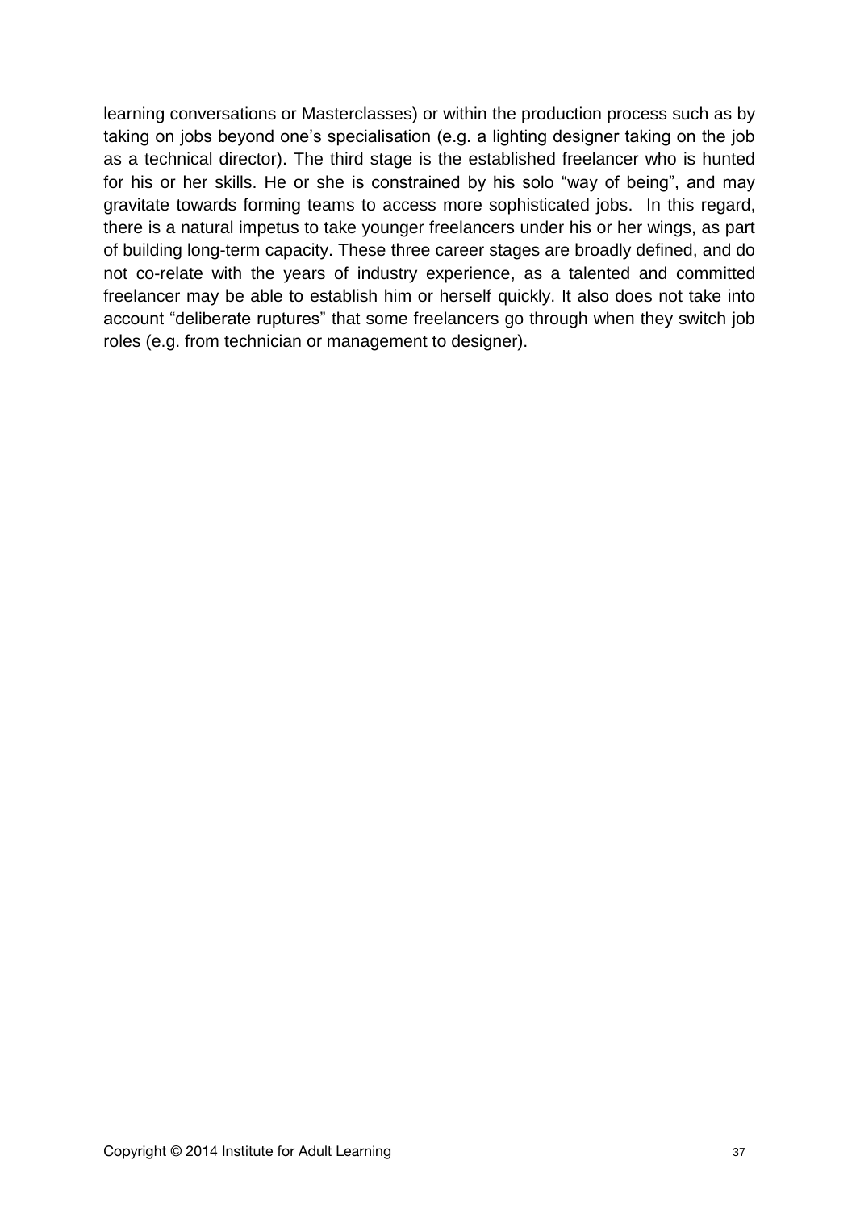learning conversations or Masterclasses) or within the production process such as by taking on jobs beyond one's specialisation (e.g. a lighting designer taking on the job as a technical director). The third stage is the established freelancer who is hunted for his or her skills. He or she is constrained by his solo "way of being", and may gravitate towards forming teams to access more sophisticated jobs. In this regard, there is a natural impetus to take younger freelancers under his or her wings, as part of building long-term capacity. These three career stages are broadly defined, and do not co-relate with the years of industry experience, as a talented and committed freelancer may be able to establish him or herself quickly. It also does not take into account "deliberate ruptures" that some freelancers go through when they switch job roles (e.g. from technician or management to designer).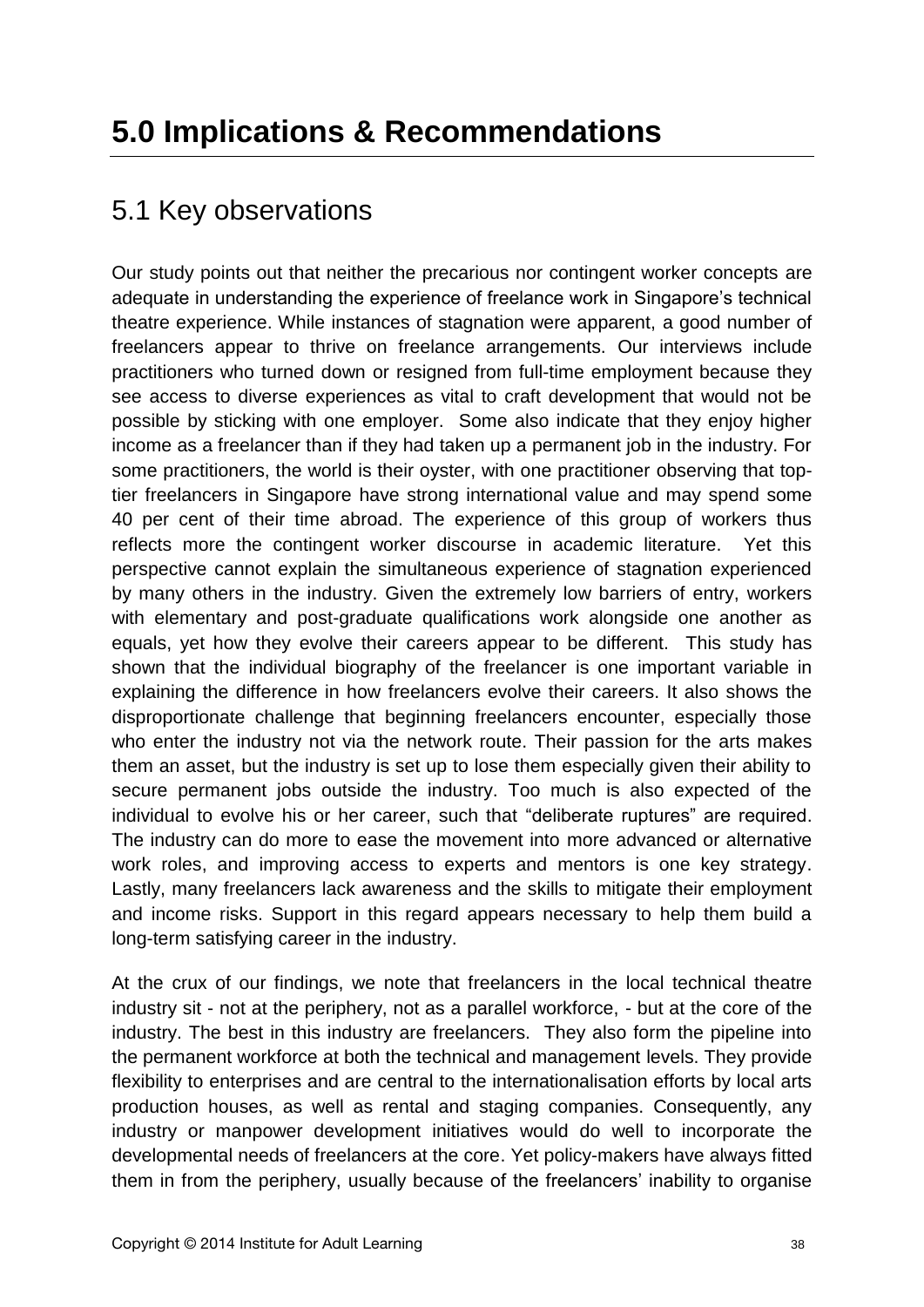# 5.0 Implications & Recommendations

## 5.1 Key observations

Our study points out that neither the precarious nor contingent worker concepts are adequate in understanding the experience of freelance work in Singapore's technical theatre experience. While instances of stagnation were apparent, a good number of freelancers appear to thrive on freelance arrangements. Our interviews include practitioners who turned down or resigned from full-time employment because they see access to diverse experiences as vital to craft development that would not be possible by sticking with one employer. Some also indicate that they enjoy higher income as a freelancer than if they had taken up a permanent job in the industry. For some practitioners, the world is their oyster, with one practitioner observing that top-tier freelancers in Singapore have strong international value and may spend some 40 per cent of their time abroad. The experience of this group of workers thus reflects more the contingent worker discourse in academic literature. Yet this perspective cannot explain the simultaneous experience of stagnation experienced by many others in the industry. Given the extremely low barriers of entry, workers with elementary and post-graduate qualifications work alongside one another as equals, yet how they evolve their careers appear to be different. This study has shown that the individual biography of the freelancer is one important variable in explaining the difference in how freelancers evolve their careers. It also shows the disproportionate challenge that beginning freelancers encounter, especially those who enter the industry not via the network route. Their passion for the arts makes them an asset, but the industry is set up to lose them especially given their ability to secure permanent jobs outside the industry. Too much is also expected of the individual to evolve his or her career, such that "deliberate ruptures" are required. The industry can do more to ease the movement into more advanced or alternative work roles, and improving access to experts and mentors is one key strategy. Lastly, many freelancers lack awareness and the skills to mitigate their employment and income risks. Support in this regard appears necessary to help them build a long-term satisfying career in the industry.

At the crux of our findings, we note that freelancers in the local technical theatre industry sit - not at the periphery, not as a parallel workforce, - but at the core of the industry. The best in this industry are freelancers. They also form the pipeline into the permanent workforce at both the technical and management levels. They provide flexibility to enterprises and are central to the internationalisation efforts by local arts production houses, as well as rental and staging companies. Consequently, any industry or manpower development initiatives would do well to incorporate the developmental needs of freelancers at the core. Yet policy-makers have always fitted them in from the periphery, usually because of the freelancers' inability to organise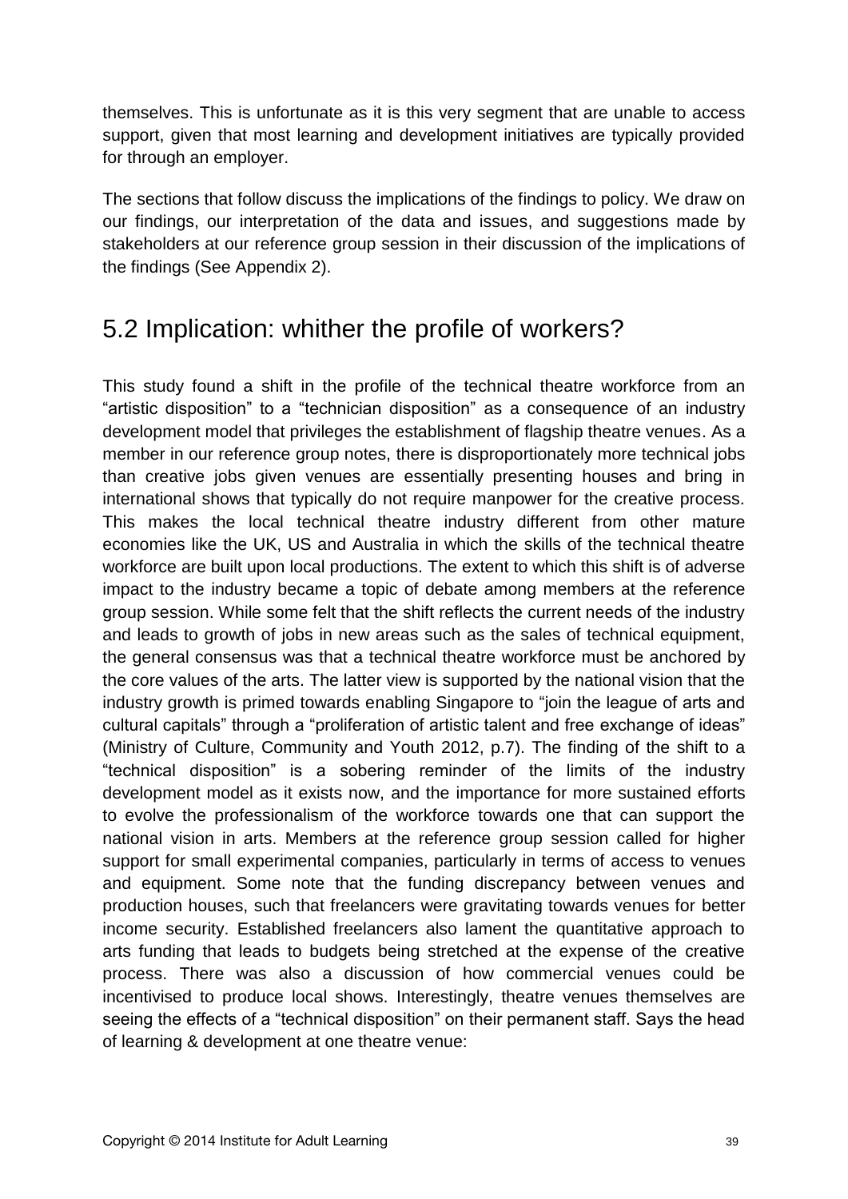themselves. This is unfortunate as it is this very segment that are unable to access support, given that most learning and development initiatives are typically provided for through an employer.

The sections that follow discuss the implications of the findings to policy. We draw on our findings, our interpretation of the data and issues, and suggestions made by stakeholders at our reference group session in their discussion of the implications of the findings (See Appendix 2).

## 5.2 Implication: whither the profile of workers?

This study found a shift in the profile of the technical theatre workforce from an "artistic disposition" to a "technician disposition" as a consequence of an industry development model that privileges the establishment of flagship theatre venues. As a member in our reference group notes, there is disproportionately more technical jobs than creative jobs given venues are essentially presenting houses and bring in international shows that typically do not require manpower for the creative process. This makes the local technical theatre industry different from other mature economies like the UK, US and Australia in which the skills of the technical theatre workforce are built upon local productions. The extent to which this shift is of adverse impact to the industry became a topic of debate among members at the reference group session. While some felt that the shift reflects the current needs of the industry and leads to growth of jobs in new areas such as the sales of technical equipment, the general consensus was that a technical theatre workforce must be anchored by the core values of the arts. The latter view is supported by the national vision that the industry growth is primed towards enabling Singapore to "join the league of arts and cultural capitals" through a "proliferation of artistic talent and free exchange of ideas" (Ministry of Culture, Community and Youth 2012, p.7). The finding of the shift to a "technical disposition" is a sobering reminder of the limits of the industry development model as it exists now, and the importance for more sustained efforts to evolve the professionalism of the workforce towards one that can support the national vision in arts. Members at the reference group session called for higher support for small experimental companies, particularly in terms of access to venues and equipment. Some note that the funding discrepancy between venues and production houses, such that freelancers were gravitating towards venues for better income security. Established freelancers also lament the quantitative approach to arts funding that leads to budgets being stretched at the expense of the creative process. There was also a discussion of how commercial venues could be incentivised to produce local shows. Interestingly, theatre venues themselves are seeing the effects of a "technical disposition" on their permanent staff. Says the head of learning & development at one theatre venue: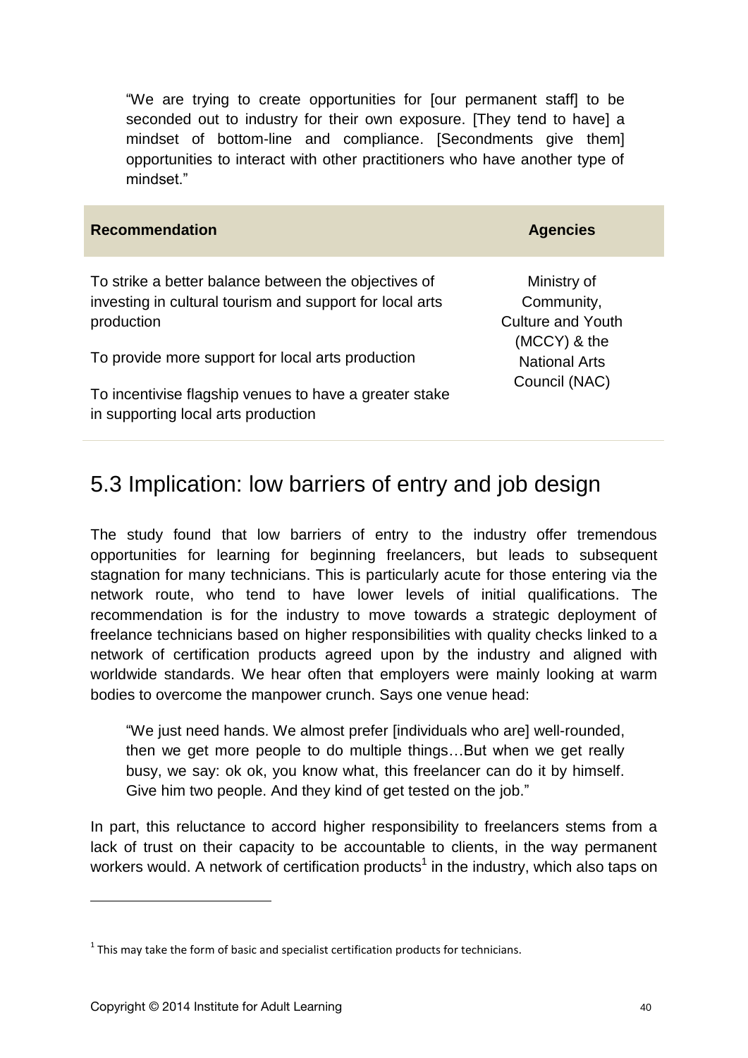> "We are trying to create opportunities for [our permanent staff] to be seconded out to industry for their own exposure. [They tend to have] a mindset of bottom-line and compliance. [Secondments give them] opportunities to interact with other practitioners who have another type of mindset."

| Recommendation | Agencies |
| --- | --- |
| To strike a better balance between the objectives of investing in cultural tourism and support for local arts production<br><br>To provide more support for local arts production<br><br>To incentivise flagship venues to have a greater stake in supporting local arts production | Ministry of Community, Culture and Youth (MCCY) & the National Arts Council (NAC) |

## 5.3 Implication: low barriers of entry and job design

The study found that low barriers of entry to the industry offer tremendous opportunities for learning for beginning freelancers, but leads to subsequent stagnation for many technicians. This is particularly acute for those entering via the network route, who tend to have lower levels of initial qualifications. The recommendation is for the industry to move towards a strategic deployment of freelance technicians based on higher responsibilities with quality checks linked to a network of certification products agreed upon by the industry and aligned with worldwide standards. We hear often that employers were mainly looking at warm bodies to overcome the manpower crunch. Says one venue head:

> "We just need hands. We almost prefer [individuals who are] well-rounded, then we get more people to do multiple things…But when we get really busy, we say: ok ok, you know what, this freelancer can do it by himself. Give him two people. And they kind of get tested on the job."

In part, this reluctance to accord higher responsibility to freelancers stems from a lack of trust on their capacity to be accountable to clients, in the way permanent workers would. A network of certification products[1] in the industry, which also taps on

[1] This may take the form of basic and specialist certification products for technicians.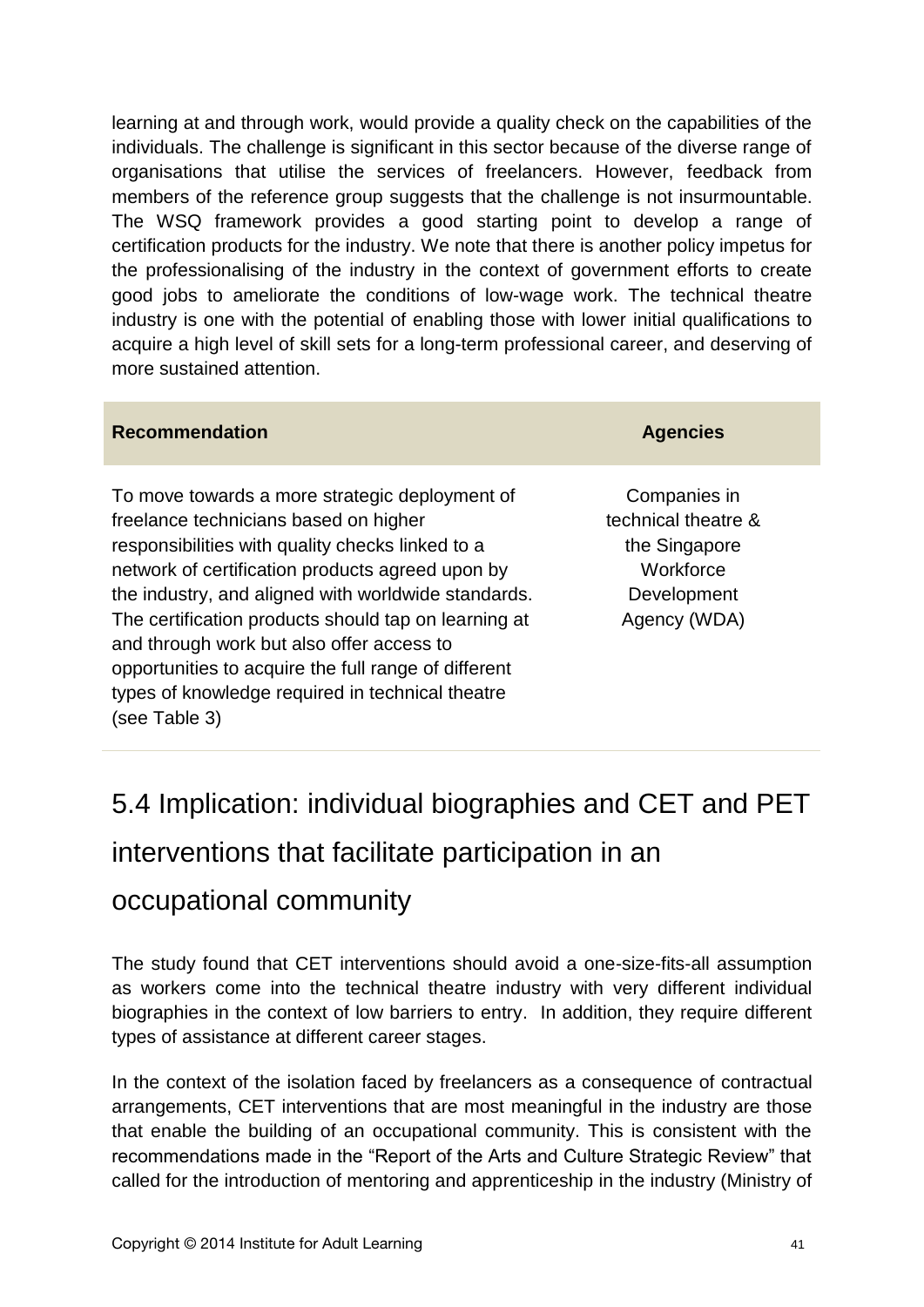learning at and through work, would provide a quality check on the capabilities of the individuals. The challenge is significant in this sector because of the diverse range of organisations that utilise the services of freelancers. However, feedback from members of the reference group suggests that the challenge is not insurmountable. The WSQ framework provides a good starting point to develop a range of certification products for the industry. We note that there is another policy impetus for the professionalising of the industry in the context of government efforts to create good jobs to ameliorate the conditions of low-wage work. The technical theatre industry is one with the potential of enabling those with lower initial qualifications to acquire a high level of skill sets for a long-term professional career, and deserving of more sustained attention.

| **Recommendation** | **Agencies** |
| --- | --- |
| To move towards a more strategic deployment of freelance technicians based on higher responsibilities with quality checks linked to a network of certification products agreed upon by the industry, and aligned with worldwide standards. The certification products should tap on learning at and through work but also offer access to opportunities to acquire the full range of different types of knowledge required in technical theatre (see Table 3) | Companies in technical theatre & the Singapore Workforce Development Agency (WDA) |

## 5.4 Implication: individual biographies and CET and PET interventions that facilitate participation in an occupational community

The study found that CET interventions should avoid a one-size-fits-all assumption as workers come into the technical theatre industry with very different individual biographies in the context of low barriers to entry. In addition, they require different types of assistance at different career stages.

In the context of the isolation faced by freelancers as a consequence of contractual arrangements, CET interventions that are most meaningful in the industry are those that enable the building of an occupational community. This is consistent with the recommendations made in the "Report of the Arts and Culture Strategic Review" that called for the introduction of mentoring and apprenticeship in the industry (Ministry of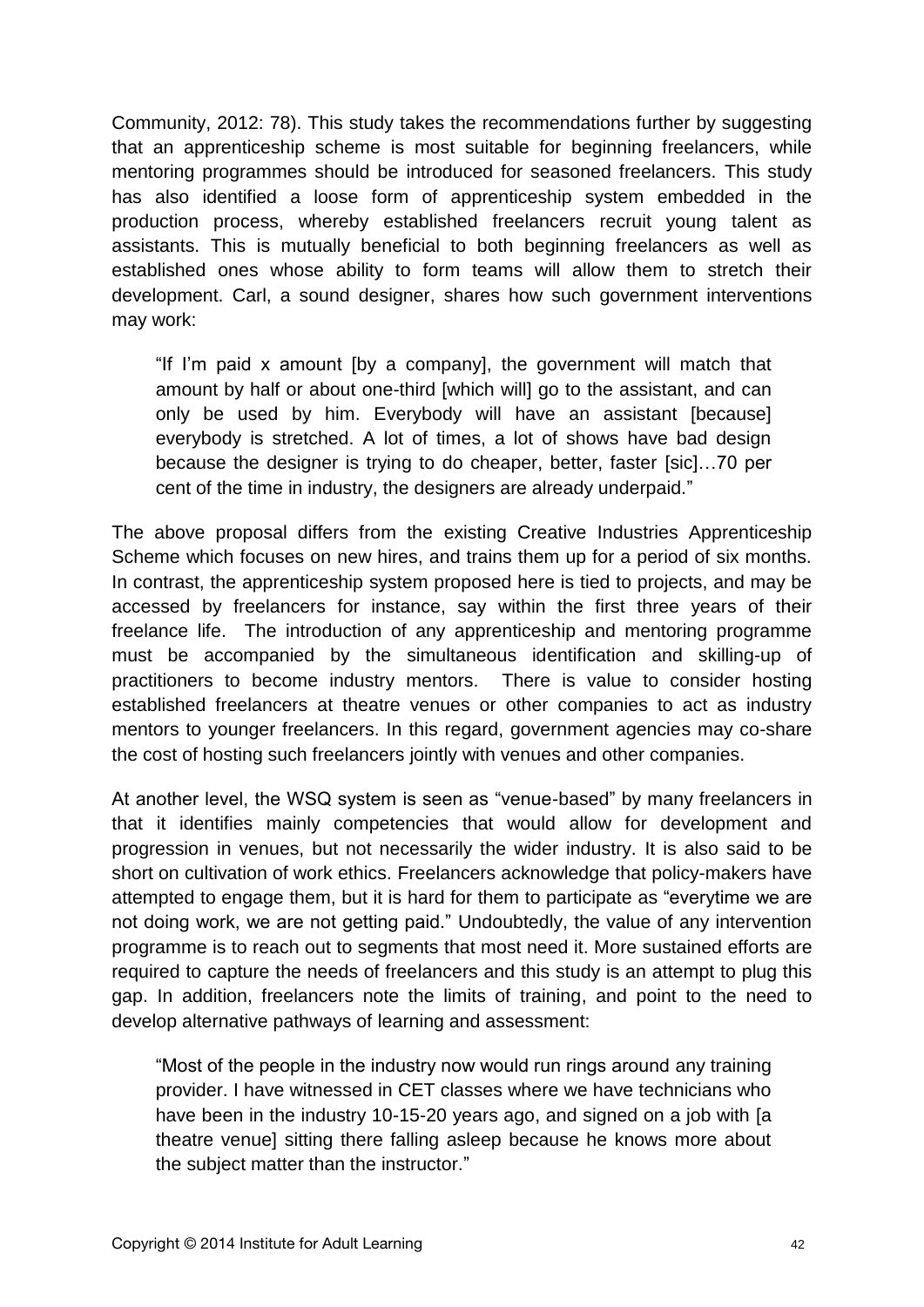Community, 2012: 78). This study takes the recommendations further by suggesting that an apprenticeship scheme is most suitable for beginning freelancers, while mentoring programmes should be introduced for seasoned freelancers. This study has also identified a loose form of apprenticeship system embedded in the production process, whereby established freelancers recruit young talent as assistants. This is mutually beneficial to both beginning freelancers as well as established ones whose ability to form teams will allow them to stretch their development. Carl, a sound designer, shares how such government interventions may work:

> "If I'm paid x amount [by a company], the government will match that amount by half or about one-third [which will] go to the assistant, and can only be used by him. Everybody will have an assistant [because] everybody is stretched. A lot of times, a lot of shows have bad design because the designer is trying to do cheaper, better, faster [sic]…70 per cent of the time in industry, the designers are already underpaid."

The above proposal differs from the existing Creative Industries Apprenticeship Scheme which focuses on new hires, and trains them up for a period of six months. In contrast, the apprenticeship system proposed here is tied to projects, and may be accessed by freelancers for instance, say within the first three years of their freelance life. The introduction of any apprenticeship and mentoring programme must be accompanied by the simultaneous identification and skilling-up of practitioners to become industry mentors. There is value to consider hosting established freelancers at theatre venues or other companies to act as industry mentors to younger freelancers. In this regard, government agencies may co-share the cost of hosting such freelancers jointly with venues and other companies.

At another level, the WSQ system is seen as "venue-based" by many freelancers in that it identifies mainly competencies that would allow for development and progression in venues, but not necessarily the wider industry. It is also said to be short on cultivation of work ethics. Freelancers acknowledge that policy-makers have attempted to engage them, but it is hard for them to participate as "everytime we are not doing work, we are not getting paid." Undoubtedly, the value of any intervention programme is to reach out to segments that most need it. More sustained efforts are required to capture the needs of freelancers and this study is an attempt to plug this gap. In addition, freelancers note the limits of training, and point to the need to develop alternative pathways of learning and assessment:

> "Most of the people in the industry now would run rings around any training provider. I have witnessed in CET classes where we have technicians who have been in the industry 10-15-20 years ago, and signed on a job with [a theatre venue] sitting there falling asleep because he knows more about the subject matter than the instructor."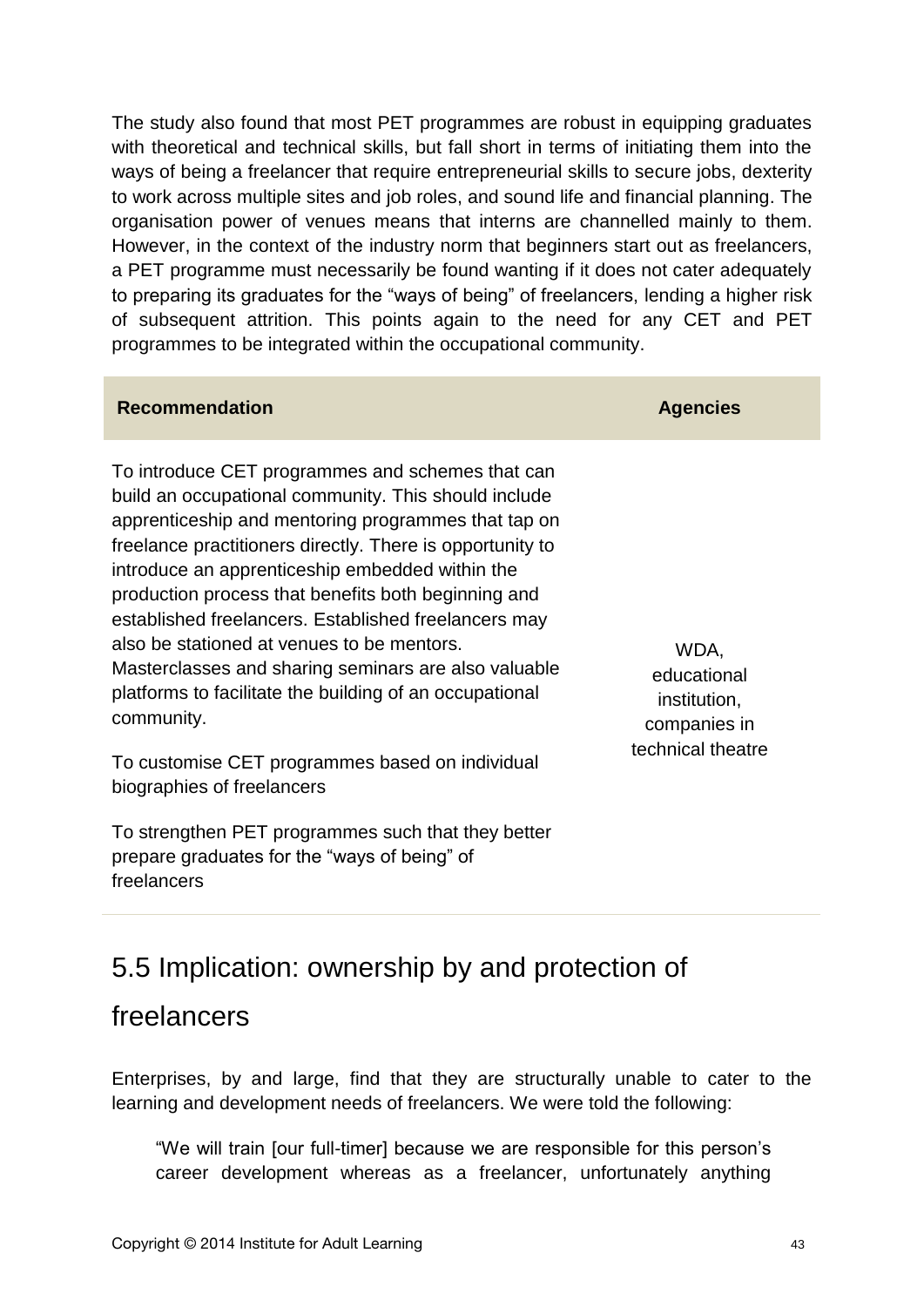The study also found that most PET programmes are robust in equipping graduates with theoretical and technical skills, but fall short in terms of initiating them into the ways of being a freelancer that require entrepreneurial skills to secure jobs, dexterity to work across multiple sites and job roles, and sound life and financial planning. The organisation power of venues means that interns are channelled mainly to them. However, in the context of the industry norm that beginners start out as freelancers, a PET programme must necessarily be found wanting if it does not cater adequately to preparing its graduates for the "ways of being" of freelancers, lending a higher risk of subsequent attrition. This points again to the need for any CET and PET programmes to be integrated within the occupational community.

| **Recommendation** | **Agencies** |
| --- | --- |
| To introduce CET programmes and schemes that can build an occupational community. This should include apprenticeship and mentoring programmes that tap on freelance practitioners directly. There is opportunity to introduce an apprenticeship embedded within the production process that benefits both beginning and established freelancers. Established freelancers may also be stationed at venues to be mentors. Masterclasses and sharing seminars are also valuable platforms to facilitate the building of an occupational community.<br><br>To customise CET programmes based on individual biographies of freelancers<br><br>To strengthen PET programmes such that they better prepare graduates for the "ways of being" of freelancers | WDA, educational institution, companies in technical theatre |

## 5.5 Implication: ownership by and protection of freelancers

Enterprises, by and large, find that they are structurally unable to cater to the learning and development needs of freelancers. We were told the following:

> "We will train [our full-timer] because we are responsible for this person's career development whereas as a freelancer, unfortunately anything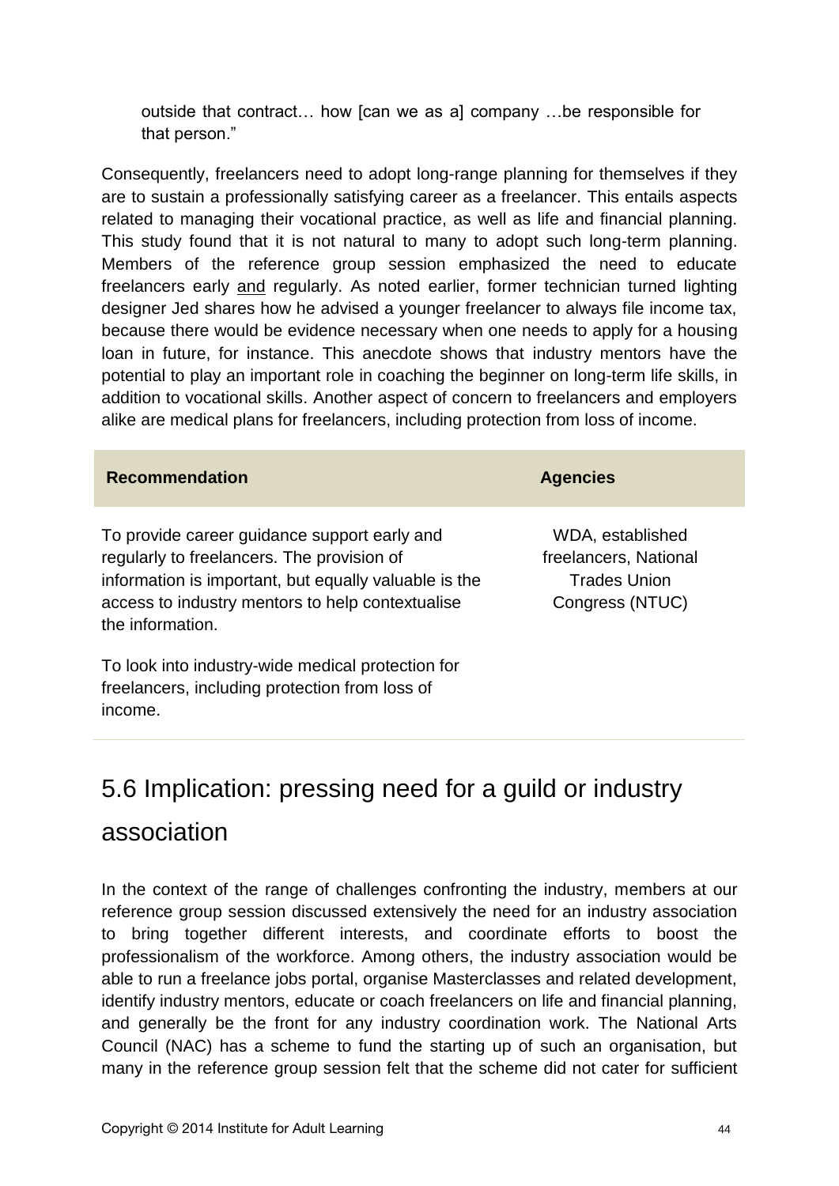outside that contract… how [can we as a] company …be responsible for that person."

Consequently, freelancers need to adopt long-range planning for themselves if they are to sustain a professionally satisfying career as a freelancer. This entails aspects related to managing their vocational practice, as well as life and financial planning. This study found that it is not natural to many to adopt such long-term planning. Members of the reference group session emphasized the need to educate freelancers early and regularly. As noted earlier, former technician turned lighting designer Jed shares how he advised a younger freelancer to always file income tax, because there would be evidence necessary when one needs to apply for a housing loan in future, for instance. This anecdote shows that industry mentors have the potential to play an important role in coaching the beginner on long-term life skills, in addition to vocational skills. Another aspect of concern to freelancers and employers alike are medical plans for freelancers, including protection from loss of income.

| Recommendation | Agencies |
|---|---|
| To provide career guidance support early and regularly to freelancers. The provision of information is important, but equally valuable is the access to industry mentors to help contextualise the information.<br><br>To look into industry-wide medical protection for freelancers, including protection from loss of income. | WDA, established freelancers, National Trades Union Congress (NTUC) |

## 5.6 Implication: pressing need for a guild or industry association

In the context of the range of challenges confronting the industry, members at our reference group session discussed extensively the need for an industry association to bring together different interests, and coordinate efforts to boost the professionalism of the workforce. Among others, the industry association would be able to run a freelance jobs portal, organise Masterclasses and related development, identify industry mentors, educate or coach freelancers on life and financial planning, and generally be the front for any industry coordination work. The National Arts Council (NAC) has a scheme to fund the starting up of such an organisation, but many in the reference group session felt that the scheme did not cater for sufficient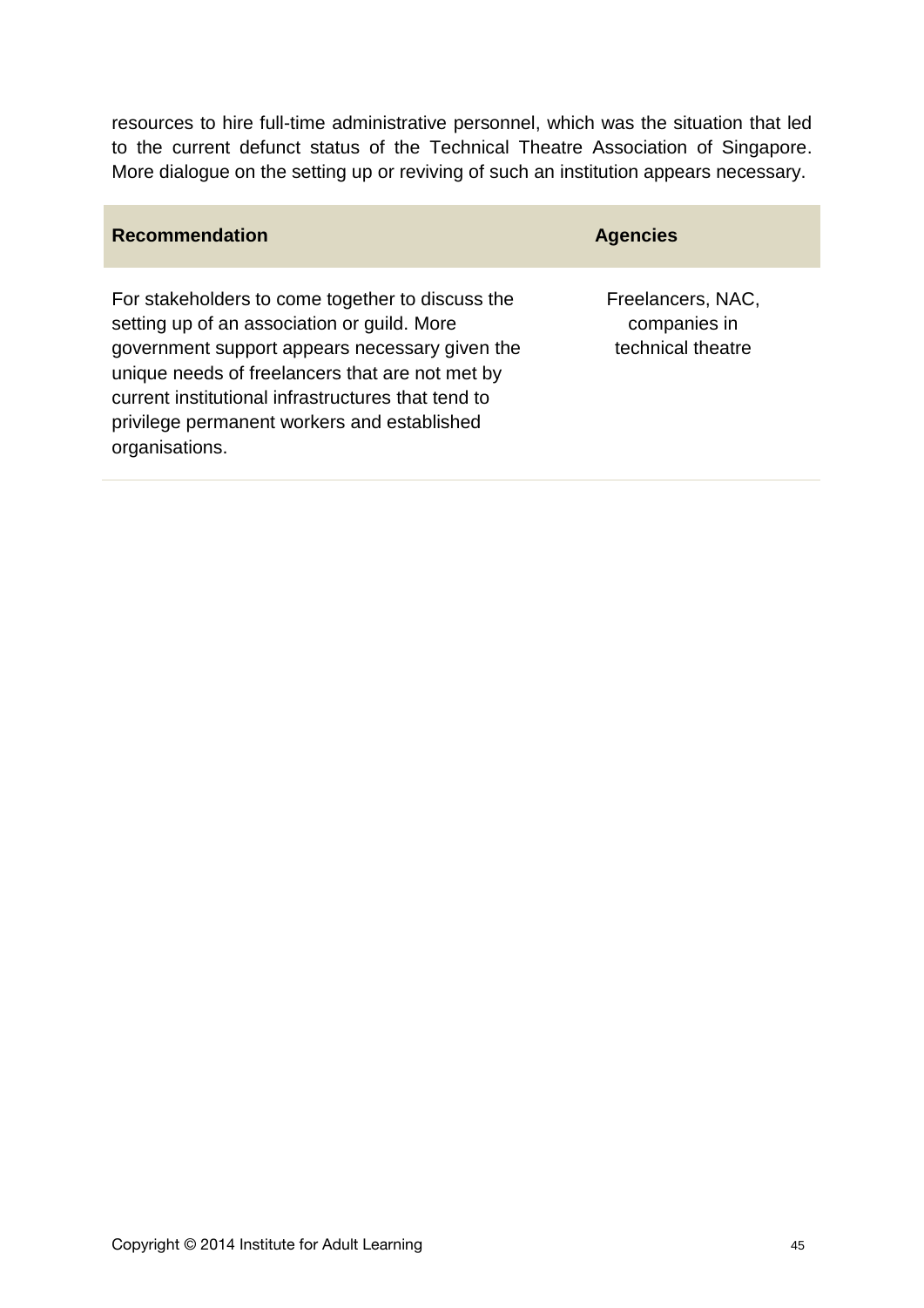resources to hire full-time administrative personnel, which was the situation that led to the current defunct status of the Technical Theatre Association of Singapore. More dialogue on the setting up or reviving of such an institution appears necessary.

| Recommendation | Agencies |
| --- | --- |
| For stakeholders to come together to discuss the setting up of an association or guild. More government support appears necessary given the unique needs of freelancers that are not met by current institutional infrastructures that tend to privilege permanent workers and established organisations. | Freelancers, NAC, companies in technical theatre |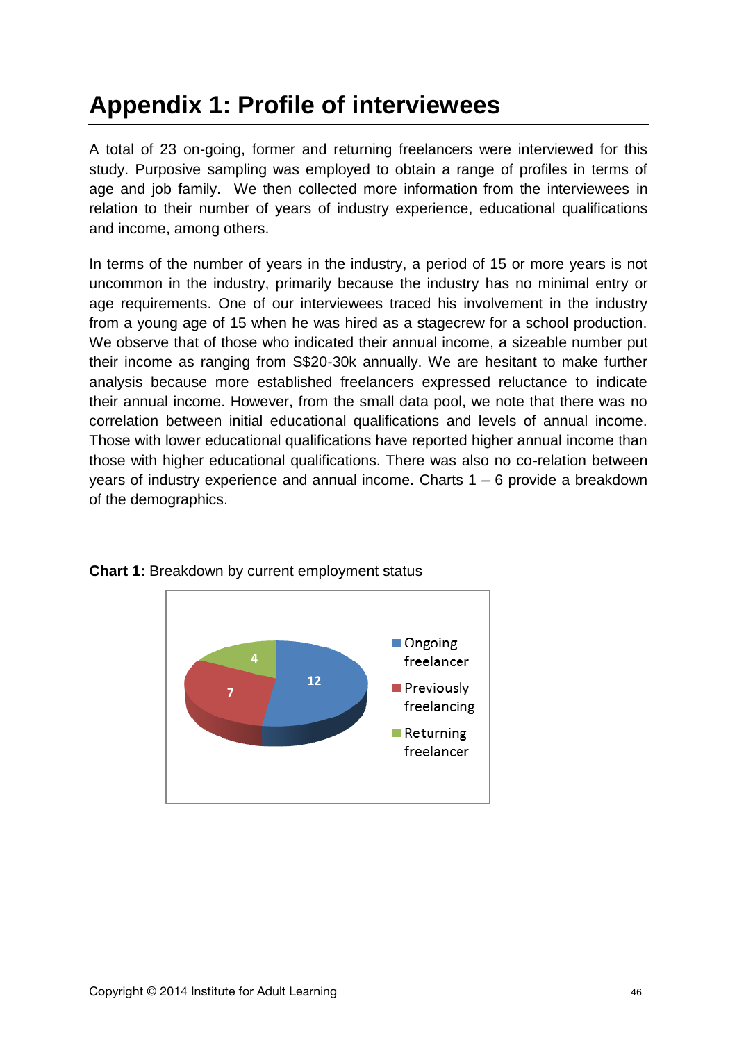# Appendix 1: Profile of interviewees

A total of 23 on-going, former and returning freelancers were interviewed for this study. Purposive sampling was employed to obtain a range of profiles in terms of age and job family. We then collected more information from the interviewees in relation to their number of years of industry experience, educational qualifications and income, among others.

In terms of the number of years in the industry, a period of 15 or more years is not uncommon in the industry, primarily because the industry has no minimal entry or age requirements. One of our interviewees traced his involvement in the industry from a young age of 15 when he was hired as a stagecrew for a school production. We observe that of those who indicated their annual income, a sizeable number put their income as ranging from S$20-30k annually. We are hesitant to make further analysis because more established freelancers expressed reluctance to indicate their annual income. However, from the small data pool, we note that there was no correlation between initial educational qualifications and levels of annual income. Those with lower educational qualifications have reported higher annual income than those with higher educational qualifications. There was also no co-relation between years of industry experience and annual income. Charts 1 – 6 provide a breakdown of the demographics.

**Chart 1:** Breakdown by current employment status

| Status | Number |
| --- | --- |
| Ongoing freelancer | 12 |
| Previously freelancing | 7 |
| Returning freelancer | 4 |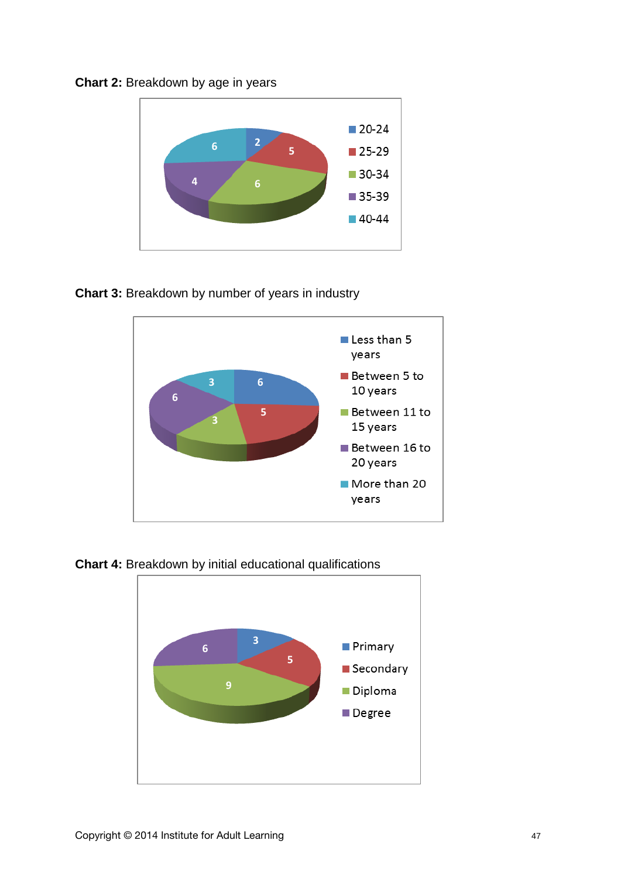**Chart 2:** Breakdown by age in years

| Age | Count |
|---|---|
| 20-24 | 2 |
| 25-29 | 5 |
| 30-34 | 6 |
| 35-39 | 4 |
| 40-44 | 6 |

**Chart 3:** Breakdown by number of years in industry

| Years in industry | Count |
|---|---|
| Less than 5 years | 6 |
| Between 5 to 10 years | 5 |
| Between 11 to 15 years | 3 |
| Between 16 to 20 years | 6 |
| More than 20 years | 3 |

**Chart 4:** Breakdown by initial educational qualifications

| Qualification | Count |
|---|---|
| Primary | 3 |
| Secondary | 5 |
| Diploma | 9 |
| Degree | 6 |

Copyright © 2014 Institute for Adult Learning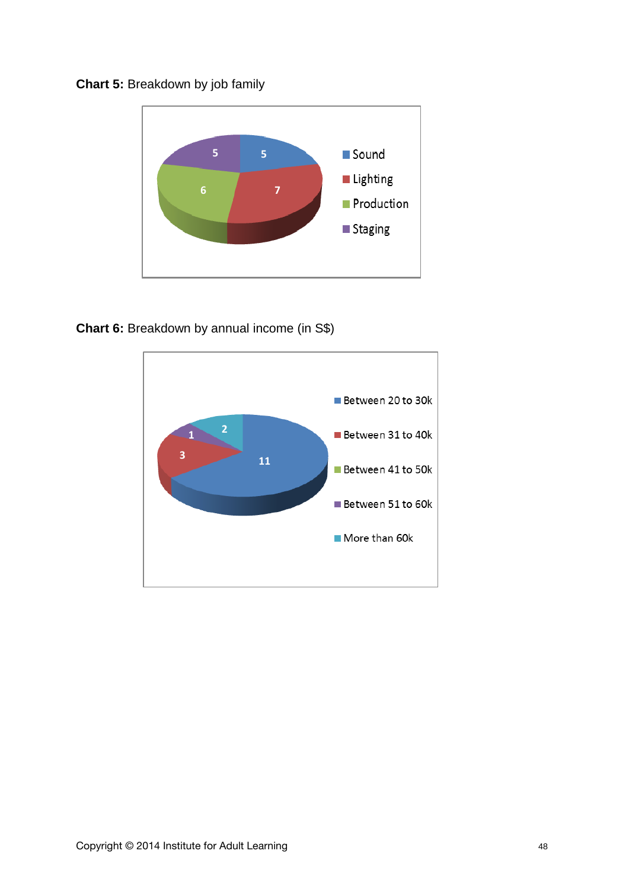**Chart 5:** Breakdown by job family

| Job family | Count |
|---|---|
| Sound | 5 |
| Lighting | 7 |
| Production | 6 |
| Staging | 5 |

**Chart 6:** Breakdown by annual income (in S$)

| Annual income | Count |
|---|---|
| Between 20 to 30k | 11 |
| Between 31 to 40k | 3 |
| Between 41 to 50k | |
| Between 51 to 60k | 1 |
| More than 60k | 2 |

Copyright © 2014 Institute for Adult Learning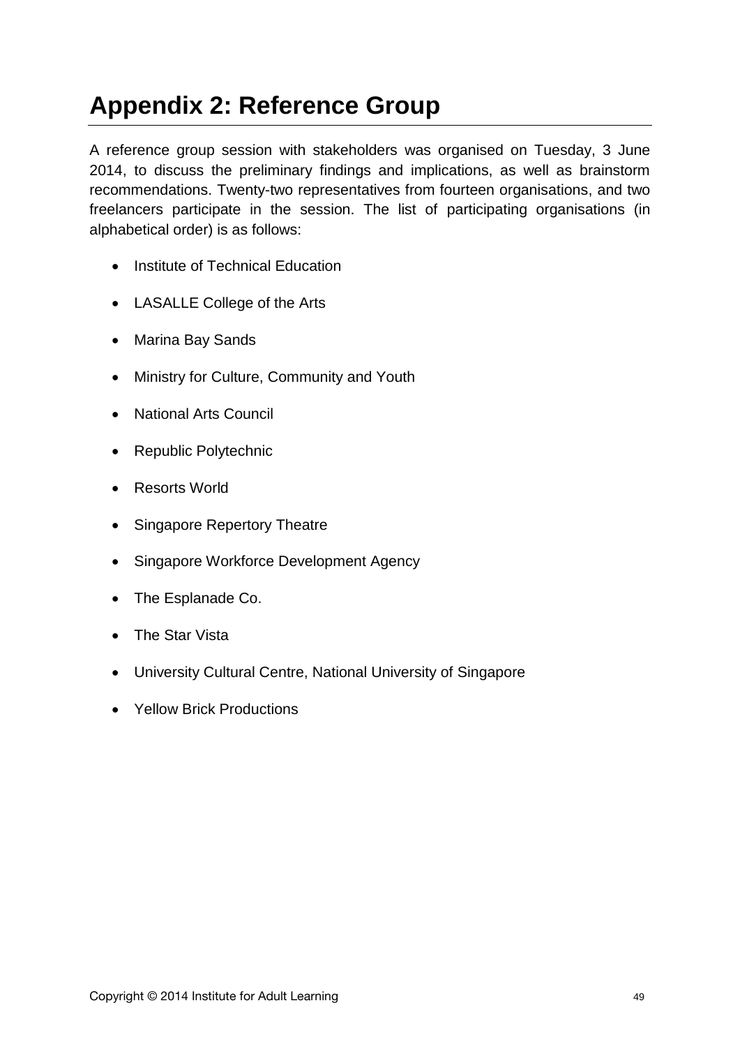# Appendix 2: Reference Group

A reference group session with stakeholders was organised on Tuesday, 3 June 2014, to discuss the preliminary findings and implications, as well as brainstorm recommendations. Twenty-two representatives from fourteen organisations, and two freelancers participate in the session. The list of participating organisations (in alphabetical order) is as follows:

- Institute of Technical Education
- LASALLE College of the Arts
- Marina Bay Sands
- Ministry for Culture, Community and Youth
- National Arts Council
- Republic Polytechnic
- Resorts World
- Singapore Repertory Theatre
- Singapore Workforce Development Agency
- The Esplanade Co.
- The Star Vista
- University Cultural Centre, National University of Singapore
- Yellow Brick Productions

Copyright © 2014 Institute for Adult Learning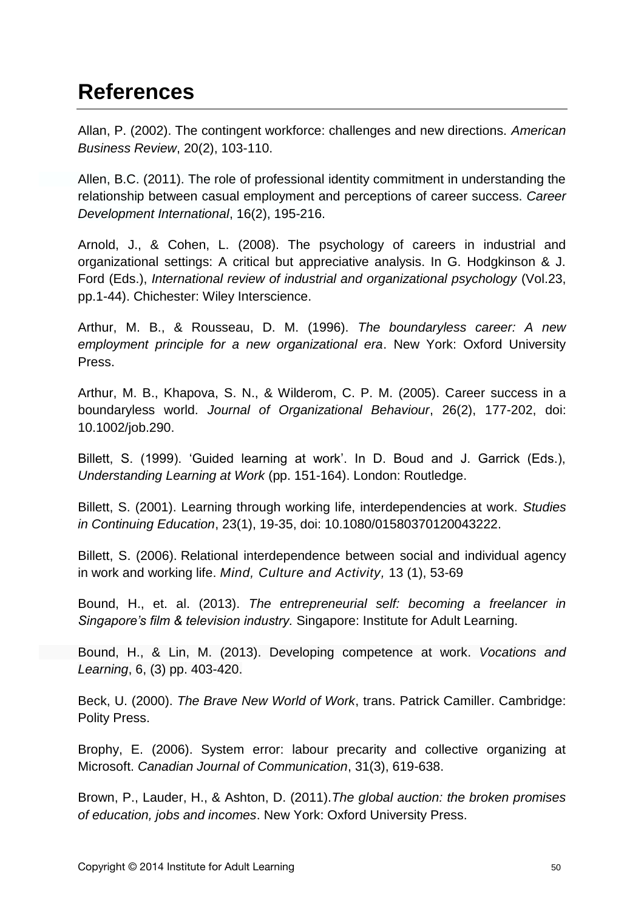# References

Allan, P. (2002). The contingent workforce: challenges and new directions. *American Business Review*, 20(2), 103-110.

Allen, B.C. (2011). The role of professional identity commitment in understanding the relationship between casual employment and perceptions of career success. *Career Development International*, 16(2), 195-216.

Arnold, J., & Cohen, L. (2008). The psychology of careers in industrial and organizational settings: A critical but appreciative analysis. In G. Hodgkinson & J. Ford (Eds.), *International review of industrial and organizational psychology* (Vol.23, pp.1-44). Chichester: Wiley Interscience.

Arthur, M. B., & Rousseau, D. M. (1996). *The boundaryless career: A new employment principle for a new organizational era*. New York: Oxford University Press.

Arthur, M. B., Khapova, S. N., & Wilderom, C. P. M. (2005). Career success in a boundaryless world. *Journal of Organizational Behaviour*, 26(2), 177-202, doi: 10.1002/job.290.

Billett, S. (1999). 'Guided learning at work'. In D. Boud and J. Garrick (Eds.), *Understanding Learning at Work* (pp. 151-164). London: Routledge.

Billett, S. (2001). Learning through working life, interdependencies at work. *Studies in Continuing Education*, 23(1), 19-35, doi: 10.1080/01580370120043222.

Billett, S. (2006). Relational interdependence between social and individual agency in work and working life. *Mind, Culture and Activity,* 13 (1), 53-69

Bound, H., et. al. (2013). *The entrepreneurial self: becoming a freelancer in Singapore's film & television industry.* Singapore: Institute for Adult Learning.

Bound, H., & Lin, M. (2013). Developing competence at work. *Vocations and Learning*, 6, (3) pp. 403-420.

Beck, U. (2000). *The Brave New World of Work*, trans. Patrick Camiller. Cambridge: Polity Press.

Brophy, E. (2006). System error: labour precarity and collective organizing at Microsoft. *Canadian Journal of Communication*, 31(3), 619-638.

Brown, P., Lauder, H., & Ashton, D. (2011).*The global auction: the broken promises of education, jobs and incomes*. New York: Oxford University Press.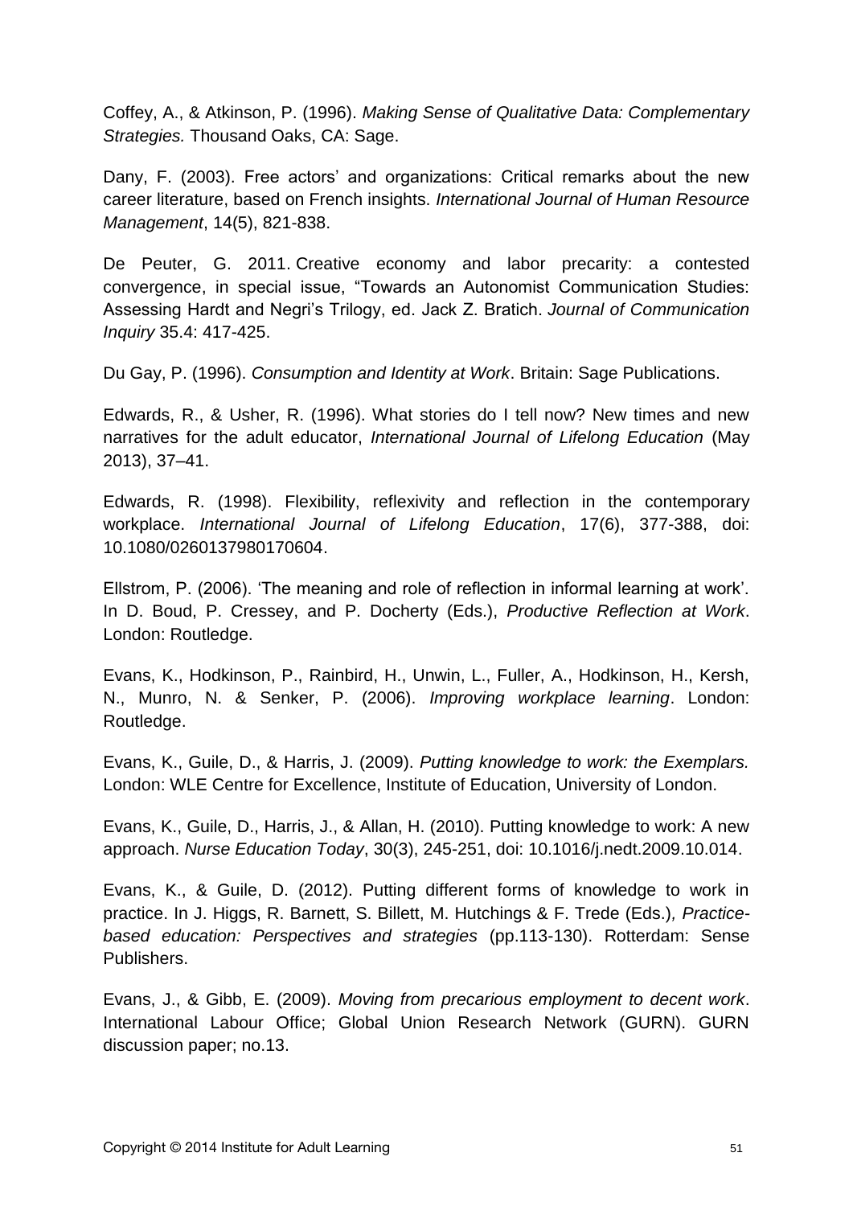Coffey, A., & Atkinson, P. (1996). *Making Sense of Qualitative Data: Complementary Strategies.* Thousand Oaks, CA: Sage.

Dany, F. (2003). Free actors' and organizations: Critical remarks about the new career literature, based on French insights. *International Journal of Human Resource Management*, 14(5), 821-838.

De Peuter, G. 2011. Creative economy and labor precarity: a contested convergence, in special issue, "Towards an Autonomist Communication Studies: Assessing Hardt and Negri's Trilogy, ed. Jack Z. Bratich. *Journal of Communication Inquiry* 35.4: 417-425.

Du Gay, P. (1996). *Consumption and Identity at Work*. Britain: Sage Publications.

Edwards, R., & Usher, R. (1996). What stories do I tell now? New times and new narratives for the adult educator, *International Journal of Lifelong Education* (May 2013), 37–41.

Edwards, R. (1998). Flexibility, reflexivity and reflection in the contemporary workplace. *International Journal of Lifelong Education*, 17(6), 377-388, doi: 10.1080/0260137980170604.

Ellstrom, P. (2006). 'The meaning and role of reflection in informal learning at work'. In D. Boud, P. Cressey, and P. Docherty (Eds.), *Productive Reflection at Work*. London: Routledge.

Evans, K., Hodkinson, P., Rainbird, H., Unwin, L., Fuller, A., Hodkinson, H., Kersh, N., Munro, N. & Senker, P. (2006). *Improving workplace learning*. London: Routledge.

Evans, K., Guile, D., & Harris, J. (2009). *Putting knowledge to work: the Exemplars.* London: WLE Centre for Excellence, Institute of Education, University of London.

Evans, K., Guile, D., Harris, J., & Allan, H. (2010). Putting knowledge to work: A new approach. *Nurse Education Today*, 30(3), 245-251, doi: 10.1016/j.nedt.2009.10.014.

Evans, K., & Guile, D. (2012). Putting different forms of knowledge to work in practice. In J. Higgs, R. Barnett, S. Billett, M. Hutchings & F. Trede (Eds.)*, Practice-based education: Perspectives and strategies* (pp.113-130). Rotterdam: Sense Publishers.

Evans, J., & Gibb, E. (2009). *Moving from precarious employment to decent work*. International Labour Office; Global Union Research Network (GURN). GURN discussion paper; no.13.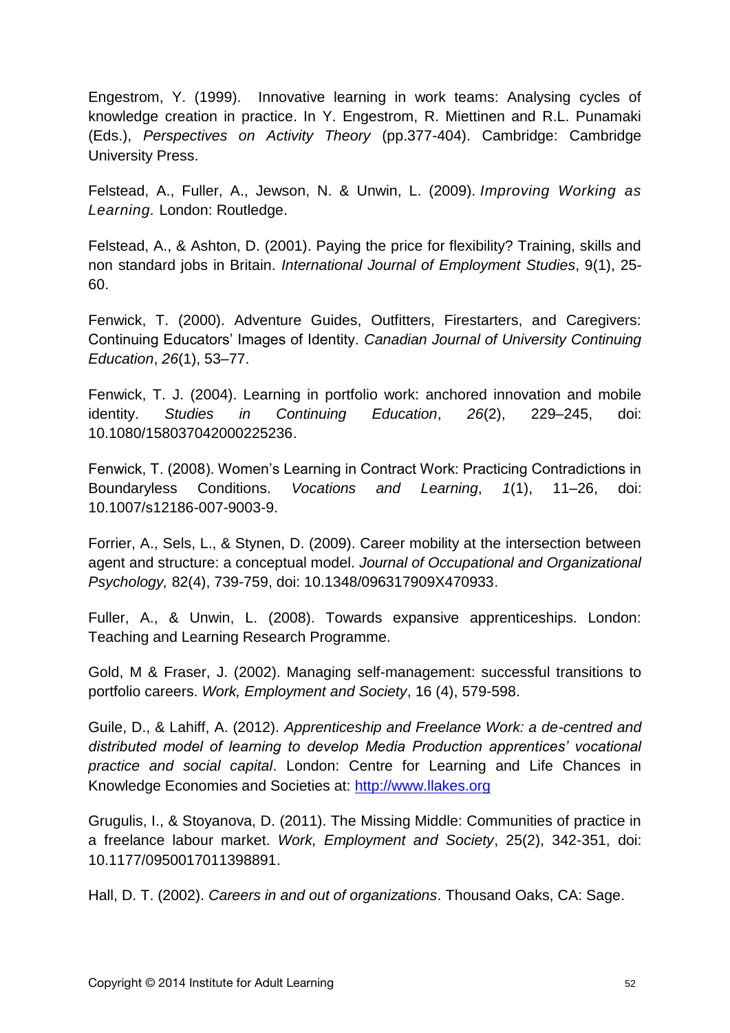Engestrom, Y. (1999). Innovative learning in work teams: Analysing cycles of knowledge creation in practice. In Y. Engestrom, R. Miettinen and R.L. Punamaki (Eds.), *Perspectives on Activity Theory* (pp.377-404). Cambridge: Cambridge University Press.

Felstead, A., Fuller, A., Jewson, N. & Unwin, L. (2009). *Improving Working as Learning.* London: Routledge.

Felstead, A., & Ashton, D. (2001). Paying the price for flexibility? Training, skills and non standard jobs in Britain. *International Journal of Employment Studies*, 9(1), 25-60.

Fenwick, T. (2000). Adventure Guides, Outfitters, Firestarters, and Caregivers: Continuing Educators' Images of Identity. *Canadian Journal of University Continuing Education*, *26*(1), 53–77.

Fenwick, T. J. (2004). Learning in portfolio work: anchored innovation and mobile identity. *Studies in Continuing Education*, *26*(2), 229–245, doi: 10.1080/158037042000225236.

Fenwick, T. (2008). Women's Learning in Contract Work: Practicing Contradictions in Boundaryless Conditions. *Vocations and Learning*, *1*(1), 11–26, doi: 10.1007/s12186-007-9003-9.

Forrier, A., Sels, L., & Stynen, D. (2009). Career mobility at the intersection between agent and structure: a conceptual model. *Journal of Occupational and Organizational Psychology,* 82(4), 739-759, doi: 10.1348/096317909X470933.

Fuller, A., & Unwin, L. (2008). Towards expansive apprenticeships. London: Teaching and Learning Research Programme.

Gold, M & Fraser, J. (2002). Managing self-management: successful transitions to portfolio careers. *Work, Employment and Society*, 16 (4), 579-598.

Guile, D., & Lahiff, A. (2012). *Apprenticeship and Freelance Work: a de-centred and distributed model of learning to develop Media Production apprentices' vocational practice and social capital*. London: Centre for Learning and Life Chances in Knowledge Economies and Societies at: http://www.llakes.org

Grugulis, I., & Stoyanova, D. (2011). The Missing Middle: Communities of practice in a freelance labour market. *Work, Employment and Society*, 25(2), 342-351, doi: 10.1177/0950017011398891.

Hall, D. T. (2002). *Careers in and out of organizations*. Thousand Oaks, CA: Sage.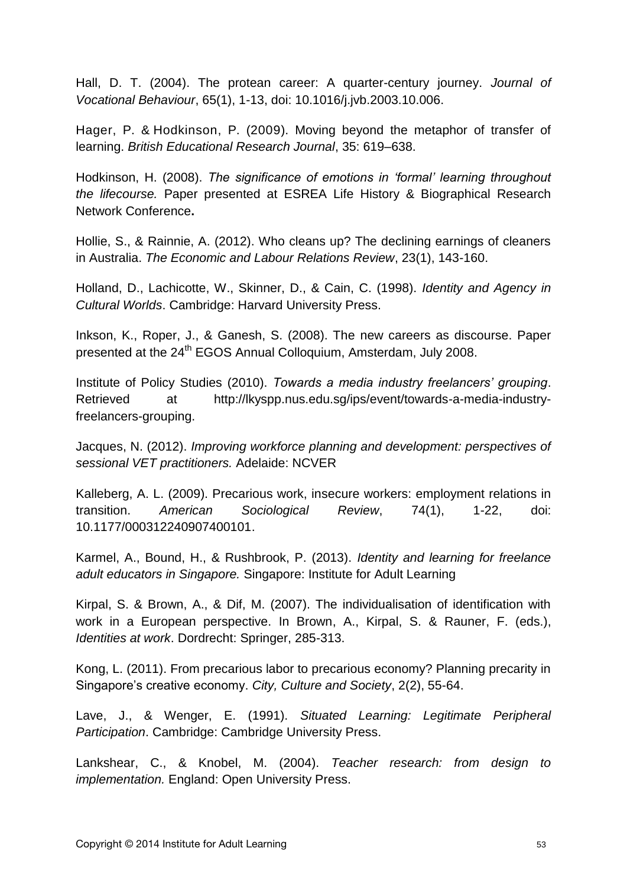Hall, D. T. (2004). The protean career: A quarter-century journey. *Journal of Vocational Behaviour*, 65(1), 1-13, doi: 10.1016/j.jvb.2003.10.006.

Hager, P. & Hodkinson, P. (2009). Moving beyond the metaphor of transfer of learning. *British Educational Research Journal*, 35: 619–638.

Hodkinson, H. (2008). *The significance of emotions in 'formal' learning throughout the lifecourse.* Paper presented at ESREA Life History & Biographical Research Network Conference**.**

Hollie, S., & Rainnie, A. (2012). Who cleans up? The declining earnings of cleaners in Australia. *The Economic and Labour Relations Review*, 23(1), 143-160.

Holland, D., Lachicotte, W., Skinner, D., & Cain, C. (1998). *Identity and Agency in Cultural Worlds*. Cambridge: Harvard University Press.

Inkson, K., Roper, J., & Ganesh, S. (2008). The new careers as discourse. Paper presented at the 24th EGOS Annual Colloquium, Amsterdam, July 2008.

Institute of Policy Studies (2010). *Towards a media industry freelancers' grouping*. Retrieved at http://lkyspp.nus.edu.sg/ips/event/towards-a-media-industry-freelancers-grouping.

Jacques, N. (2012). *Improving workforce planning and development: perspectives of sessional VET practitioners.* Adelaide: NCVER

Kalleberg, A. L. (2009). Precarious work, insecure workers: employment relations in transition. *American Sociological Review*, 74(1), 1-22, doi: 10.1177/000312240907400101.

Karmel, A., Bound, H., & Rushbrook, P. (2013). *Identity and learning for freelance adult educators in Singapore.* Singapore: Institute for Adult Learning

Kirpal, S. & Brown, A., & Dif, M. (2007). The individualisation of identification with work in a European perspective. In Brown, A., Kirpal, S. & Rauner, F. (eds.), *Identities at work*. Dordrecht: Springer, 285-313.

Kong, L. (2011). From precarious labor to precarious economy? Planning precarity in Singapore's creative economy. *City, Culture and Society*, 2(2), 55-64.

Lave, J., & Wenger, E. (1991). *Situated Learning: Legitimate Peripheral Participation*. Cambridge: Cambridge University Press.

Lankshear, C., & Knobel, M. (2004). *Teacher research: from design to implementation.* England: Open University Press.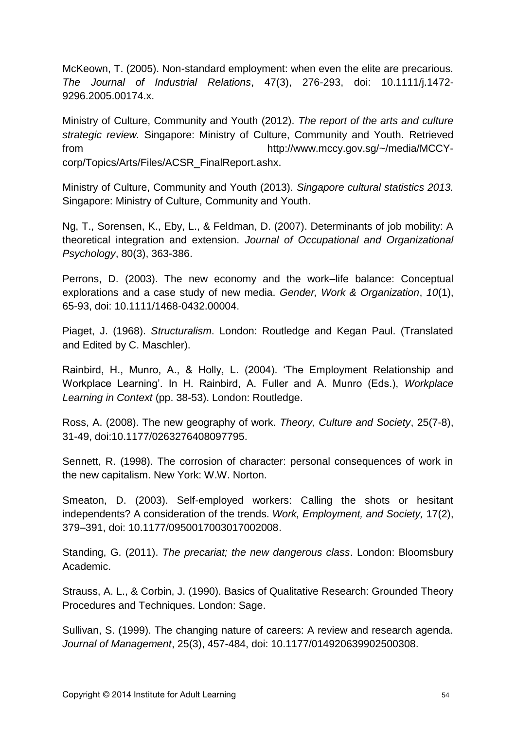McKeown, T. (2005). Non-standard employment: when even the elite are precarious. *The Journal of Industrial Relations*, 47(3), 276-293, doi: 10.1111/j.1472-9296.2005.00174.x.

Ministry of Culture, Community and Youth (2012). *The report of the arts and culture strategic review.* Singapore: Ministry of Culture, Community and Youth. Retrieved from http://www.mccy.gov.sg/~/media/MCCY-corp/Topics/Arts/Files/ACSR_FinalReport.ashx.

Ministry of Culture, Community and Youth (2013). *Singapore cultural statistics 2013.* Singapore: Ministry of Culture, Community and Youth.

Ng, T., Sorensen, K., Eby, L., & Feldman, D. (2007). Determinants of job mobility: A theoretical integration and extension. *Journal of Occupational and Organizational Psychology*, 80(3), 363-386.

Perrons, D. (2003). The new economy and the work–life balance: Conceptual explorations and a case study of new media. *Gender, Work & Organization*, *10*(1), 65-93, doi: 10.1111/1468-0432.00004.

Piaget, J. (1968). *Structuralism*. London: Routledge and Kegan Paul. (Translated and Edited by C. Maschler).

Rainbird, H., Munro, A., & Holly, L. (2004). 'The Employment Relationship and Workplace Learning'. In H. Rainbird, A. Fuller and A. Munro (Eds.), *Workplace Learning in Context* (pp. 38-53). London: Routledge.

Ross, A. (2008). The new geography of work. *Theory, Culture and Society*, 25(7-8), 31-49, doi:10.1177/0263276408097795.

Sennett, R. (1998). The corrosion of character: personal consequences of work in the new capitalism. New York: W.W. Norton.

Smeaton, D. (2003). Self-employed workers: Calling the shots or hesitant independents? A consideration of the trends. *Work, Employment, and Society,* 17(2), 379–391, doi: 10.1177/0950017003017002008.

Standing, G. (2011). *The precariat; the new dangerous class*. London: Bloomsbury Academic.

Strauss, A. L., & Corbin, J. (1990). Basics of Qualitative Research: Grounded Theory Procedures and Techniques. London: Sage.

Sullivan, S. (1999). The changing nature of careers: A review and research agenda. *Journal of Management*, 25(3), 457-484, doi: 10.1177/014920639902500308.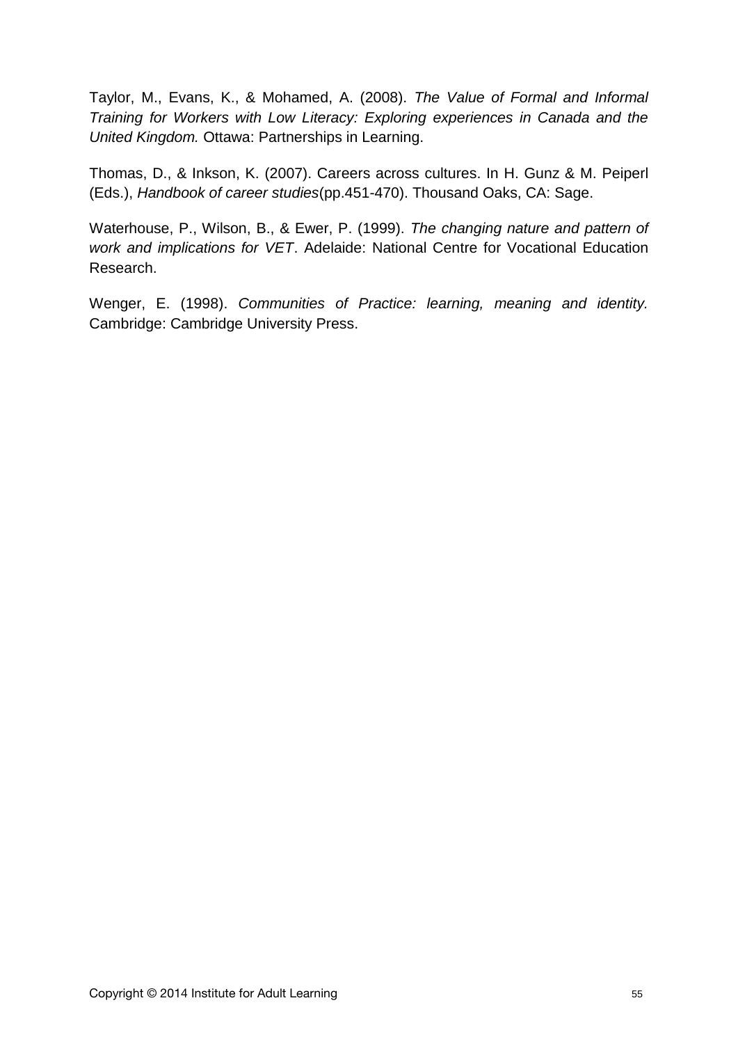Taylor, M., Evans, K., & Mohamed, A. (2008). *The Value of Formal and Informal Training for Workers with Low Literacy: Exploring experiences in Canada and the United Kingdom.* Ottawa: Partnerships in Learning.

Thomas, D., & Inkson, K. (2007). Careers across cultures. In H. Gunz & M. Peiperl (Eds.), *Handbook of career studies*(pp.451-470). Thousand Oaks, CA: Sage.

Waterhouse, P., Wilson, B., & Ewer, P. (1999). *The changing nature and pattern of work and implications for VET*. Adelaide: National Centre for Vocational Education Research.

Wenger, E. (1998). *Communities of Practice: learning, meaning and identity.* Cambridge: Cambridge University Press.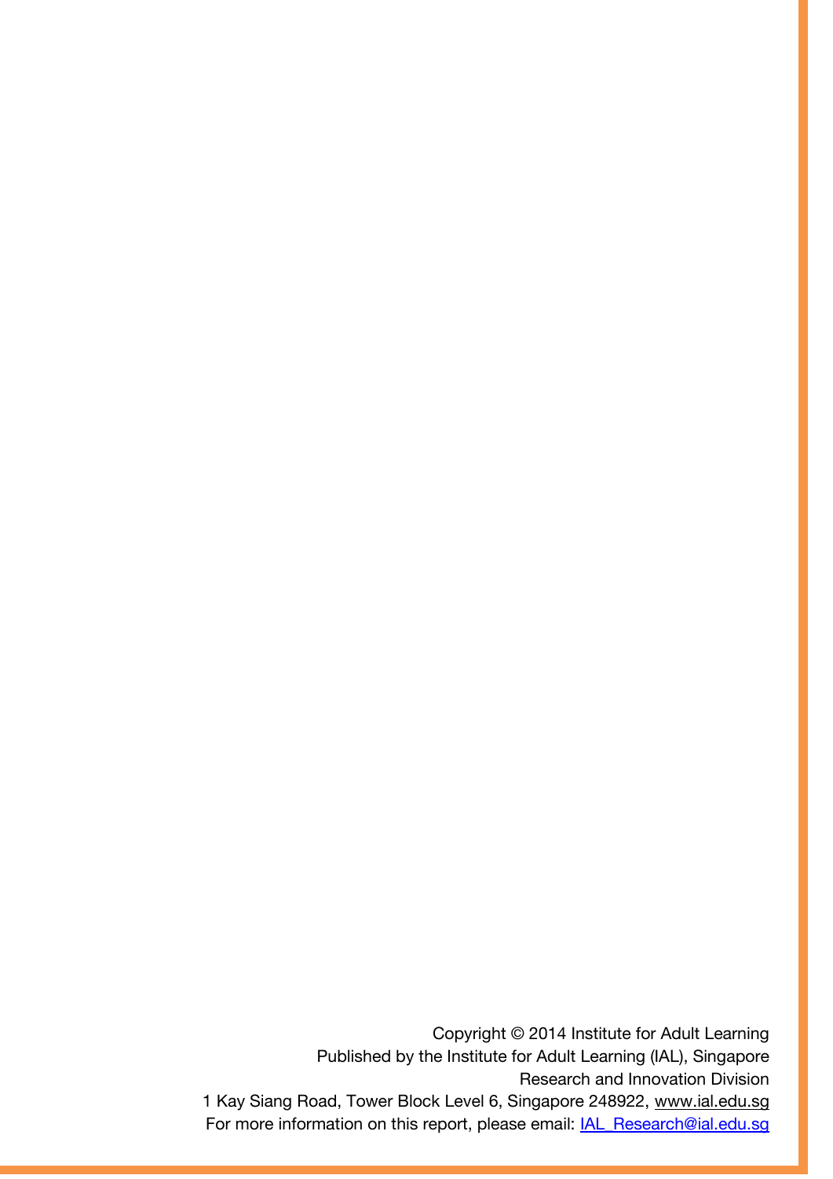Copyright © 2014 Institute for Adult Learning
Published by the Institute for Adult Learning (IAL), Singapore
Research and Innovation Division
1 Kay Siang Road, Tower Block Level 6, Singapore 248922, www.ial.edu.sg
For more information on this report, please email: IAL_Research@ial.edu.sg